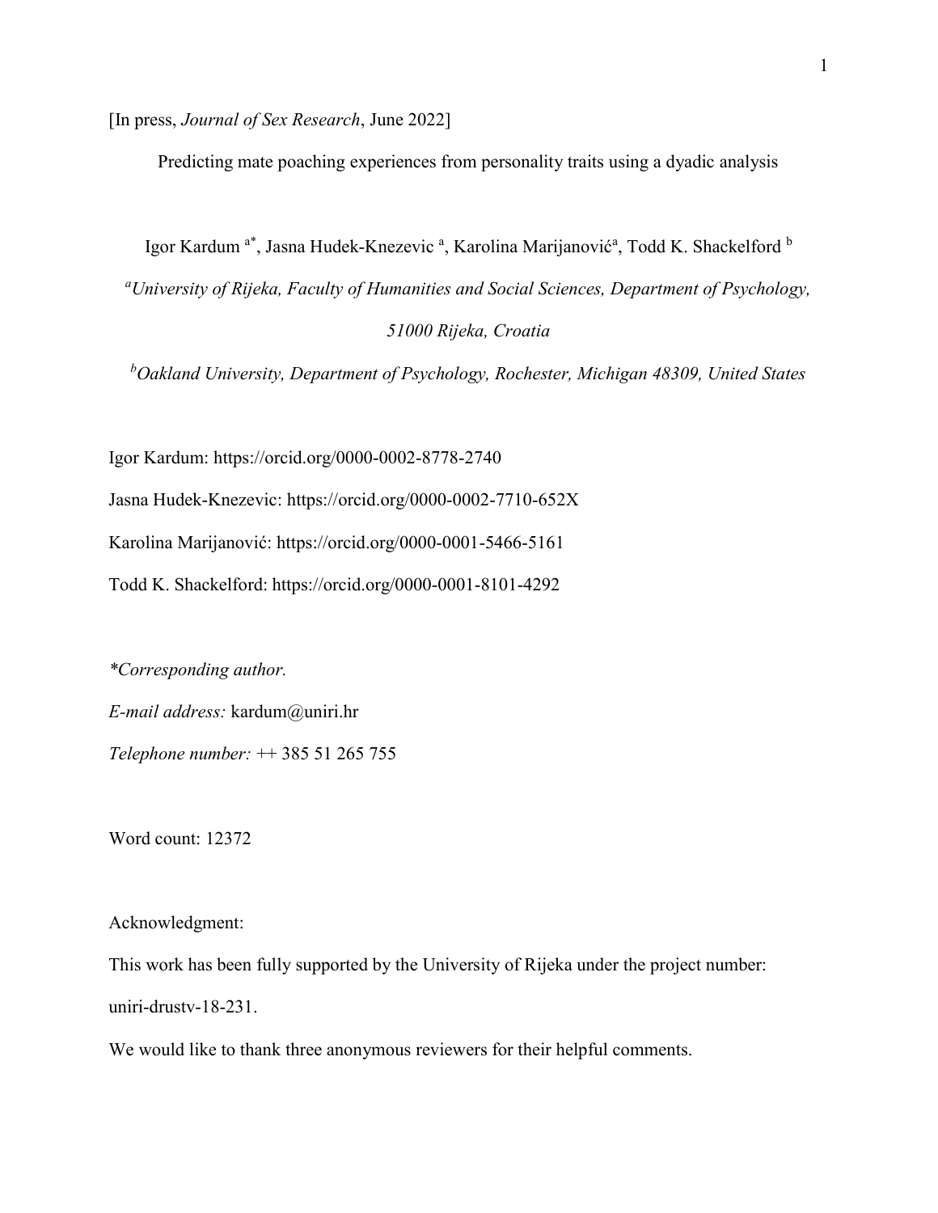[In press, *Journal of Sex Research*, June 2022]

# Predicting mate poaching experiences from personality traits using a dyadic analysis

Igor Kardum [a*], Jasna Hudek-Knezevic [a], Karolina Marijanović[a], Todd K. Shackelford [b]

[a]*University of Rijeka, Faculty of Humanities and Social Sciences, Department of Psychology, 51000 Rijeka, Croatia*

[b]*Oakland University, Department of Psychology, Rochester, Michigan 48309, United States*

Igor Kardum: https://orcid.org/0000-0002-8778-2740

Jasna Hudek-Knezevic: https://orcid.org/0000-0002-7710-652X

Karolina Marijanović: https://orcid.org/0000-0001-5466-5161

Todd K. Shackelford: https://orcid.org/0000-0001-8101-4292

*\*Corresponding author.*

*E-mail address:* kardum@uniri.hr

*Telephone number:* ++ 385 51 265 755

Word count: 12372

Acknowledgment:

This work has been fully supported by the University of Rijeka under the project number: uniri-drustv-18-231.

We would like to thank three anonymous reviewers for their helpful comments.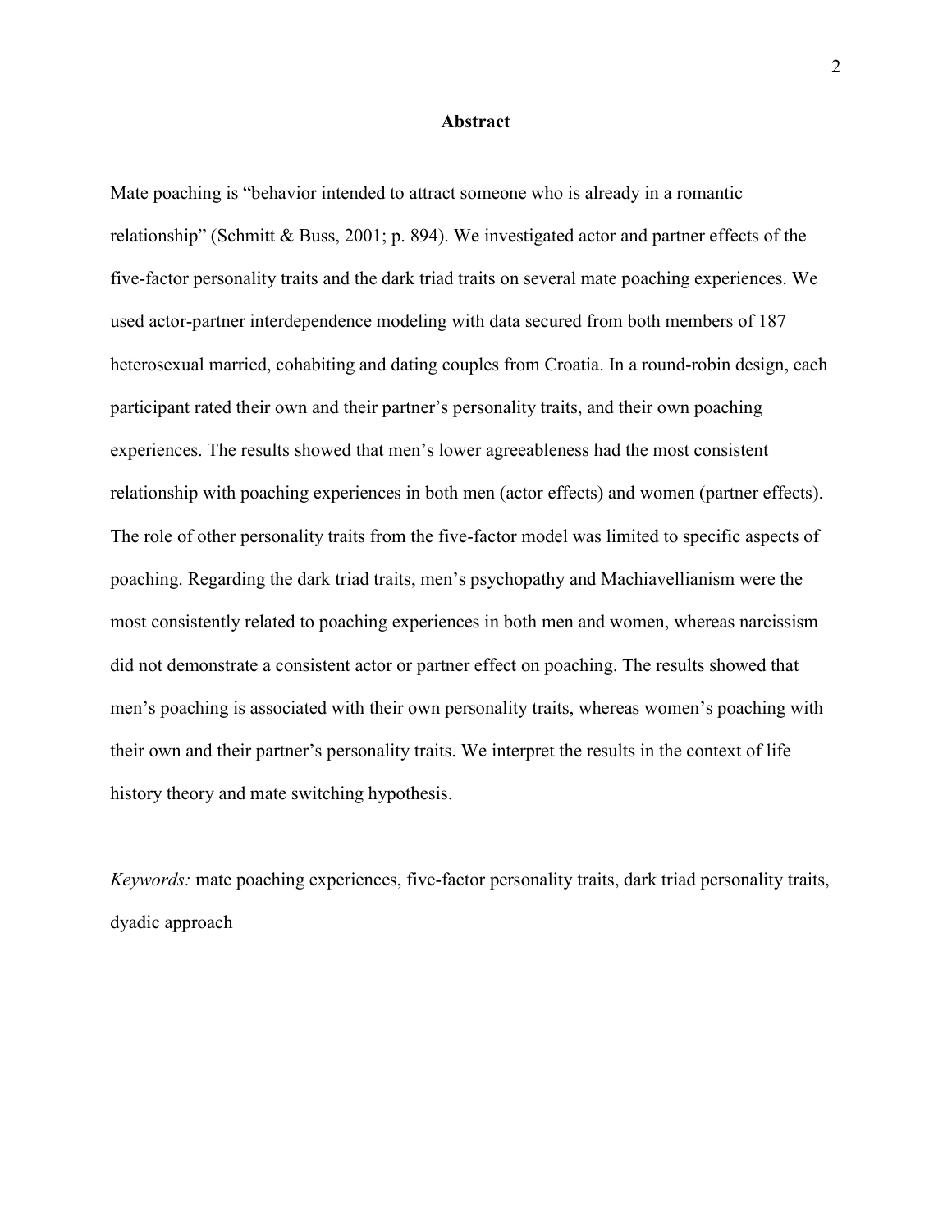## Abstract

Mate poaching is "behavior intended to attract someone who is already in a romantic relationship" (Schmitt & Buss, 2001; p. 894). We investigated actor and partner effects of the five-factor personality traits and the dark triad traits on several mate poaching experiences. We used actor-partner interdependence modeling with data secured from both members of 187 heterosexual married, cohabiting and dating couples from Croatia. In a round-robin design, each participant rated their own and their partner's personality traits, and their own poaching experiences. The results showed that men's lower agreeableness had the most consistent relationship with poaching experiences in both men (actor effects) and women (partner effects). The role of other personality traits from the five-factor model was limited to specific aspects of poaching. Regarding the dark triad traits, men's psychopathy and Machiavellianism were the most consistently related to poaching experiences in both men and women, whereas narcissism did not demonstrate a consistent actor or partner effect on poaching. The results showed that men's poaching is associated with their own personality traits, whereas women's poaching with their own and their partner's personality traits. We interpret the results in the context of life history theory and mate switching hypothesis.

*Keywords:* mate poaching experiences, five-factor personality traits, dark triad personality traits, dyadic approach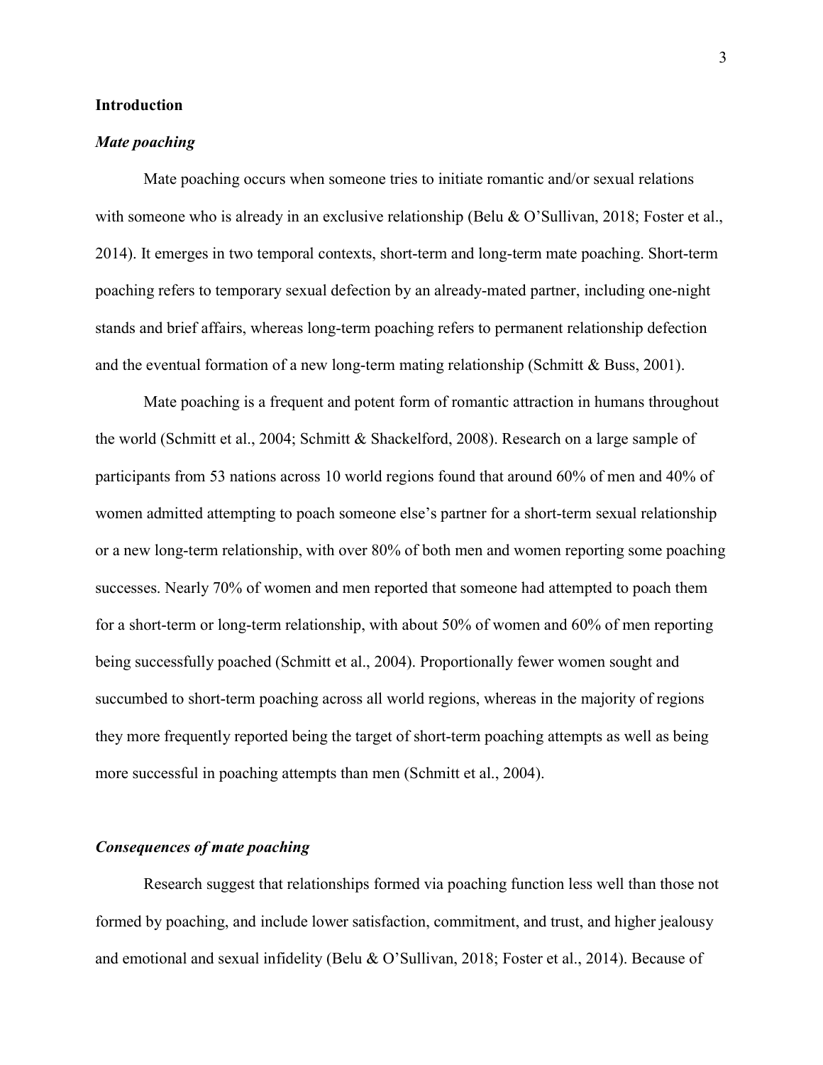## Introduction

### *Mate poaching*

Mate poaching occurs when someone tries to initiate romantic and/or sexual relations with someone who is already in an exclusive relationship (Belu & O'Sullivan, 2018; Foster et al., 2014). It emerges in two temporal contexts, short-term and long-term mate poaching. Short-term poaching refers to temporary sexual defection by an already-mated partner, including one-night stands and brief affairs, whereas long-term poaching refers to permanent relationship defection and the eventual formation of a new long-term mating relationship (Schmitt & Buss, 2001).

Mate poaching is a frequent and potent form of romantic attraction in humans throughout the world (Schmitt et al., 2004; Schmitt & Shackelford, 2008). Research on a large sample of participants from 53 nations across 10 world regions found that around 60% of men and 40% of women admitted attempting to poach someone else's partner for a short-term sexual relationship or a new long-term relationship, with over 80% of both men and women reporting some poaching successes. Nearly 70% of women and men reported that someone had attempted to poach them for a short-term or long-term relationship, with about 50% of women and 60% of men reporting being successfully poached (Schmitt et al., 2004). Proportionally fewer women sought and succumbed to short-term poaching across all world regions, whereas in the majority of regions they more frequently reported being the target of short-term poaching attempts as well as being more successful in poaching attempts than men (Schmitt et al., 2004).

### *Consequences of mate poaching*

Research suggest that relationships formed via poaching function less well than those not formed by poaching, and include lower satisfaction, commitment, and trust, and higher jealousy and emotional and sexual infidelity (Belu & O'Sullivan, 2018; Foster et al., 2014). Because of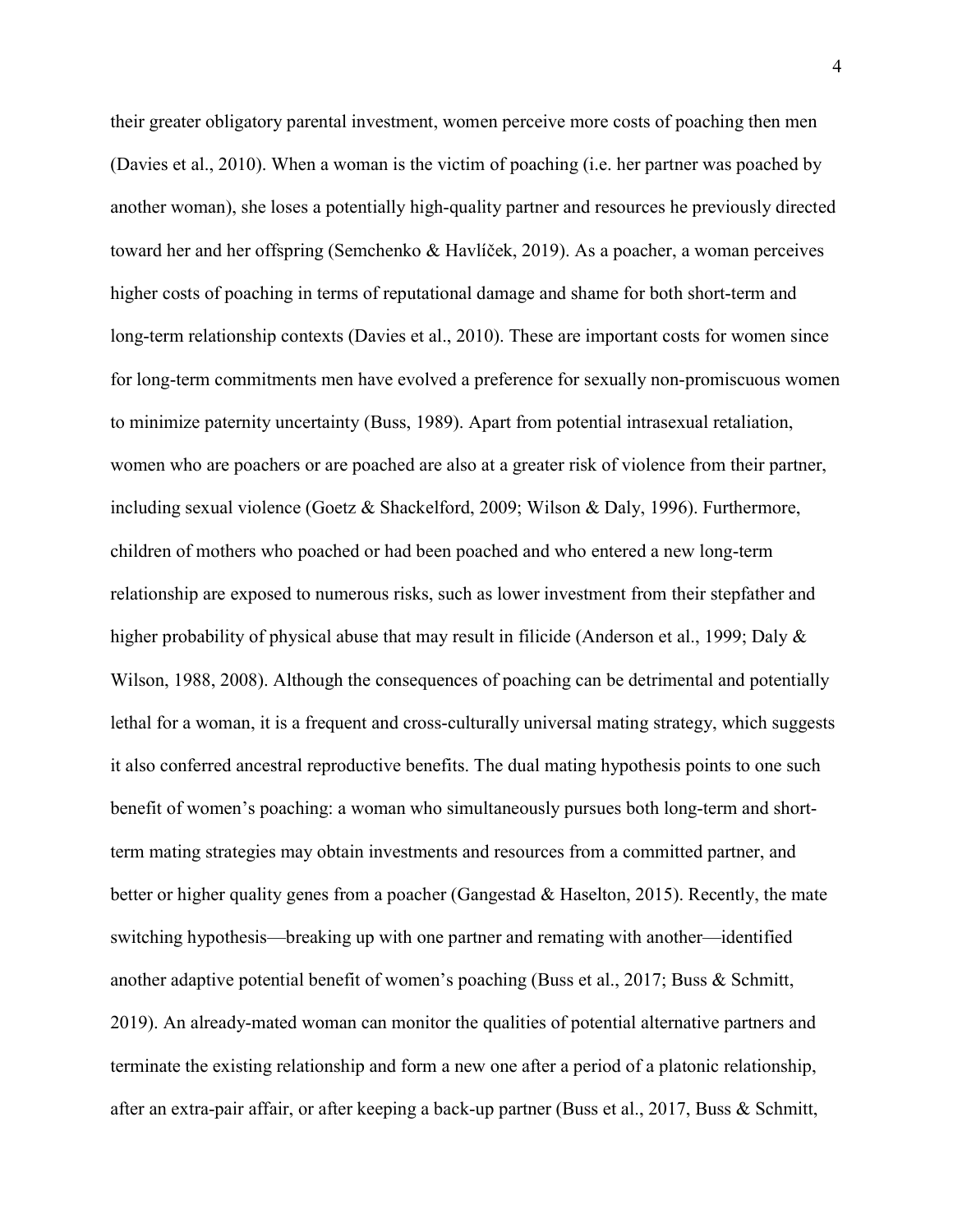their greater obligatory parental investment, women perceive more costs of poaching then men (Davies et al., 2010). When a woman is the victim of poaching (i.e. her partner was poached by another woman), she loses a potentially high-quality partner and resources he previously directed toward her and her offspring (Semchenko & Havlíček, 2019). As a poacher, a woman perceives higher costs of poaching in terms of reputational damage and shame for both short-term and long-term relationship contexts (Davies et al., 2010). These are important costs for women since for long-term commitments men have evolved a preference for sexually non-promiscuous women to minimize paternity uncertainty (Buss, 1989). Apart from potential intrasexual retaliation, women who are poachers or are poached are also at a greater risk of violence from their partner, including sexual violence (Goetz & Shackelford, 2009; Wilson & Daly, 1996). Furthermore, children of mothers who poached or had been poached and who entered a new long-term relationship are exposed to numerous risks, such as lower investment from their stepfather and higher probability of physical abuse that may result in filicide (Anderson et al., 1999; Daly & Wilson, 1988, 2008). Although the consequences of poaching can be detrimental and potentially lethal for a woman, it is a frequent and cross-culturally universal mating strategy, which suggests it also conferred ancestral reproductive benefits. The dual mating hypothesis points to one such benefit of women's poaching: a woman who simultaneously pursues both long-term and short-term mating strategies may obtain investments and resources from a committed partner, and better or higher quality genes from a poacher (Gangestad & Haselton, 2015). Recently, the mate switching hypothesis—breaking up with one partner and remating with another—identified another adaptive potential benefit of women's poaching (Buss et al., 2017; Buss & Schmitt, 2019). An already-mated woman can monitor the qualities of potential alternative partners and terminate the existing relationship and form a new one after a period of a platonic relationship, after an extra-pair affair, or after keeping a back-up partner (Buss et al., 2017, Buss & Schmitt,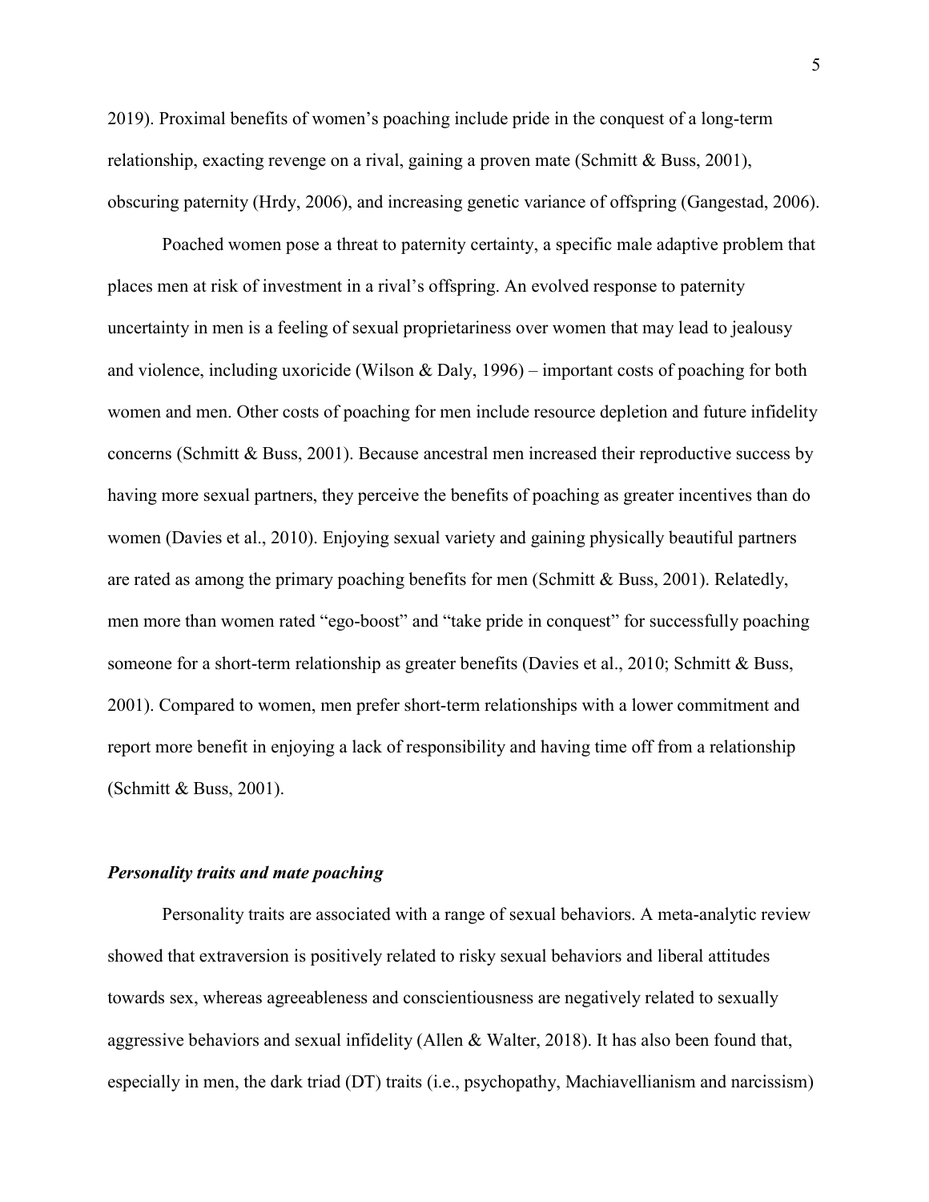2019). Proximal benefits of women's poaching include pride in the conquest of a long-term relationship, exacting revenge on a rival, gaining a proven mate (Schmitt & Buss, 2001), obscuring paternity (Hrdy, 2006), and increasing genetic variance of offspring (Gangestad, 2006).

Poached women pose a threat to paternity certainty, a specific male adaptive problem that places men at risk of investment in a rival's offspring. An evolved response to paternity uncertainty in men is a feeling of sexual proprietariness over women that may lead to jealousy and violence, including uxoricide (Wilson & Daly, 1996) – important costs of poaching for both women and men. Other costs of poaching for men include resource depletion and future infidelity concerns (Schmitt & Buss, 2001). Because ancestral men increased their reproductive success by having more sexual partners, they perceive the benefits of poaching as greater incentives than do women (Davies et al., 2010). Enjoying sexual variety and gaining physically beautiful partners are rated as among the primary poaching benefits for men (Schmitt & Buss, 2001). Relatedly, men more than women rated "ego-boost" and "take pride in conquest" for successfully poaching someone for a short-term relationship as greater benefits (Davies et al., 2010; Schmitt & Buss, 2001). Compared to women, men prefer short-term relationships with a lower commitment and report more benefit in enjoying a lack of responsibility and having time off from a relationship (Schmitt & Buss, 2001).

### *Personality traits and mate poaching*

Personality traits are associated with a range of sexual behaviors. A meta-analytic review showed that extraversion is positively related to risky sexual behaviors and liberal attitudes towards sex, whereas agreeableness and conscientiousness are negatively related to sexually aggressive behaviors and sexual infidelity (Allen & Walter, 2018). It has also been found that, especially in men, the dark triad (DT) traits (i.e., psychopathy, Machiavellianism and narcissism)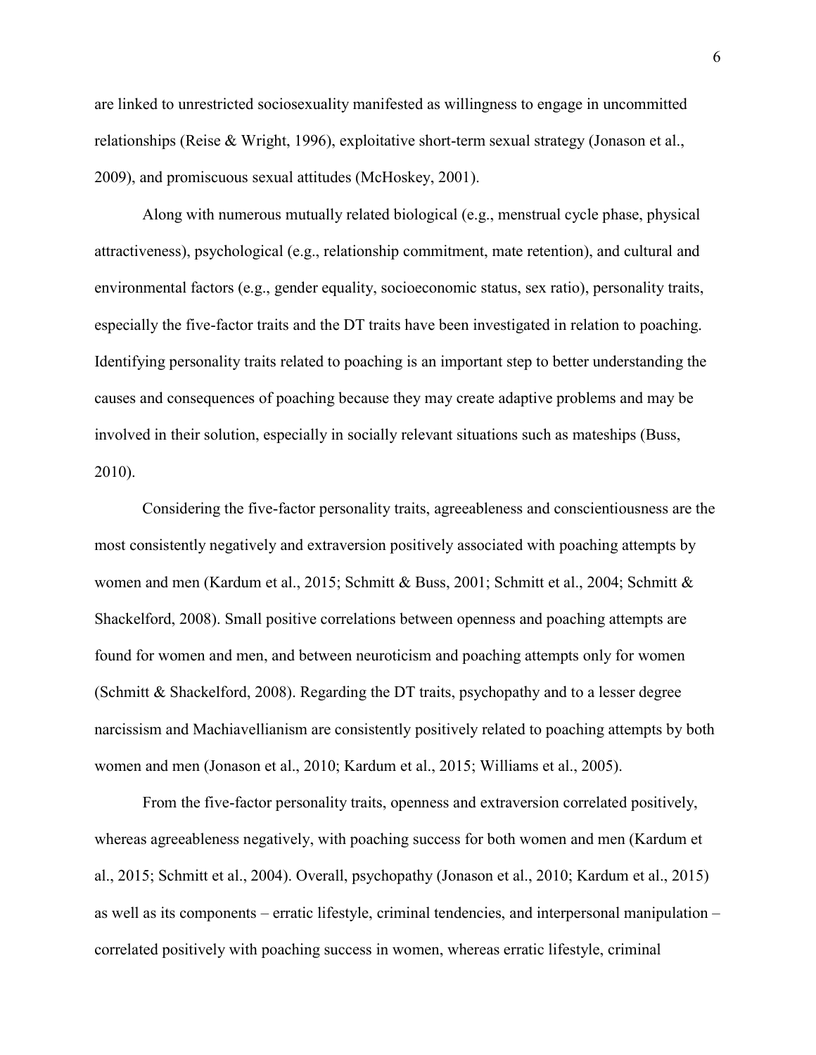are linked to unrestricted sociosexuality manifested as willingness to engage in uncommitted relationships (Reise & Wright, 1996), exploitative short-term sexual strategy (Jonason et al., 2009), and promiscuous sexual attitudes (McHoskey, 2001).

Along with numerous mutually related biological (e.g., menstrual cycle phase, physical attractiveness), psychological (e.g., relationship commitment, mate retention), and cultural and environmental factors (e.g., gender equality, socioeconomic status, sex ratio), personality traits, especially the five-factor traits and the DT traits have been investigated in relation to poaching. Identifying personality traits related to poaching is an important step to better understanding the causes and consequences of poaching because they may create adaptive problems and may be involved in their solution, especially in socially relevant situations such as mateships (Buss, 2010).

Considering the five-factor personality traits, agreeableness and conscientiousness are the most consistently negatively and extraversion positively associated with poaching attempts by women and men (Kardum et al., 2015; Schmitt & Buss, 2001; Schmitt et al., 2004; Schmitt & Shackelford, 2008). Small positive correlations between openness and poaching attempts are found for women and men, and between neuroticism and poaching attempts only for women (Schmitt & Shackelford, 2008). Regarding the DT traits, psychopathy and to a lesser degree narcissism and Machiavellianism are consistently positively related to poaching attempts by both women and men (Jonason et al., 2010; Kardum et al., 2015; Williams et al., 2005).

From the five-factor personality traits, openness and extraversion correlated positively, whereas agreeableness negatively, with poaching success for both women and men (Kardum et al., 2015; Schmitt et al., 2004). Overall, psychopathy (Jonason et al., 2010; Kardum et al., 2015) as well as its components – erratic lifestyle, criminal tendencies, and interpersonal manipulation – correlated positively with poaching success in women, whereas erratic lifestyle, criminal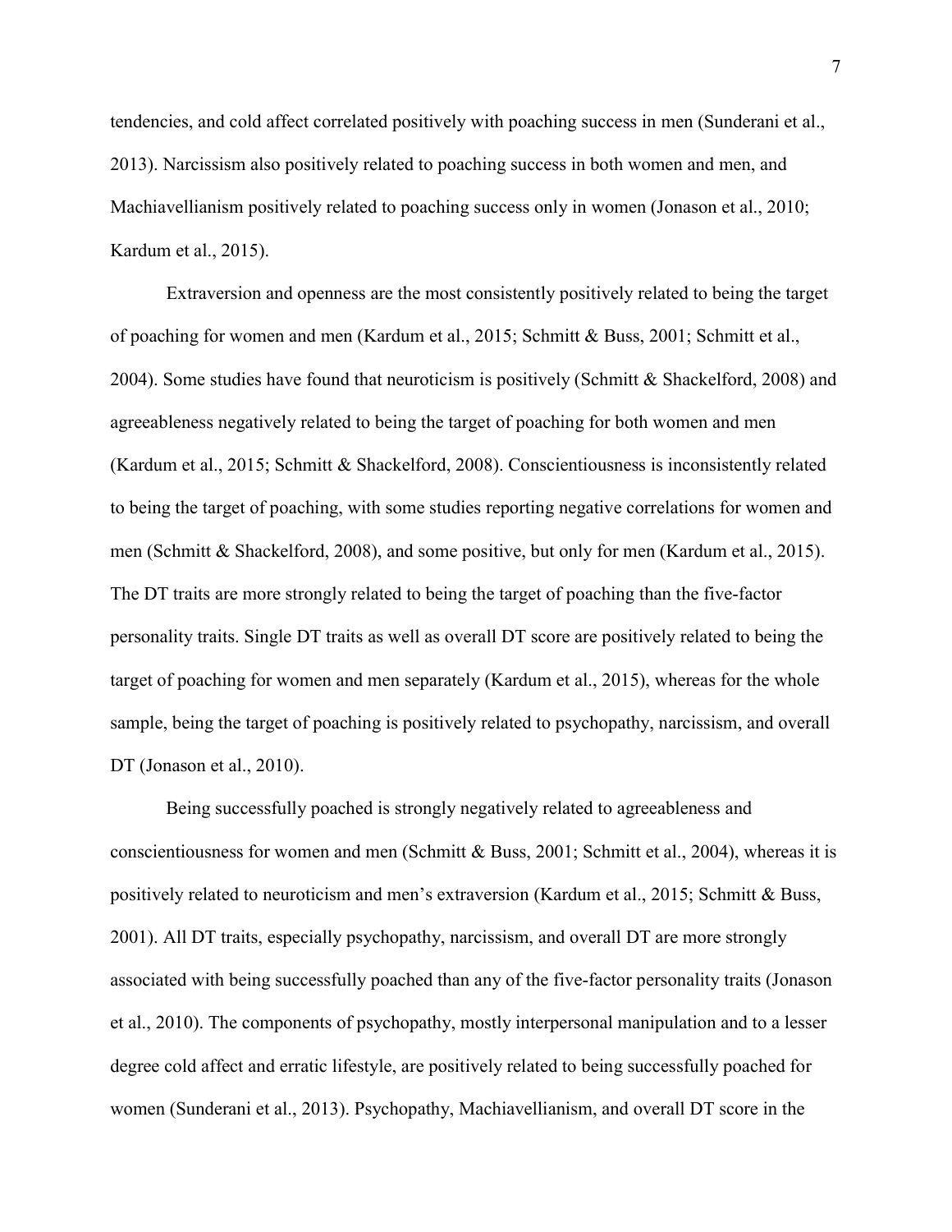tendencies, and cold affect correlated positively with poaching success in men (Sunderani et al., 2013). Narcissism also positively related to poaching success in both women and men, and Machiavellianism positively related to poaching success only in women (Jonason et al., 2010; Kardum et al., 2015).

Extraversion and openness are the most consistently positively related to being the target of poaching for women and men (Kardum et al., 2015; Schmitt & Buss, 2001; Schmitt et al., 2004). Some studies have found that neuroticism is positively (Schmitt & Shackelford, 2008) and agreeableness negatively related to being the target of poaching for both women and men (Kardum et al., 2015; Schmitt & Shackelford, 2008). Conscientiousness is inconsistently related to being the target of poaching, with some studies reporting negative correlations for women and men (Schmitt & Shackelford, 2008), and some positive, but only for men (Kardum et al., 2015). The DT traits are more strongly related to being the target of poaching than the five-factor personality traits. Single DT traits as well as overall DT score are positively related to being the target of poaching for women and men separately (Kardum et al., 2015), whereas for the whole sample, being the target of poaching is positively related to psychopathy, narcissism, and overall DT (Jonason et al., 2010).

Being successfully poached is strongly negatively related to agreeableness and conscientiousness for women and men (Schmitt & Buss, 2001; Schmitt et al., 2004), whereas it is positively related to neuroticism and men's extraversion (Kardum et al., 2015; Schmitt & Buss, 2001). All DT traits, especially psychopathy, narcissism, and overall DT are more strongly associated with being successfully poached than any of the five-factor personality traits (Jonason et al., 2010). The components of psychopathy, mostly interpersonal manipulation and to a lesser degree cold affect and erratic lifestyle, are positively related to being successfully poached for women (Sunderani et al., 2013). Psychopathy, Machiavellianism, and overall DT score in the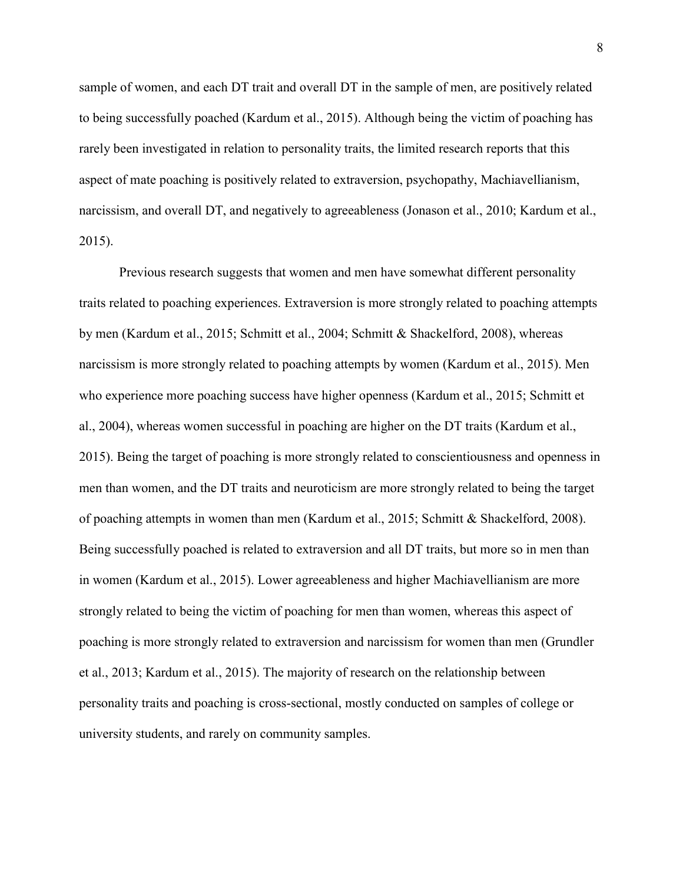sample of women, and each DT trait and overall DT in the sample of men, are positively related to being successfully poached (Kardum et al., 2015). Although being the victim of poaching has rarely been investigated in relation to personality traits, the limited research reports that this aspect of mate poaching is positively related to extraversion, psychopathy, Machiavellianism, narcissism, and overall DT, and negatively to agreeableness (Jonason et al., 2010; Kardum et al., 2015).

Previous research suggests that women and men have somewhat different personality traits related to poaching experiences. Extraversion is more strongly related to poaching attempts by men (Kardum et al., 2015; Schmitt et al., 2004; Schmitt & Shackelford, 2008), whereas narcissism is more strongly related to poaching attempts by women (Kardum et al., 2015). Men who experience more poaching success have higher openness (Kardum et al., 2015; Schmitt et al., 2004), whereas women successful in poaching are higher on the DT traits (Kardum et al., 2015). Being the target of poaching is more strongly related to conscientiousness and openness in men than women, and the DT traits and neuroticism are more strongly related to being the target of poaching attempts in women than men (Kardum et al., 2015; Schmitt & Shackelford, 2008). Being successfully poached is related to extraversion and all DT traits, but more so in men than in women (Kardum et al., 2015). Lower agreeableness and higher Machiavellianism are more strongly related to being the victim of poaching for men than women, whereas this aspect of poaching is more strongly related to extraversion and narcissism for women than men (Grundler et al., 2013; Kardum et al., 2015). The majority of research on the relationship between personality traits and poaching is cross-sectional, mostly conducted on samples of college or university students, and rarely on community samples.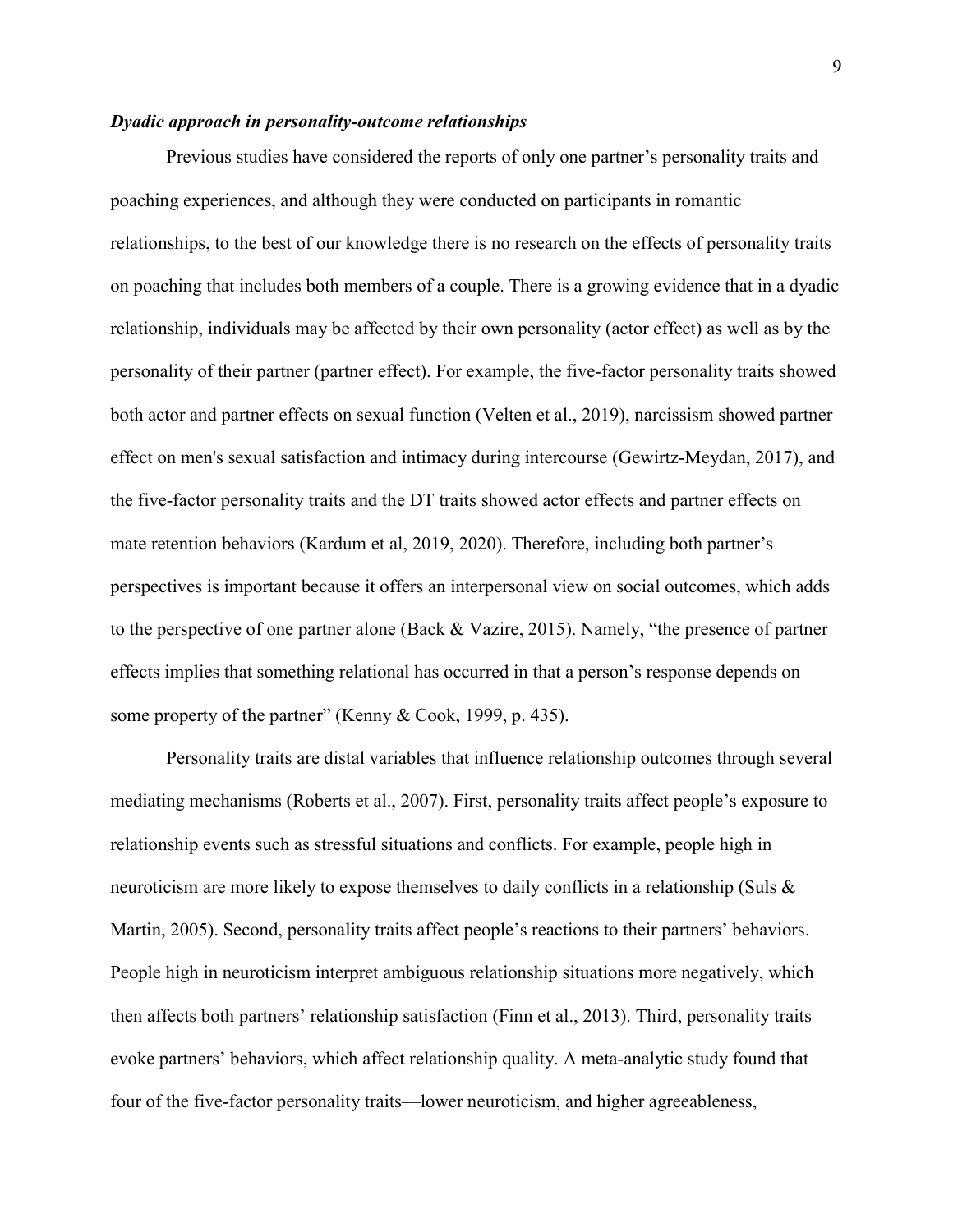### *Dyadic approach in personality-outcome relationships*

Previous studies have considered the reports of only one partner's personality traits and poaching experiences, and although they were conducted on participants in romantic relationships, to the best of our knowledge there is no research on the effects of personality traits on poaching that includes both members of a couple. There is a growing evidence that in a dyadic relationship, individuals may be affected by their own personality (actor effect) as well as by the personality of their partner (partner effect). For example, the five-factor personality traits showed both actor and partner effects on sexual function (Velten et al., 2019), narcissism showed partner effect on men's sexual satisfaction and intimacy during intercourse (Gewirtz-Meydan, 2017), and the five-factor personality traits and the DT traits showed actor effects and partner effects on mate retention behaviors (Kardum et al, 2019, 2020). Therefore, including both partner's perspectives is important because it offers an interpersonal view on social outcomes, which adds to the perspective of one partner alone (Back & Vazire, 2015). Namely, "the presence of partner effects implies that something relational has occurred in that a person's response depends on some property of the partner" (Kenny & Cook, 1999, p. 435).

Personality traits are distal variables that influence relationship outcomes through several mediating mechanisms (Roberts et al., 2007). First, personality traits affect people's exposure to relationship events such as stressful situations and conflicts. For example, people high in neuroticism are more likely to expose themselves to daily conflicts in a relationship (Suls & Martin, 2005). Second, personality traits affect people's reactions to their partners' behaviors. People high in neuroticism interpret ambiguous relationship situations more negatively, which then affects both partners' relationship satisfaction (Finn et al., 2013). Third, personality traits evoke partners' behaviors, which affect relationship quality. A meta-analytic study found that four of the five-factor personality traits—lower neuroticism, and higher agreeableness,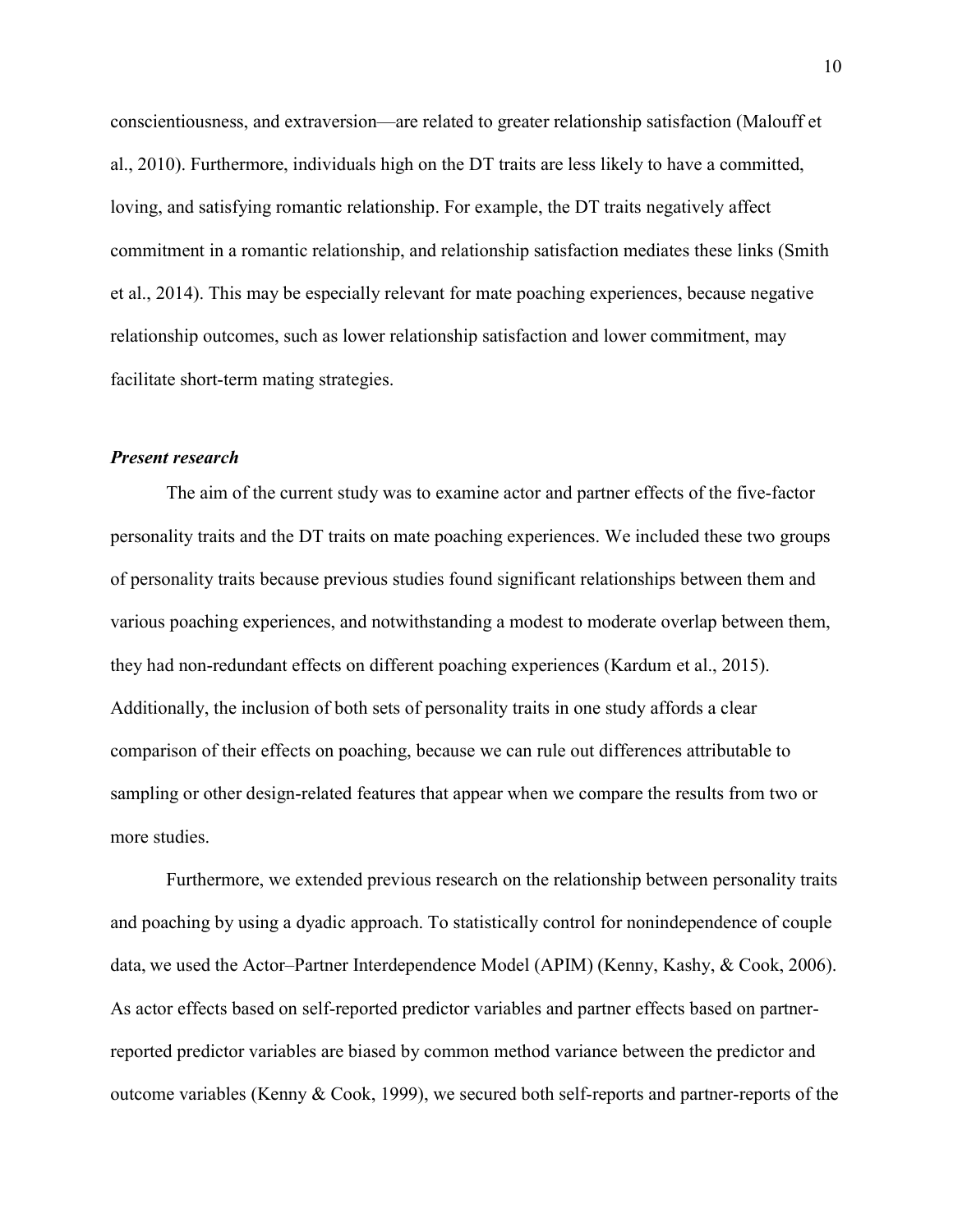conscientiousness, and extraversion—are related to greater relationship satisfaction (Malouff et al., 2010). Furthermore, individuals high on the DT traits are less likely to have a committed, loving, and satisfying romantic relationship. For example, the DT traits negatively affect commitment in a romantic relationship, and relationship satisfaction mediates these links (Smith et al., 2014). This may be especially relevant for mate poaching experiences, because negative relationship outcomes, such as lower relationship satisfaction and lower commitment, may facilitate short-term mating strategies.

### *Present research*

The aim of the current study was to examine actor and partner effects of the five-factor personality traits and the DT traits on mate poaching experiences. We included these two groups of personality traits because previous studies found significant relationships between them and various poaching experiences, and notwithstanding a modest to moderate overlap between them, they had non-redundant effects on different poaching experiences (Kardum et al., 2015). Additionally, the inclusion of both sets of personality traits in one study affords a clear comparison of their effects on poaching, because we can rule out differences attributable to sampling or other design-related features that appear when we compare the results from two or more studies.

Furthermore, we extended previous research on the relationship between personality traits and poaching by using a dyadic approach. To statistically control for nonindependence of couple data, we used the Actor–Partner Interdependence Model (APIM) (Kenny, Kashy, & Cook, 2006). As actor effects based on self-reported predictor variables and partner effects based on partner-reported predictor variables are biased by common method variance between the predictor and outcome variables (Kenny & Cook, 1999), we secured both self-reports and partner-reports of the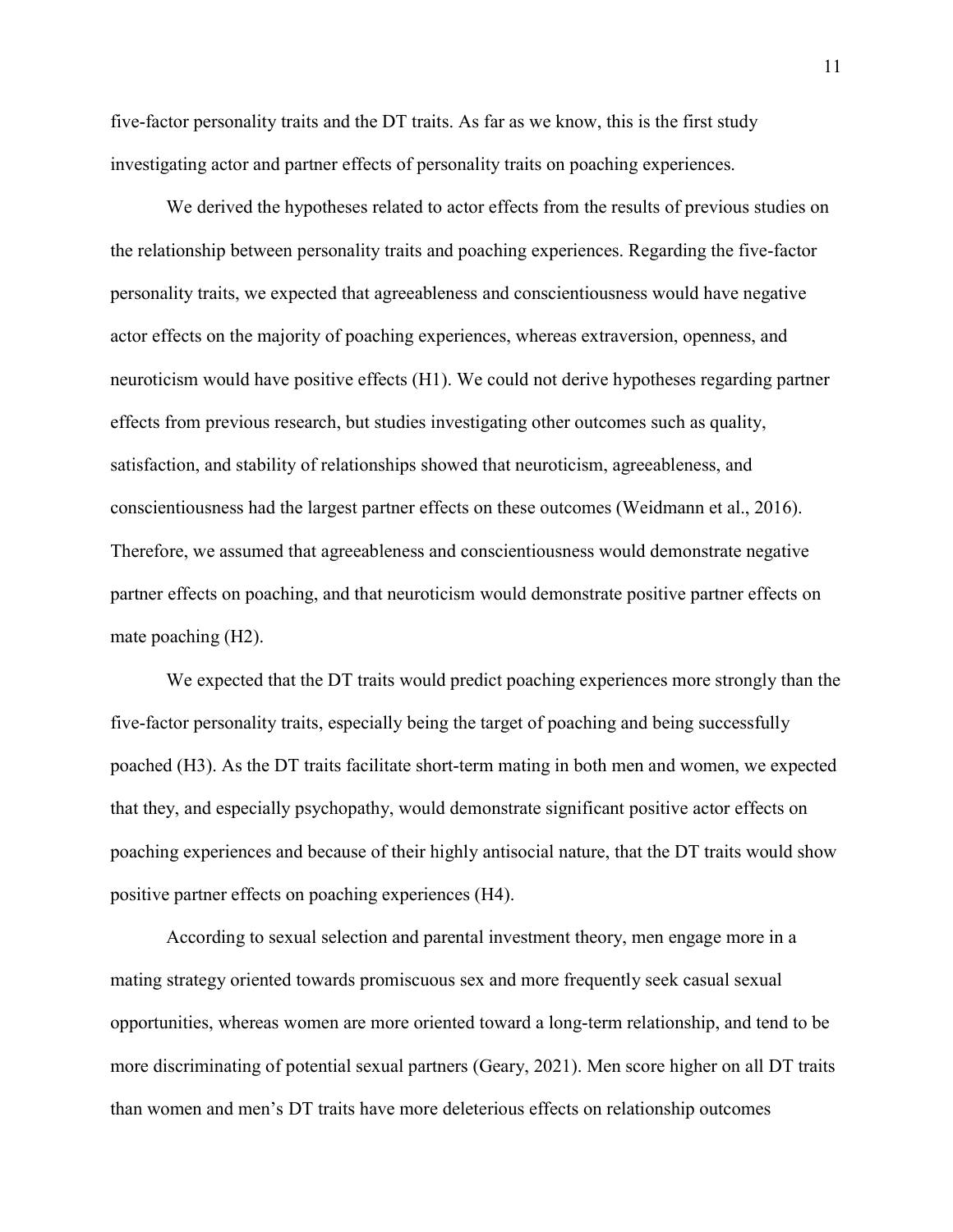five-factor personality traits and the DT traits. As far as we know, this is the first study investigating actor and partner effects of personality traits on poaching experiences.

We derived the hypotheses related to actor effects from the results of previous studies on the relationship between personality traits and poaching experiences. Regarding the five-factor personality traits, we expected that agreeableness and conscientiousness would have negative actor effects on the majority of poaching experiences, whereas extraversion, openness, and neuroticism would have positive effects (H1). We could not derive hypotheses regarding partner effects from previous research, but studies investigating other outcomes such as quality, satisfaction, and stability of relationships showed that neuroticism, agreeableness, and conscientiousness had the largest partner effects on these outcomes (Weidmann et al., 2016). Therefore, we assumed that agreeableness and conscientiousness would demonstrate negative partner effects on poaching, and that neuroticism would demonstrate positive partner effects on mate poaching (H2).

We expected that the DT traits would predict poaching experiences more strongly than the five-factor personality traits, especially being the target of poaching and being successfully poached (H3). As the DT traits facilitate short-term mating in both men and women, we expected that they, and especially psychopathy, would demonstrate significant positive actor effects on poaching experiences and because of their highly antisocial nature, that the DT traits would show positive partner effects on poaching experiences (H4).

According to sexual selection and parental investment theory, men engage more in a mating strategy oriented towards promiscuous sex and more frequently seek casual sexual opportunities, whereas women are more oriented toward a long-term relationship, and tend to be more discriminating of potential sexual partners (Geary, 2021). Men score higher on all DT traits than women and men's DT traits have more deleterious effects on relationship outcomes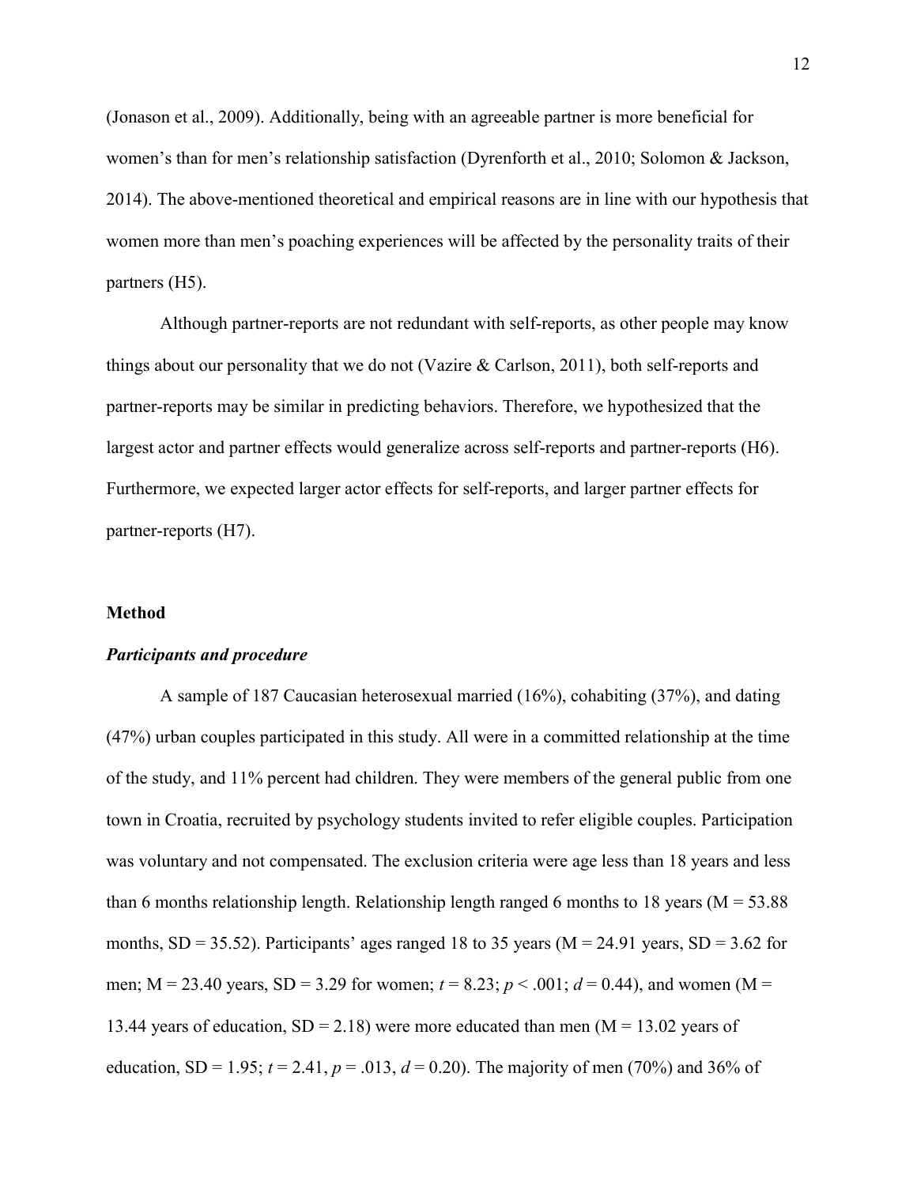(Jonason et al., 2009). Additionally, being with an agreeable partner is more beneficial for women's than for men's relationship satisfaction (Dyrenforth et al., 2010; Solomon & Jackson, 2014). The above-mentioned theoretical and empirical reasons are in line with our hypothesis that women more than men's poaching experiences will be affected by the personality traits of their partners (H5).

Although partner-reports are not redundant with self-reports, as other people may know things about our personality that we do not (Vazire & Carlson, 2011), both self-reports and partner-reports may be similar in predicting behaviors. Therefore, we hypothesized that the largest actor and partner effects would generalize across self-reports and partner-reports (H6). Furthermore, we expected larger actor effects for self-reports, and larger partner effects for partner-reports (H7).

## Method

### *Participants and procedure*

A sample of 187 Caucasian heterosexual married (16%), cohabiting (37%), and dating (47%) urban couples participated in this study. All were in a committed relationship at the time of the study, and 11% percent had children. They were members of the general public from one town in Croatia, recruited by psychology students invited to refer eligible couples. Participation was voluntary and not compensated. The exclusion criteria were age less than 18 years and less than 6 months relationship length. Relationship length ranged 6 months to 18 years (M = 53.88 months, SD = 35.52). Participants' ages ranged 18 to 35 years (M = 24.91 years, SD = 3.62 for men; M = 23.40 years, SD = 3.29 for women; $t = 8.23$; $p < .001$; $d = 0.44$), and women (M = 13.44 years of education, SD = 2.18) were more educated than men (M = 13.02 years of education, SD = 1.95; $t = 2.41$, $p = .013$, $d = 0.20$). The majority of men (70%) and 36% of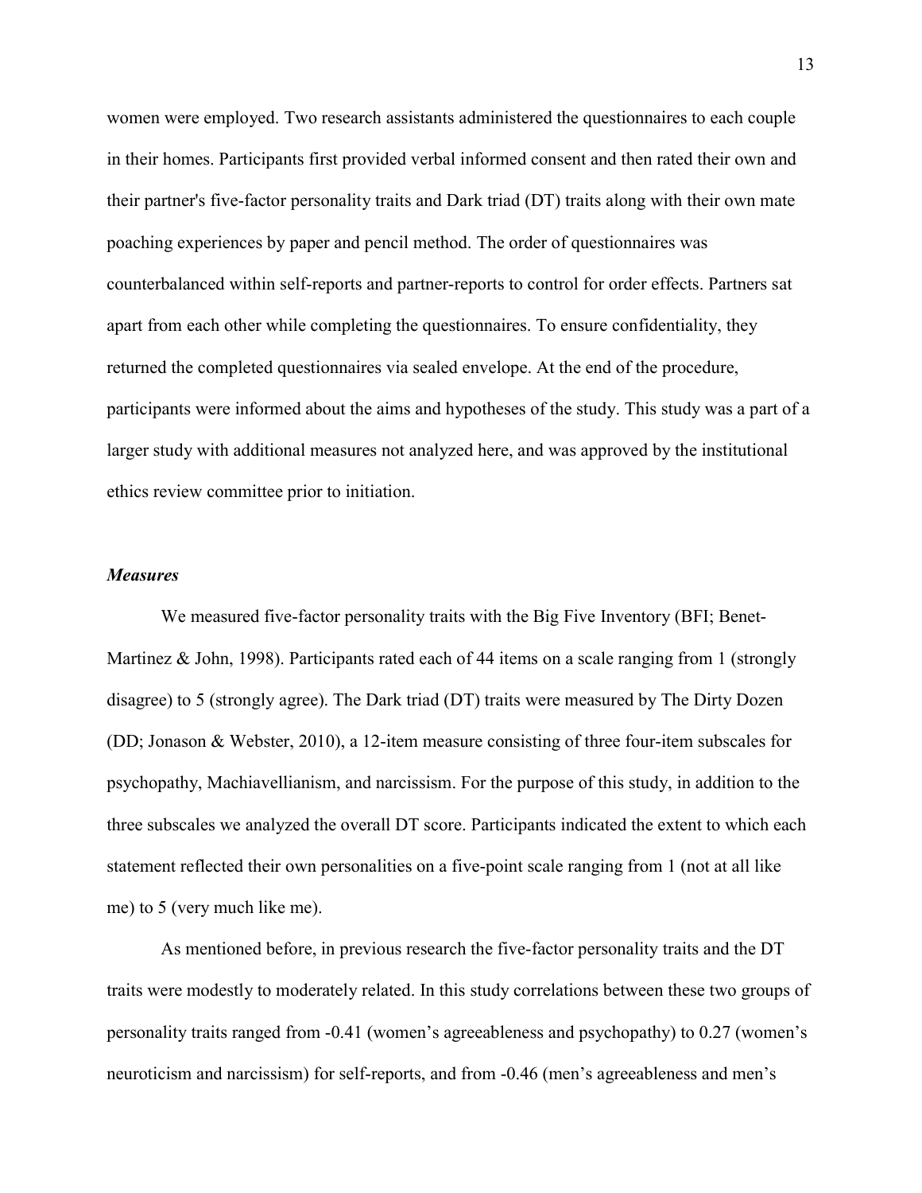women were employed. Two research assistants administered the questionnaires to each couple in their homes. Participants first provided verbal informed consent and then rated their own and their partner's five-factor personality traits and Dark triad (DT) traits along with their own mate poaching experiences by paper and pencil method. The order of questionnaires was counterbalanced within self-reports and partner-reports to control for order effects. Partners sat apart from each other while completing the questionnaires. To ensure confidentiality, they returned the completed questionnaires via sealed envelope. At the end of the procedure, participants were informed about the aims and hypotheses of the study. This study was a part of a larger study with additional measures not analyzed here, and was approved by the institutional ethics review committee prior to initiation.

### *Measures*

We measured five-factor personality traits with the Big Five Inventory (BFI; Benet-Martinez & John, 1998). Participants rated each of 44 items on a scale ranging from 1 (strongly disagree) to 5 (strongly agree). The Dark triad (DT) traits were measured by The Dirty Dozen (DD; Jonason & Webster, 2010), a 12-item measure consisting of three four-item subscales for psychopathy, Machiavellianism, and narcissism. For the purpose of this study, in addition to the three subscales we analyzed the overall DT score. Participants indicated the extent to which each statement reflected their own personalities on a five-point scale ranging from 1 (not at all like me) to 5 (very much like me).

As mentioned before, in previous research the five-factor personality traits and the DT traits were modestly to moderately related. In this study correlations between these two groups of personality traits ranged from -0.41 (women's agreeableness and psychopathy) to 0.27 (women's neuroticism and narcissism) for self-reports, and from -0.46 (men's agreeableness and men's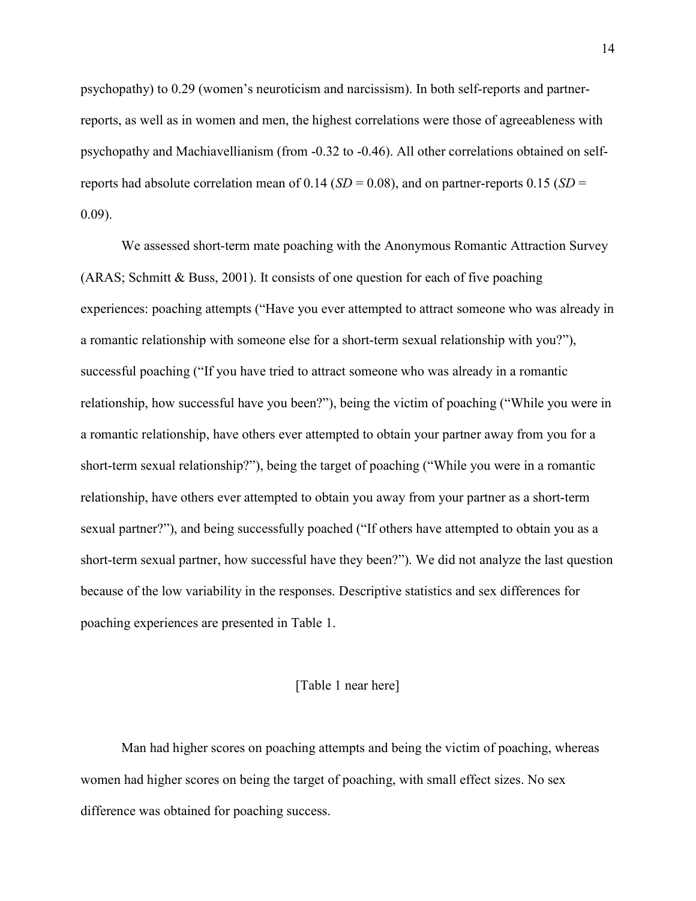psychopathy) to 0.29 (women's neuroticism and narcissism). In both self-reports and partner-reports, as well as in women and men, the highest correlations were those of agreeableness with psychopathy and Machiavellianism (from -0.32 to -0.46). All other correlations obtained on self-reports had absolute correlation mean of 0.14 (*SD* = 0.08), and on partner-reports 0.15 (*SD* = 0.09).

We assessed short-term mate poaching with the Anonymous Romantic Attraction Survey (ARAS; Schmitt & Buss, 2001). It consists of one question for each of five poaching experiences: poaching attempts ("Have you ever attempted to attract someone who was already in a romantic relationship with someone else for a short-term sexual relationship with you?"), successful poaching ("If you have tried to attract someone who was already in a romantic relationship, how successful have you been?"), being the victim of poaching ("While you were in a romantic relationship, have others ever attempted to obtain your partner away from you for a short-term sexual relationship?"), being the target of poaching ("While you were in a romantic relationship, have others ever attempted to obtain you away from your partner as a short-term sexual partner?"), and being successfully poached ("If others have attempted to obtain you as a short-term sexual partner, how successful have they been?"). We did not analyze the last question because of the low variability in the responses. Descriptive statistics and sex differences for poaching experiences are presented in Table 1.

[Table 1 near here]

Man had higher scores on poaching attempts and being the victim of poaching, whereas women had higher scores on being the target of poaching, with small effect sizes. No sex difference was obtained for poaching success.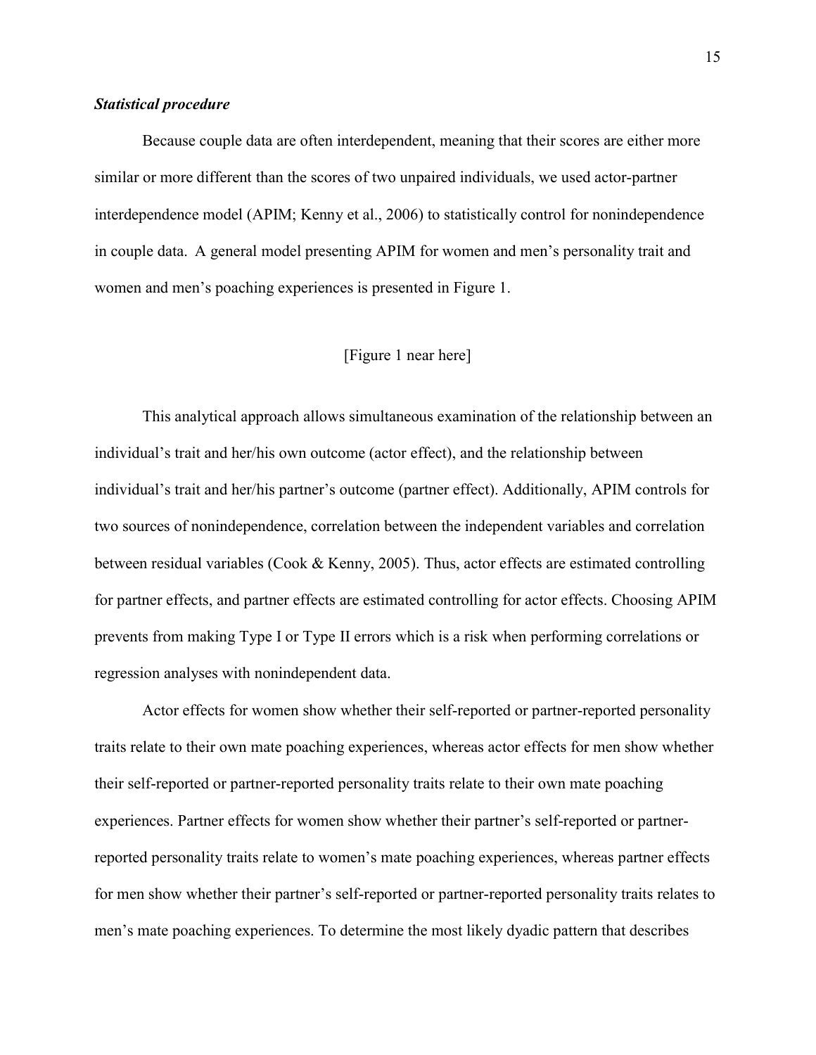### *Statistical procedure*

Because couple data are often interdependent, meaning that their scores are either more similar or more different than the scores of two unpaired individuals, we used actor-partner interdependence model (APIM; Kenny et al., 2006) to statistically control for nonindependence in couple data. A general model presenting APIM for women and men's personality trait and women and men's poaching experiences is presented in Figure 1.

[Figure 1 near here]

This analytical approach allows simultaneous examination of the relationship between an individual's trait and her/his own outcome (actor effect), and the relationship between individual's trait and her/his partner's outcome (partner effect). Additionally, APIM controls for two sources of nonindependence, correlation between the independent variables and correlation between residual variables (Cook & Kenny, 2005). Thus, actor effects are estimated controlling for partner effects, and partner effects are estimated controlling for actor effects. Choosing APIM prevents from making Type I or Type II errors which is a risk when performing correlations or regression analyses with nonindependent data.

Actor effects for women show whether their self-reported or partner-reported personality traits relate to their own mate poaching experiences, whereas actor effects for men show whether their self-reported or partner-reported personality traits relate to their own mate poaching experiences. Partner effects for women show whether their partner's self-reported or partner-reported personality traits relate to women's mate poaching experiences, whereas partner effects for men show whether their partner's self-reported or partner-reported personality traits relates to men's mate poaching experiences. To determine the most likely dyadic pattern that describes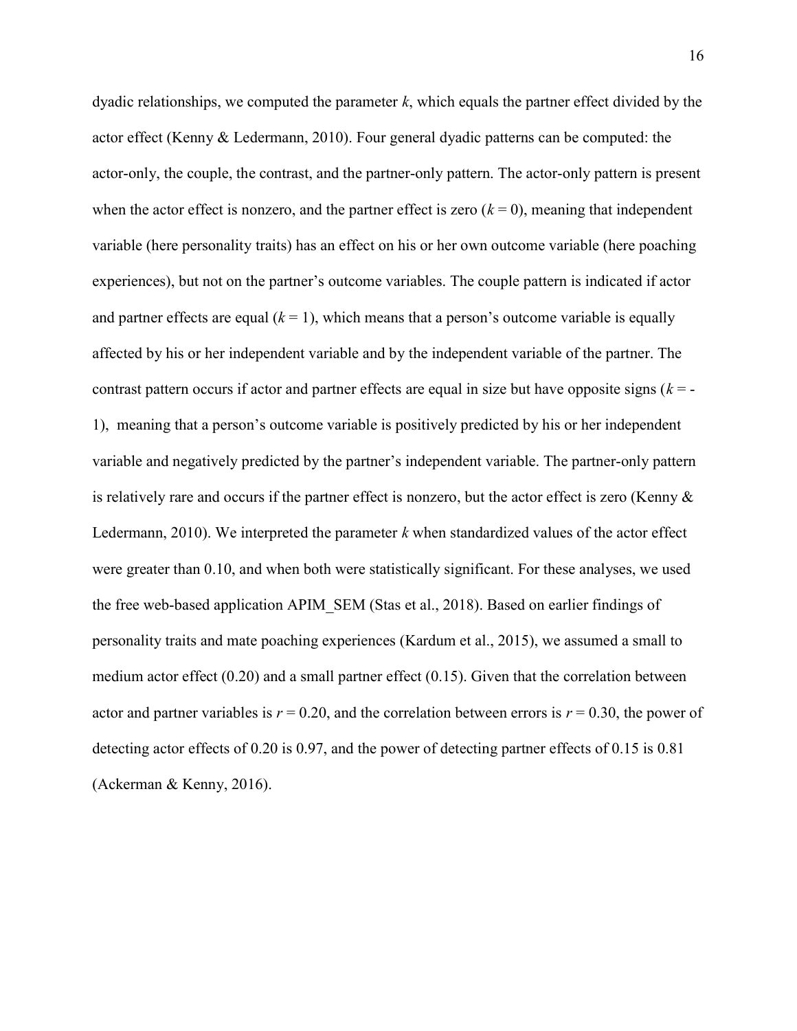dyadic relationships, we computed the parameter $k$, which equals the partner effect divided by the actor effect (Kenny & Ledermann, 2010). Four general dyadic patterns can be computed: the actor-only, the couple, the contrast, and the partner-only pattern. The actor-only pattern is present when the actor effect is nonzero, and the partner effect is zero ($k = 0$), meaning that independent variable (here personality traits) has an effect on his or her own outcome variable (here poaching experiences), but not on the partner's outcome variables. The couple pattern is indicated if actor and partner effects are equal ($k = 1$), which means that a person's outcome variable is equally affected by his or her independent variable and by the independent variable of the partner. The contrast pattern occurs if actor and partner effects are equal in size but have opposite signs ($k = -1$), meaning that a person's outcome variable is positively predicted by his or her independent variable and negatively predicted by the partner's independent variable. The partner-only pattern is relatively rare and occurs if the partner effect is nonzero, but the actor effect is zero (Kenny & Ledermann, 2010). We interpreted the parameter $k$ when standardized values of the actor effect were greater than 0.10, and when both were statistically significant. For these analyses, we used the free web-based application APIM_SEM (Stas et al., 2018). Based on earlier findings of personality traits and mate poaching experiences (Kardum et al., 2015), we assumed a small to medium actor effect (0.20) and a small partner effect (0.15). Given that the correlation between actor and partner variables is $r = 0.20$, and the correlation between errors is $r = 0.30$, the power of detecting actor effects of 0.20 is 0.97, and the power of detecting partner effects of 0.15 is 0.81 (Ackerman & Kenny, 2016).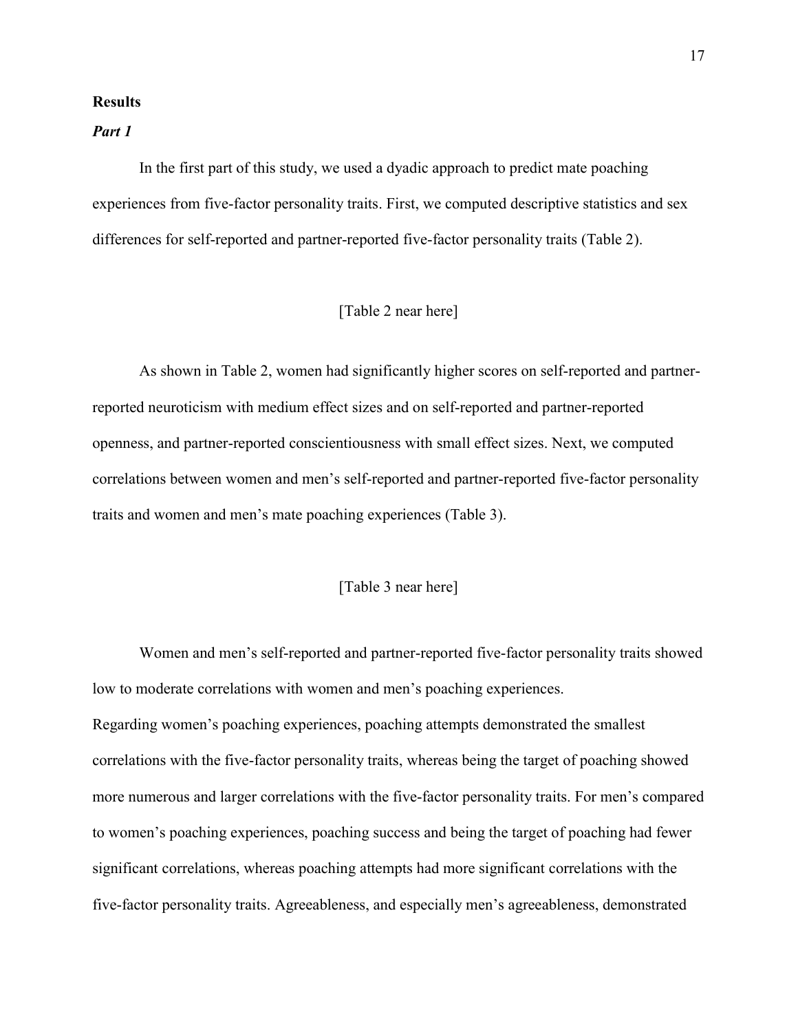## Results

### *Part 1*

In the first part of this study, we used a dyadic approach to predict mate poaching experiences from five-factor personality traits. First, we computed descriptive statistics and sex differences for self-reported and partner-reported five-factor personality traits (Table 2).

[Table 2 near here]

As shown in Table 2, women had significantly higher scores on self-reported and partner-reported neuroticism with medium effect sizes and on self-reported and partner-reported openness, and partner-reported conscientiousness with small effect sizes. Next, we computed correlations between women and men's self-reported and partner-reported five-factor personality traits and women and men's mate poaching experiences (Table 3).

[Table 3 near here]

Women and men's self-reported and partner-reported five-factor personality traits showed low to moderate correlations with women and men's poaching experiences.

Regarding women's poaching experiences, poaching attempts demonstrated the smallest correlations with the five-factor personality traits, whereas being the target of poaching showed more numerous and larger correlations with the five-factor personality traits. For men's compared to women's poaching experiences, poaching success and being the target of poaching had fewer significant correlations, whereas poaching attempts had more significant correlations with the five-factor personality traits. Agreeableness, and especially men's agreeableness, demonstrated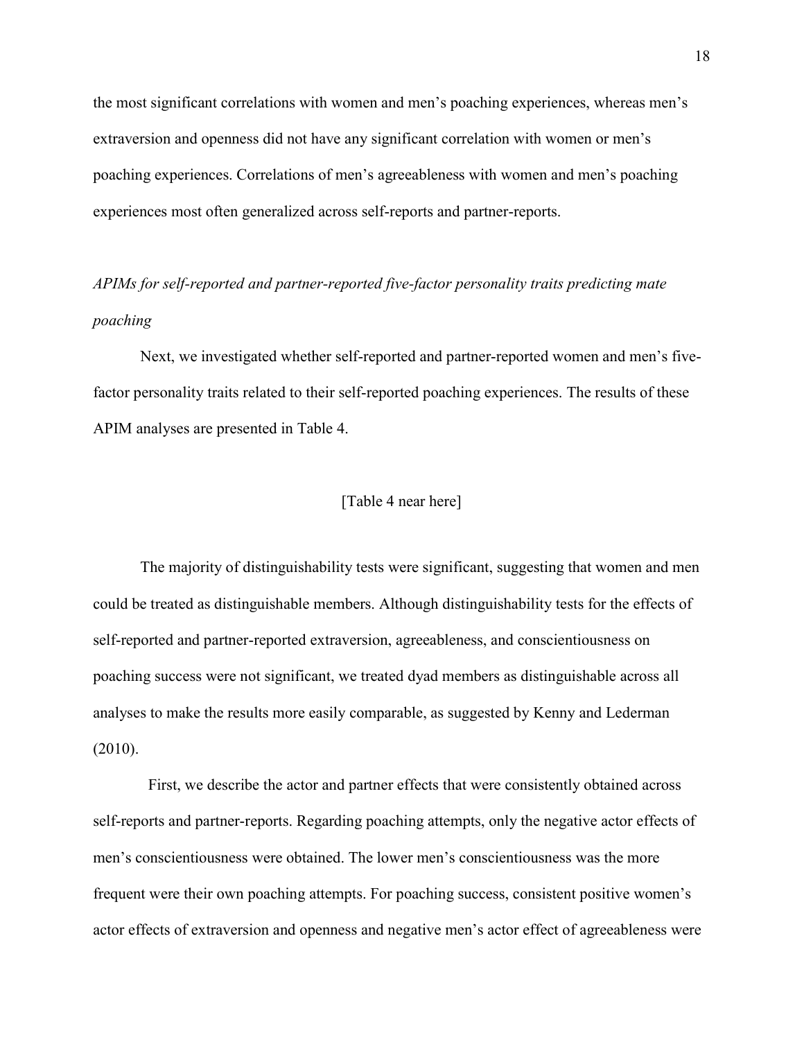the most significant correlations with women and men's poaching experiences, whereas men's extraversion and openness did not have any significant correlation with women or men's poaching experiences. Correlations of men's agreeableness with women and men's poaching experiences most often generalized across self-reports and partner-reports.

### *APIMs for self-reported and partner-reported five-factor personality traits predicting mate poaching*

Next, we investigated whether self-reported and partner-reported women and men's five-factor personality traits related to their self-reported poaching experiences. The results of these APIM analyses are presented in Table 4.

[Table 4 near here]

The majority of distinguishability tests were significant, suggesting that women and men could be treated as distinguishable members. Although distinguishability tests for the effects of self-reported and partner-reported extraversion, agreeableness, and conscientiousness on poaching success were not significant, we treated dyad members as distinguishable across all analyses to make the results more easily comparable, as suggested by Kenny and Lederman (2010).

First, we describe the actor and partner effects that were consistently obtained across self-reports and partner-reports. Regarding poaching attempts, only the negative actor effects of men's conscientiousness were obtained. The lower men's conscientiousness was the more frequent were their own poaching attempts. For poaching success, consistent positive women's actor effects of extraversion and openness and negative men's actor effect of agreeableness were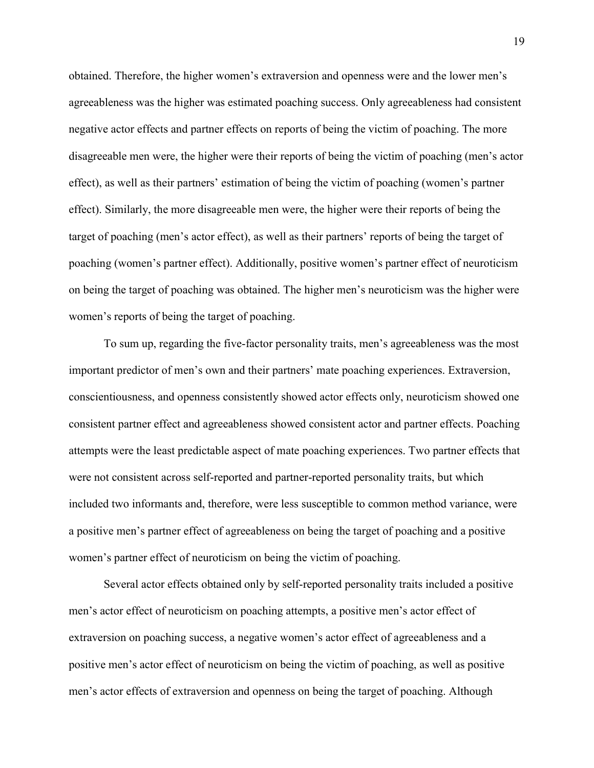obtained. Therefore, the higher women's extraversion and openness were and the lower men's agreeableness was the higher was estimated poaching success. Only agreeableness had consistent negative actor effects and partner effects on reports of being the victim of poaching. The more disagreeable men were, the higher were their reports of being the victim of poaching (men's actor effect), as well as their partners' estimation of being the victim of poaching (women's partner effect). Similarly, the more disagreeable men were, the higher were their reports of being the target of poaching (men's actor effect), as well as their partners' reports of being the target of poaching (women's partner effect). Additionally, positive women's partner effect of neuroticism on being the target of poaching was obtained. The higher men's neuroticism was the higher were women's reports of being the target of poaching.

To sum up, regarding the five-factor personality traits, men's agreeableness was the most important predictor of men's own and their partners' mate poaching experiences. Extraversion, conscientiousness, and openness consistently showed actor effects only, neuroticism showed one consistent partner effect and agreeableness showed consistent actor and partner effects. Poaching attempts were the least predictable aspect of mate poaching experiences. Two partner effects that were not consistent across self-reported and partner-reported personality traits, but which included two informants and, therefore, were less susceptible to common method variance, were a positive men's partner effect of agreeableness on being the target of poaching and a positive women's partner effect of neuroticism on being the victim of poaching.

Several actor effects obtained only by self-reported personality traits included a positive men's actor effect of neuroticism on poaching attempts, a positive men's actor effect of extraversion on poaching success, a negative women's actor effect of agreeableness and a positive men's actor effect of neuroticism on being the victim of poaching, as well as positive men's actor effects of extraversion and openness on being the target of poaching. Although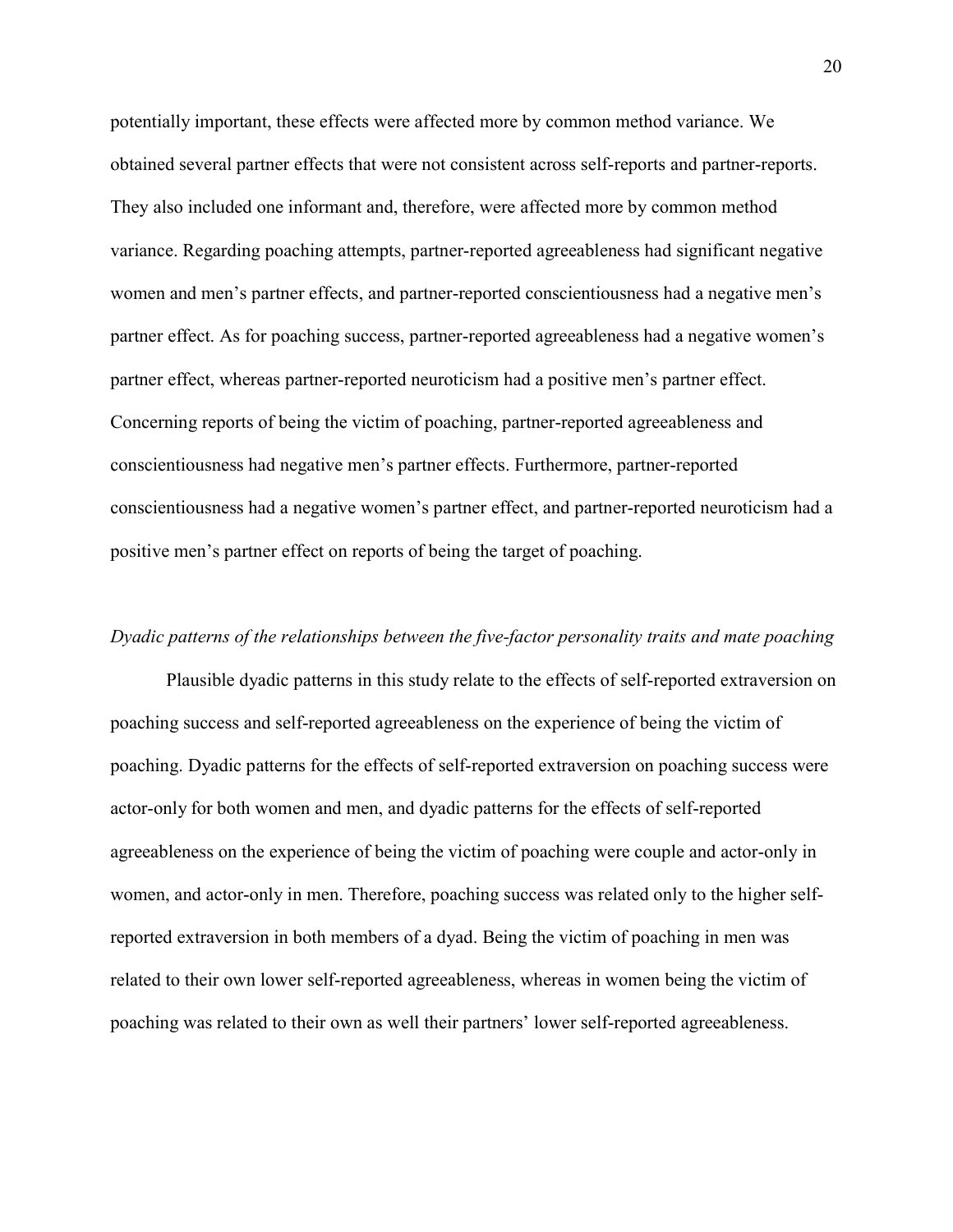potentially important, these effects were affected more by common method variance. We obtained several partner effects that were not consistent across self-reports and partner-reports. They also included one informant and, therefore, were affected more by common method variance. Regarding poaching attempts, partner-reported agreeableness had significant negative women and men's partner effects, and partner-reported conscientiousness had a negative men's partner effect. As for poaching success, partner-reported agreeableness had a negative women's partner effect, whereas partner-reported neuroticism had a positive men's partner effect. Concerning reports of being the victim of poaching, partner-reported agreeableness and conscientiousness had negative men's partner effects. Furthermore, partner-reported conscientiousness had a negative women's partner effect, and partner-reported neuroticism had a positive men's partner effect on reports of being the target of poaching.

*Dyadic patterns of the relationships between the five-factor personality traits and mate poaching*

Plausible dyadic patterns in this study relate to the effects of self-reported extraversion on poaching success and self-reported agreeableness on the experience of being the victim of poaching. Dyadic patterns for the effects of self-reported extraversion on poaching success were actor-only for both women and men, and dyadic patterns for the effects of self-reported agreeableness on the experience of being the victim of poaching were couple and actor-only in women, and actor-only in men. Therefore, poaching success was related only to the higher self-reported extraversion in both members of a dyad. Being the victim of poaching in men was related to their own lower self-reported agreeableness, whereas in women being the victim of poaching was related to their own as well their partners' lower self-reported agreeableness.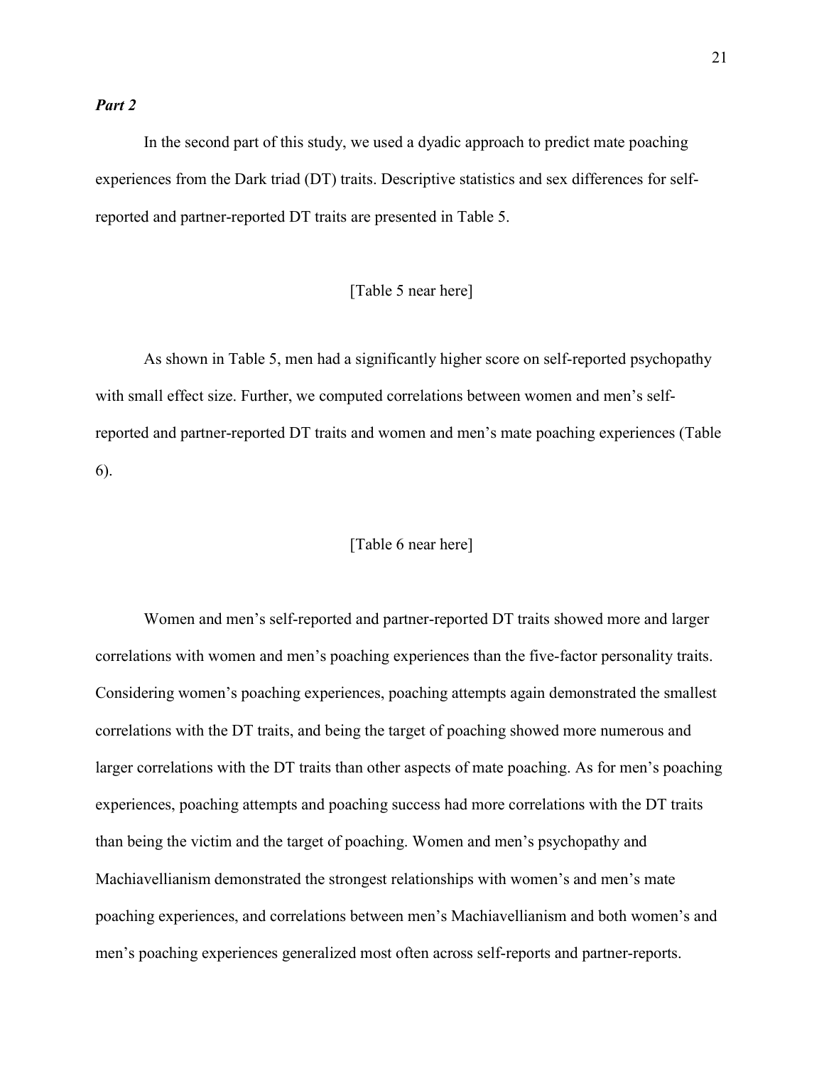***Part 2***

In the second part of this study, we used a dyadic approach to predict mate poaching experiences from the Dark triad (DT) traits. Descriptive statistics and sex differences for self-reported and partner-reported DT traits are presented in Table 5.

[Table 5 near here]

As shown in Table 5, men had a significantly higher score on self-reported psychopathy with small effect size. Further, we computed correlations between women and men's self-reported and partner-reported DT traits and women and men's mate poaching experiences (Table 6).

[Table 6 near here]

Women and men's self-reported and partner-reported DT traits showed more and larger correlations with women and men's poaching experiences than the five-factor personality traits. Considering women's poaching experiences, poaching attempts again demonstrated the smallest correlations with the DT traits, and being the target of poaching showed more numerous and larger correlations with the DT traits than other aspects of mate poaching. As for men's poaching experiences, poaching attempts and poaching success had more correlations with the DT traits than being the victim and the target of poaching. Women and men's psychopathy and Machiavellianism demonstrated the strongest relationships with women's and men's mate poaching experiences, and correlations between men's Machiavellianism and both women's and men's poaching experiences generalized most often across self-reports and partner-reports.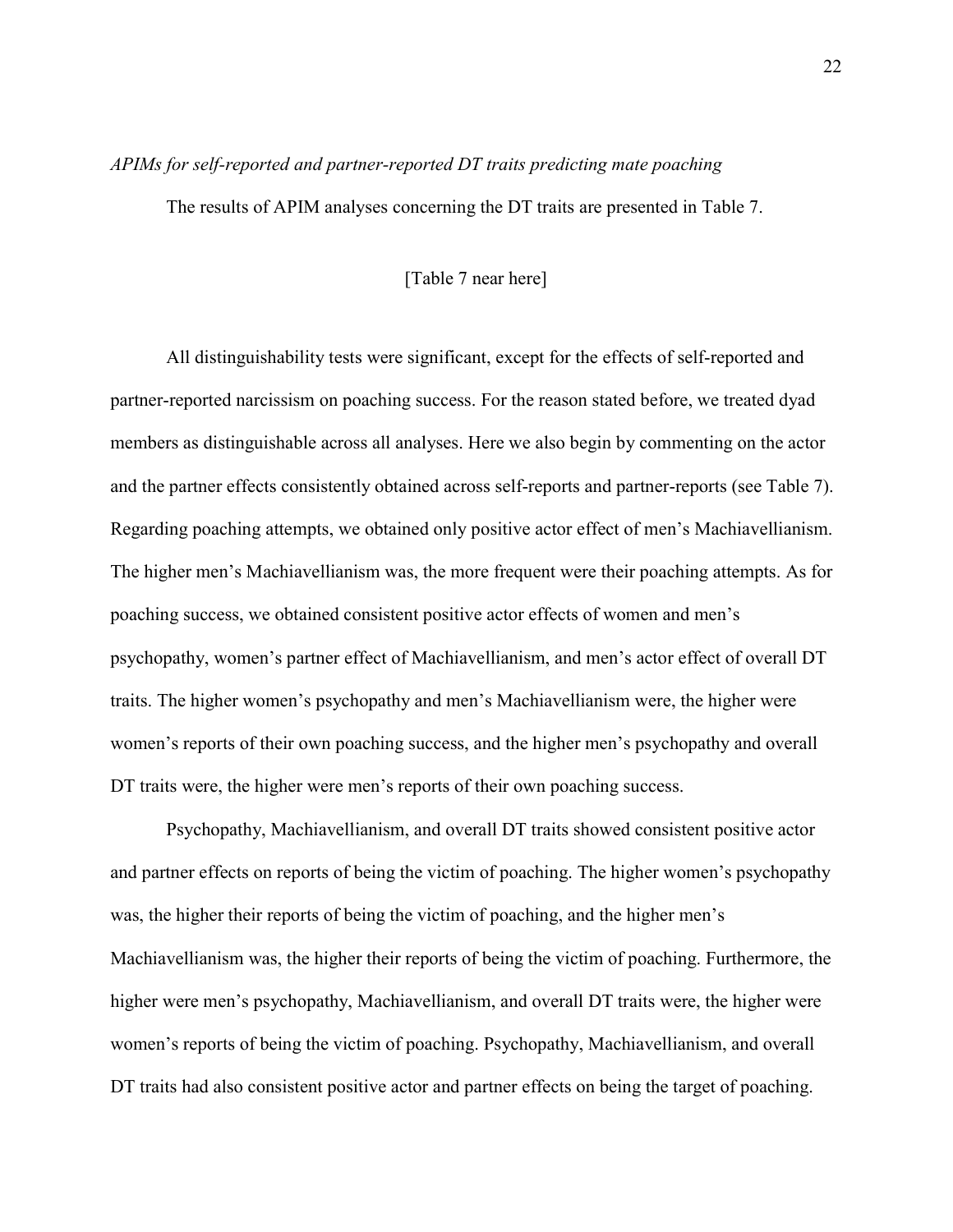*APIMs for self-reported and partner-reported DT traits predicting mate poaching*

The results of APIM analyses concerning the DT traits are presented in Table 7.

[Table 7 near here]

All distinguishability tests were significant, except for the effects of self-reported and partner-reported narcissism on poaching success. For the reason stated before, we treated dyad members as distinguishable across all analyses. Here we also begin by commenting on the actor and the partner effects consistently obtained across self-reports and partner-reports (see Table 7). Regarding poaching attempts, we obtained only positive actor effect of men's Machiavellianism. The higher men's Machiavellianism was, the more frequent were their poaching attempts. As for poaching success, we obtained consistent positive actor effects of women and men's psychopathy, women's partner effect of Machiavellianism, and men's actor effect of overall DT traits. The higher women's psychopathy and men's Machiavellianism were, the higher were women's reports of their own poaching success, and the higher men's psychopathy and overall DT traits were, the higher were men's reports of their own poaching success.

Psychopathy, Machiavellianism, and overall DT traits showed consistent positive actor and partner effects on reports of being the victim of poaching. The higher women's psychopathy was, the higher their reports of being the victim of poaching, and the higher men's Machiavellianism was, the higher their reports of being the victim of poaching. Furthermore, the higher were men's psychopathy, Machiavellianism, and overall DT traits were, the higher were women's reports of being the victim of poaching. Psychopathy, Machiavellianism, and overall DT traits had also consistent positive actor and partner effects on being the target of poaching.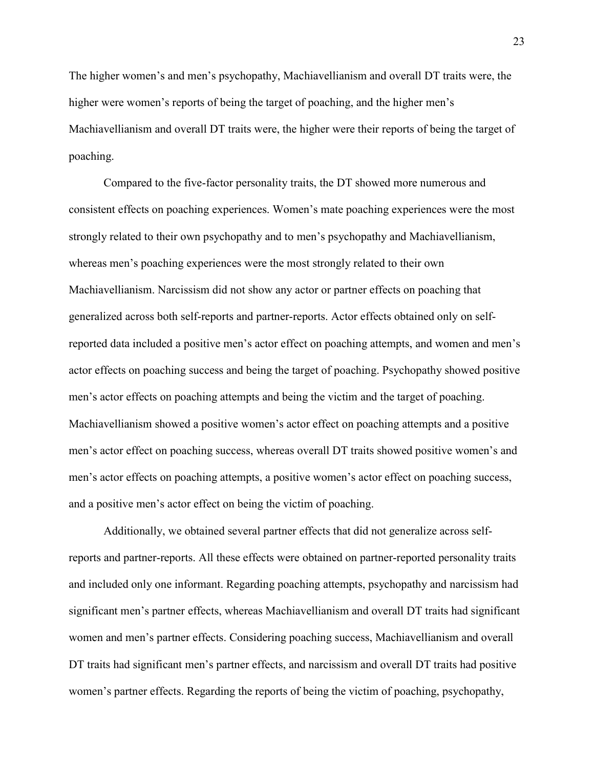The higher women's and men's psychopathy, Machiavellianism and overall DT traits were, the higher were women's reports of being the target of poaching, and the higher men's Machiavellianism and overall DT traits were, the higher were their reports of being the target of poaching.

Compared to the five-factor personality traits, the DT showed more numerous and consistent effects on poaching experiences. Women's mate poaching experiences were the most strongly related to their own psychopathy and to men's psychopathy and Machiavellianism, whereas men's poaching experiences were the most strongly related to their own Machiavellianism. Narcissism did not show any actor or partner effects on poaching that generalized across both self-reports and partner-reports. Actor effects obtained only on self-reported data included a positive men's actor effect on poaching attempts, and women and men's actor effects on poaching success and being the target of poaching. Psychopathy showed positive men's actor effects on poaching attempts and being the victim and the target of poaching. Machiavellianism showed a positive women's actor effect on poaching attempts and a positive men's actor effect on poaching success, whereas overall DT traits showed positive women's and men's actor effects on poaching attempts, a positive women's actor effect on poaching success, and a positive men's actor effect on being the victim of poaching.

Additionally, we obtained several partner effects that did not generalize across self-reports and partner-reports. All these effects were obtained on partner-reported personality traits and included only one informant. Regarding poaching attempts, psychopathy and narcissism had significant men's partner effects, whereas Machiavellianism and overall DT traits had significant women and men's partner effects. Considering poaching success, Machiavellianism and overall DT traits had significant men's partner effects, and narcissism and overall DT traits had positive women's partner effects. Regarding the reports of being the victim of poaching, psychopathy,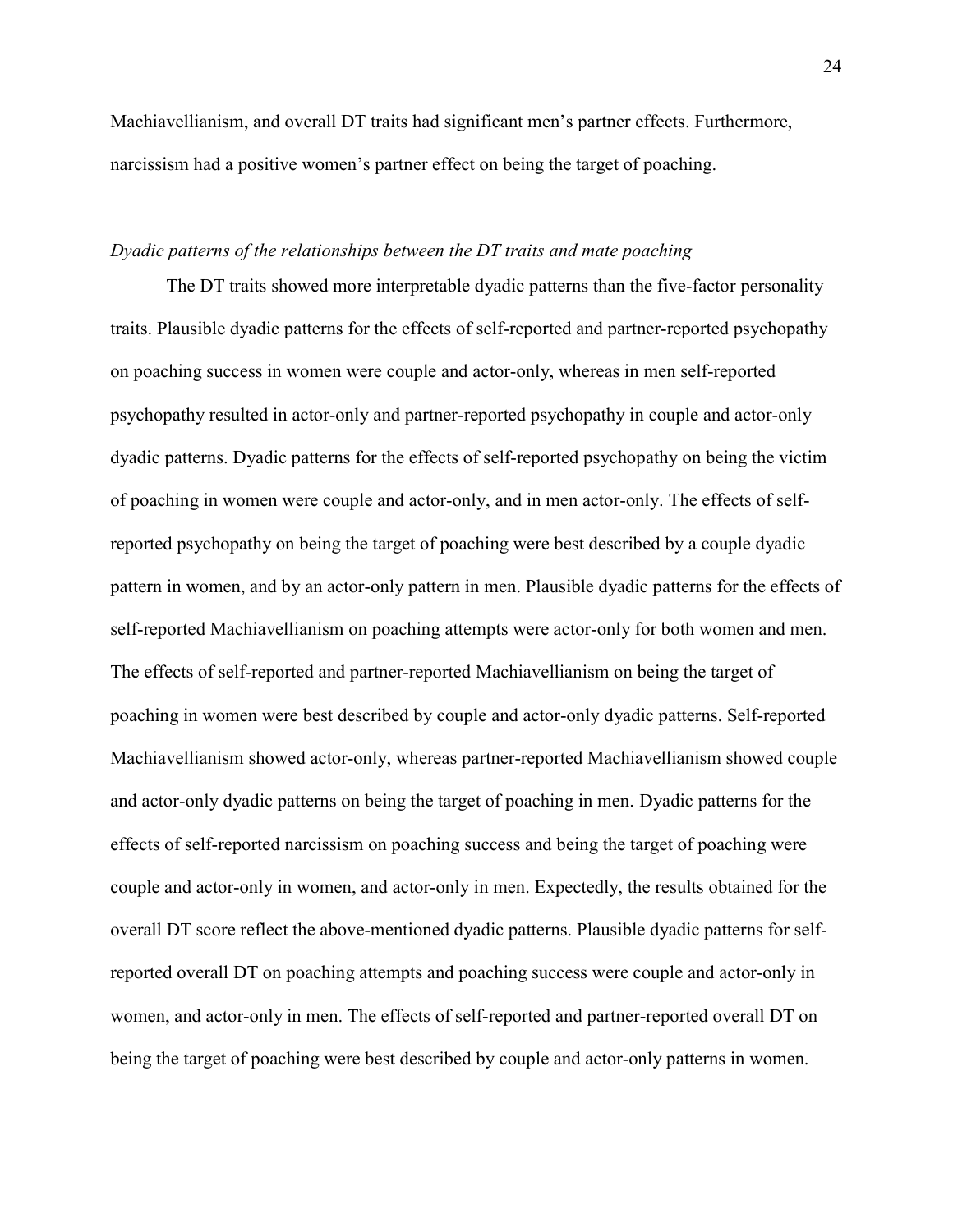Machiavellianism, and overall DT traits had significant men's partner effects. Furthermore, narcissism had a positive women's partner effect on being the target of poaching.

*Dyadic patterns of the relationships between the DT traits and mate poaching*

The DT traits showed more interpretable dyadic patterns than the five-factor personality traits. Plausible dyadic patterns for the effects of self-reported and partner-reported psychopathy on poaching success in women were couple and actor-only, whereas in men self-reported psychopathy resulted in actor-only and partner-reported psychopathy in couple and actor-only dyadic patterns. Dyadic patterns for the effects of self-reported psychopathy on being the victim of poaching in women were couple and actor-only, and in men actor-only. The effects of self-reported psychopathy on being the target of poaching were best described by a couple dyadic pattern in women, and by an actor-only pattern in men. Plausible dyadic patterns for the effects of self-reported Machiavellianism on poaching attempts were actor-only for both women and men. The effects of self-reported and partner-reported Machiavellianism on being the target of poaching in women were best described by couple and actor-only dyadic patterns. Self-reported Machiavellianism showed actor-only, whereas partner-reported Machiavellianism showed couple and actor-only dyadic patterns on being the target of poaching in men. Dyadic patterns for the effects of self-reported narcissism on poaching success and being the target of poaching were couple and actor-only in women, and actor-only in men. Expectedly, the results obtained for the overall DT score reflect the above-mentioned dyadic patterns. Plausible dyadic patterns for self-reported overall DT on poaching attempts and poaching success were couple and actor-only in women, and actor-only in men. The effects of self-reported and partner-reported overall DT on being the target of poaching were best described by couple and actor-only patterns in women.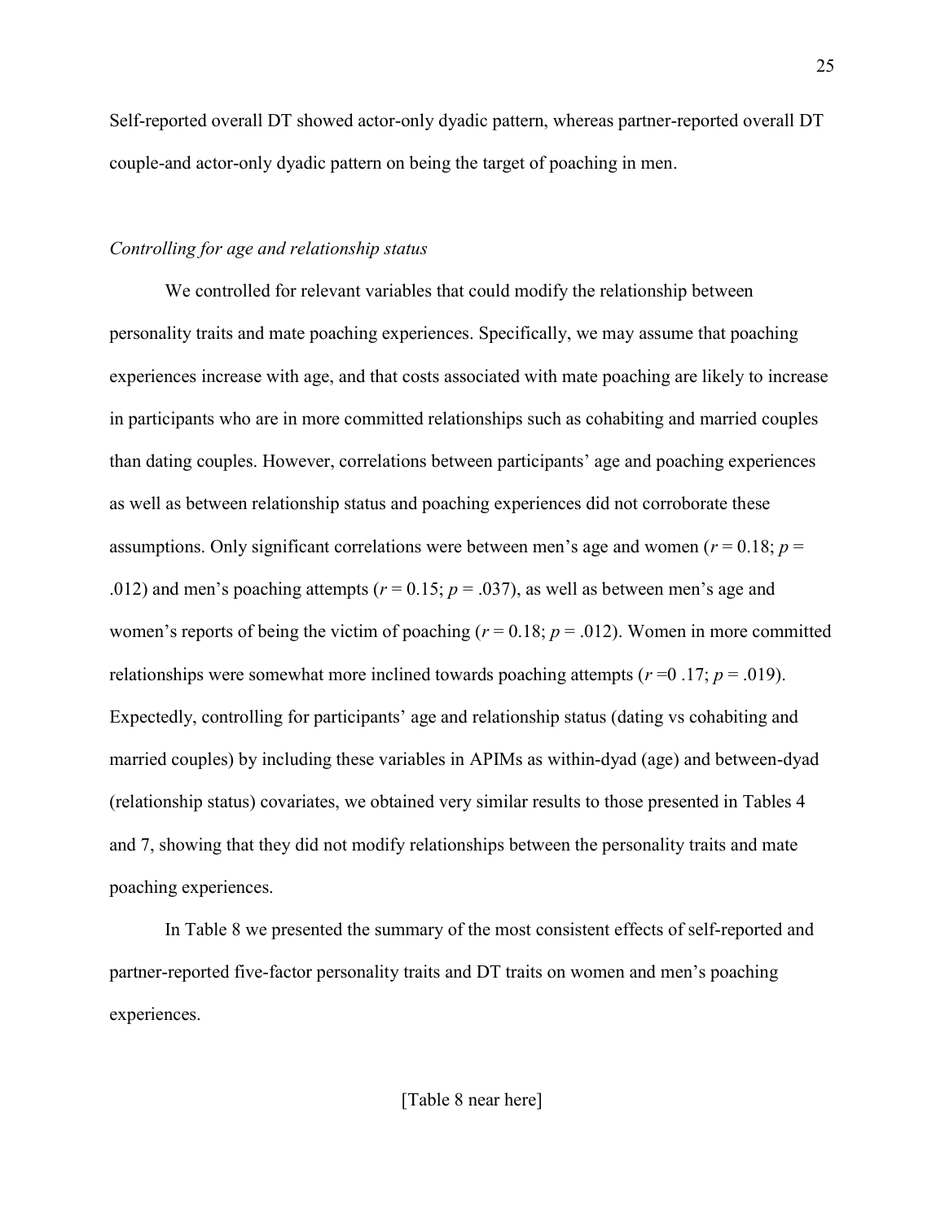Self-reported overall DT showed actor-only dyadic pattern, whereas partner-reported overall DT couple-and actor-only dyadic pattern on being the target of poaching in men.

### *Controlling for age and relationship status*

We controlled for relevant variables that could modify the relationship between personality traits and mate poaching experiences. Specifically, we may assume that poaching experiences increase with age, and that costs associated with mate poaching are likely to increase in participants who are in more committed relationships such as cohabiting and married couples than dating couples. However, correlations between participants' age and poaching experiences as well as between relationship status and poaching experiences did not corroborate these assumptions. Only significant correlations were between men's age and women ($r = 0.18$; $p = .012$) and men's poaching attempts ($r = 0.15$; $p = .037$), as well as between men's age and women's reports of being the victim of poaching ($r = 0.18$; $p = .012$). Women in more committed relationships were somewhat more inclined towards poaching attempts ($r$ =0 .17; $p = .019$). Expectedly, controlling for participants' age and relationship status (dating vs cohabiting and married couples) by including these variables in APIMs as within-dyad (age) and between-dyad (relationship status) covariates, we obtained very similar results to those presented in Tables 4 and 7, showing that they did not modify relationships between the personality traits and mate poaching experiences.

In Table 8 we presented the summary of the most consistent effects of self-reported and partner-reported five-factor personality traits and DT traits on women and men's poaching experiences.

[Table 8 near here]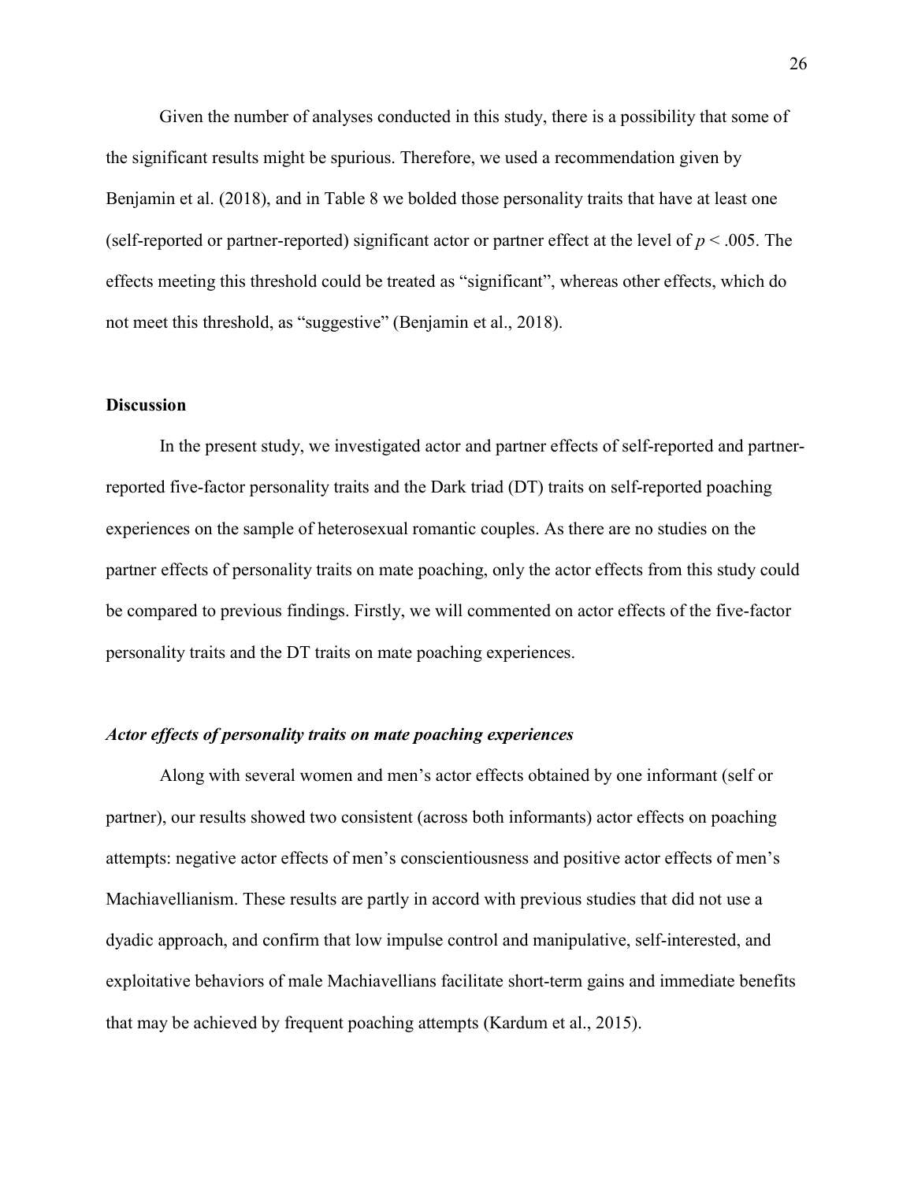Given the number of analyses conducted in this study, there is a possibility that some of the significant results might be spurious. Therefore, we used a recommendation given by Benjamin et al. (2018), and in Table 8 we bolded those personality traits that have at least one (self-reported or partner-reported) significant actor or partner effect at the level of $p < .005$. The effects meeting this threshold could be treated as "significant", whereas other effects, which do not meet this threshold, as "suggestive" (Benjamin et al., 2018).

## Discussion

In the present study, we investigated actor and partner effects of self-reported and partner-reported five-factor personality traits and the Dark triad (DT) traits on self-reported poaching experiences on the sample of heterosexual romantic couples. As there are no studies on the partner effects of personality traits on mate poaching, only the actor effects from this study could be compared to previous findings. Firstly, we will commented on actor effects of the five-factor personality traits and the DT traits on mate poaching experiences.

### *Actor effects of personality traits on mate poaching experiences*

Along with several women and men's actor effects obtained by one informant (self or partner), our results showed two consistent (across both informants) actor effects on poaching attempts: negative actor effects of men's conscientiousness and positive actor effects of men's Machiavellianism. These results are partly in accord with previous studies that did not use a dyadic approach, and confirm that low impulse control and manipulative, self-interested, and exploitative behaviors of male Machiavellians facilitate short-term gains and immediate benefits that may be achieved by frequent poaching attempts (Kardum et al., 2015).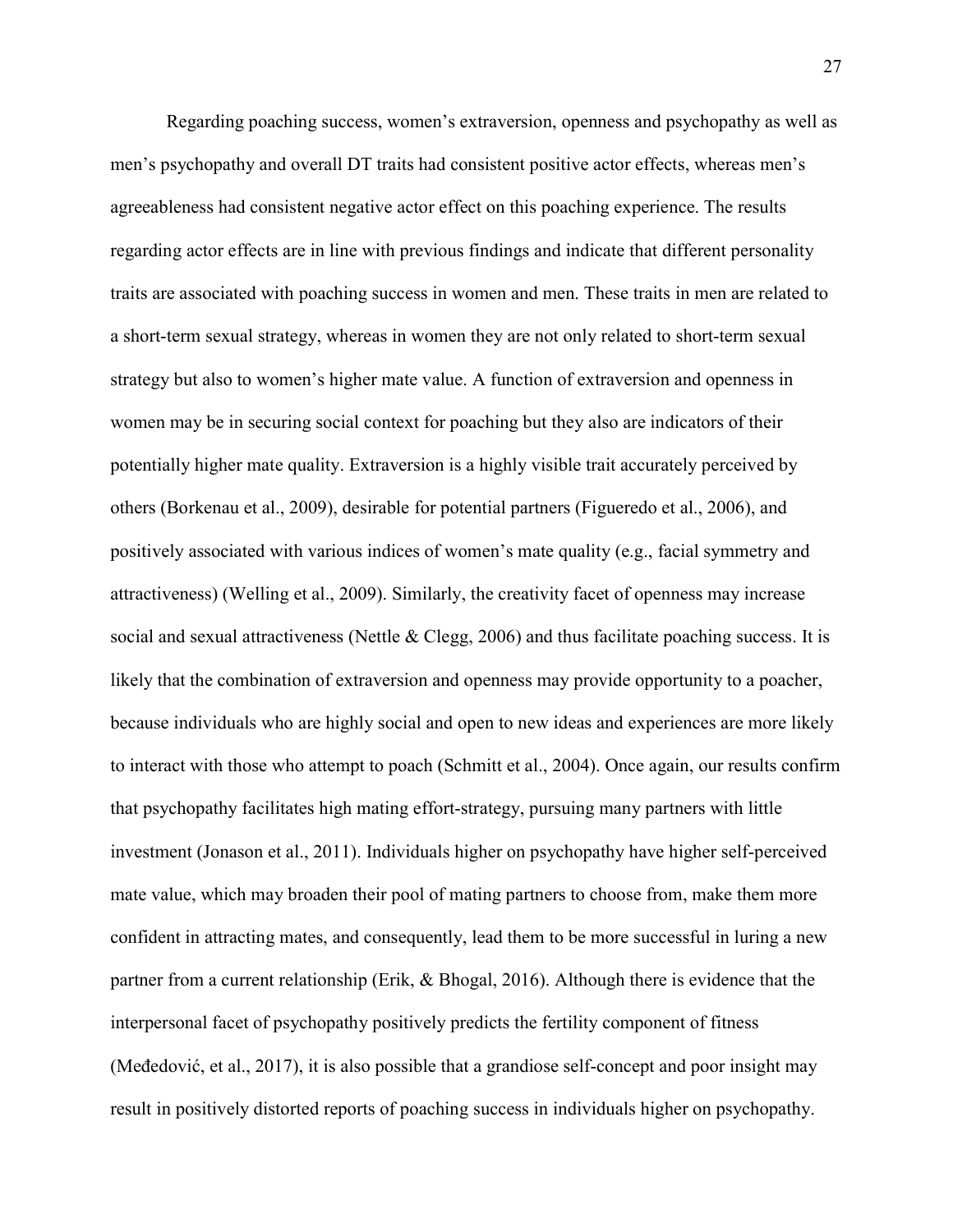Regarding poaching success, women's extraversion, openness and psychopathy as well as men's psychopathy and overall DT traits had consistent positive actor effects, whereas men's agreeableness had consistent negative actor effect on this poaching experience. The results regarding actor effects are in line with previous findings and indicate that different personality traits are associated with poaching success in women and men. These traits in men are related to a short-term sexual strategy, whereas in women they are not only related to short-term sexual strategy but also to women's higher mate value. A function of extraversion and openness in women may be in securing social context for poaching but they also are indicators of their potentially higher mate quality. Extraversion is a highly visible trait accurately perceived by others (Borkenau et al., 2009), desirable for potential partners (Figueredo et al., 2006), and positively associated with various indices of women's mate quality (e.g., facial symmetry and attractiveness) (Welling et al., 2009). Similarly, the creativity facet of openness may increase social and sexual attractiveness (Nettle & Clegg, 2006) and thus facilitate poaching success. It is likely that the combination of extraversion and openness may provide opportunity to a poacher, because individuals who are highly social and open to new ideas and experiences are more likely to interact with those who attempt to poach (Schmitt et al., 2004). Once again, our results confirm that psychopathy facilitates high mating effort-strategy, pursuing many partners with little investment (Jonason et al., 2011). Individuals higher on psychopathy have higher self-perceived mate value, which may broaden their pool of mating partners to choose from, make them more confident in attracting mates, and consequently, lead them to be more successful in luring a new partner from a current relationship (Erik, & Bhogal, 2016). Although there is evidence that the interpersonal facet of psychopathy positively predicts the fertility component of fitness (Međedović, et al., 2017), it is also possible that a grandiose self-concept and poor insight may result in positively distorted reports of poaching success in individuals higher on psychopathy.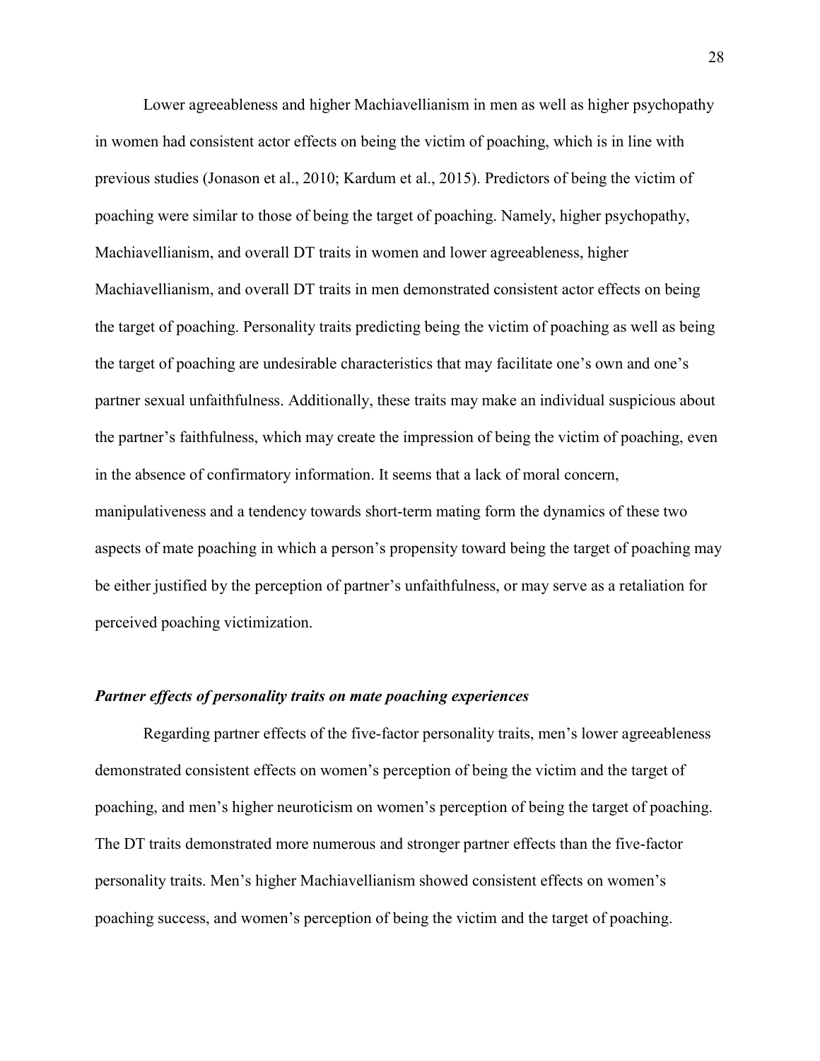Lower agreeableness and higher Machiavellianism in men as well as higher psychopathy in women had consistent actor effects on being the victim of poaching, which is in line with previous studies (Jonason et al., 2010; Kardum et al., 2015). Predictors of being the victim of poaching were similar to those of being the target of poaching. Namely, higher psychopathy, Machiavellianism, and overall DT traits in women and lower agreeableness, higher Machiavellianism, and overall DT traits in men demonstrated consistent actor effects on being the target of poaching. Personality traits predicting being the victim of poaching as well as being the target of poaching are undesirable characteristics that may facilitate one's own and one's partner sexual unfaithfulness. Additionally, these traits may make an individual suspicious about the partner's faithfulness, which may create the impression of being the victim of poaching, even in the absence of confirmatory information. It seems that a lack of moral concern, manipulativeness and a tendency towards short-term mating form the dynamics of these two aspects of mate poaching in which a person's propensity toward being the target of poaching may be either justified by the perception of partner's unfaithfulness, or may serve as a retaliation for perceived poaching victimization.

### ***Partner effects of personality traits on mate poaching experiences***

Regarding partner effects of the five-factor personality traits, men's lower agreeableness demonstrated consistent effects on women's perception of being the victim and the target of poaching, and men's higher neuroticism on women's perception of being the target of poaching. The DT traits demonstrated more numerous and stronger partner effects than the five-factor personality traits. Men's higher Machiavellianism showed consistent effects on women's poaching success, and women's perception of being the victim and the target of poaching.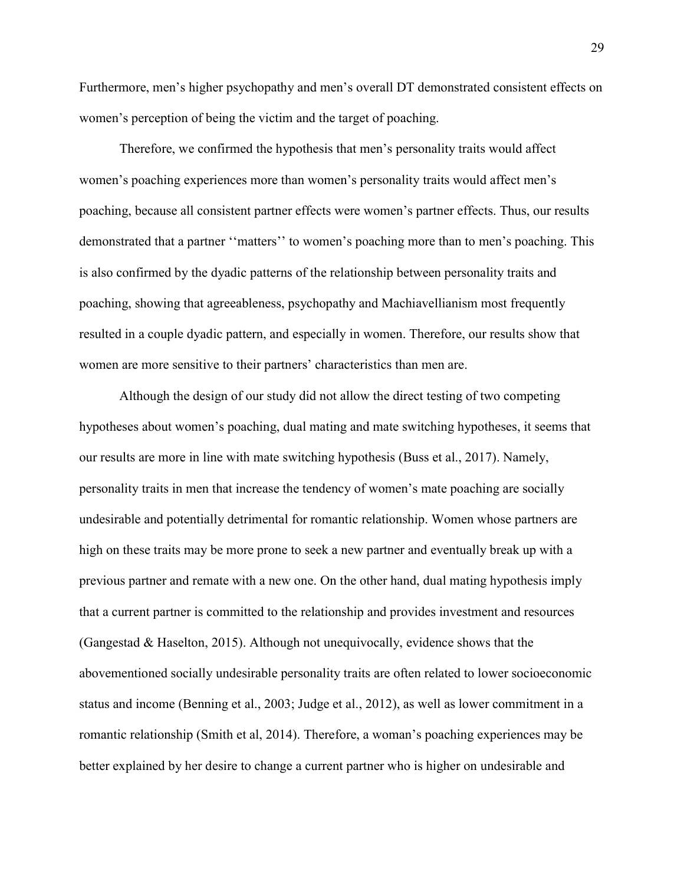Furthermore, men's higher psychopathy and men's overall DT demonstrated consistent effects on women's perception of being the victim and the target of poaching.

Therefore, we confirmed the hypothesis that men's personality traits would affect women's poaching experiences more than women's personality traits would affect men's poaching, because all consistent partner effects were women's partner effects. Thus, our results demonstrated that a partner ''matters'' to women's poaching more than to men's poaching. This is also confirmed by the dyadic patterns of the relationship between personality traits and poaching, showing that agreeableness, psychopathy and Machiavellianism most frequently resulted in a couple dyadic pattern, and especially in women. Therefore, our results show that women are more sensitive to their partners' characteristics than men are.

Although the design of our study did not allow the direct testing of two competing hypotheses about women's poaching, dual mating and mate switching hypotheses, it seems that our results are more in line with mate switching hypothesis (Buss et al., 2017). Namely, personality traits in men that increase the tendency of women's mate poaching are socially undesirable and potentially detrimental for romantic relationship. Women whose partners are high on these traits may be more prone to seek a new partner and eventually break up with a previous partner and remate with a new one. On the other hand, dual mating hypothesis imply that a current partner is committed to the relationship and provides investment and resources (Gangestad & Haselton, 2015). Although not unequivocally, evidence shows that the abovementioned socially undesirable personality traits are often related to lower socioeconomic status and income (Benning et al., 2003; Judge et al., 2012), as well as lower commitment in a romantic relationship (Smith et al, 2014). Therefore, a woman's poaching experiences may be better explained by her desire to change a current partner who is higher on undesirable and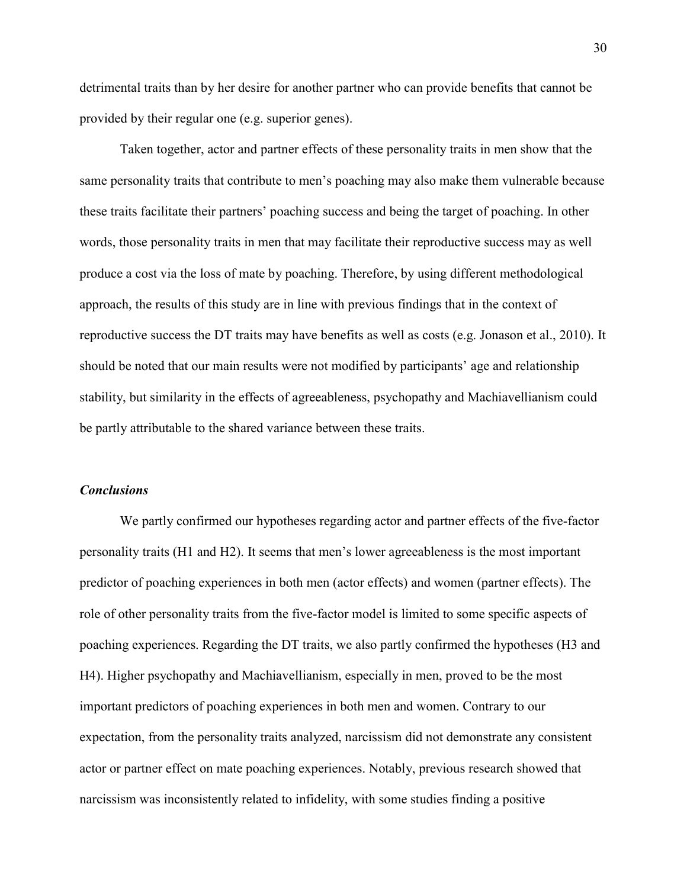detrimental traits than by her desire for another partner who can provide benefits that cannot be provided by their regular one (e.g. superior genes).

Taken together, actor and partner effects of these personality traits in men show that the same personality traits that contribute to men's poaching may also make them vulnerable because these traits facilitate their partners' poaching success and being the target of poaching. In other words, those personality traits in men that may facilitate their reproductive success may as well produce a cost via the loss of mate by poaching. Therefore, by using different methodological approach, the results of this study are in line with previous findings that in the context of reproductive success the DT traits may have benefits as well as costs (e.g. Jonason et al., 2010). It should be noted that our main results were not modified by participants' age and relationship stability, but similarity in the effects of agreeableness, psychopathy and Machiavellianism could be partly attributable to the shared variance between these traits.

### *Conclusions*

We partly confirmed our hypotheses regarding actor and partner effects of the five-factor personality traits (H1 and H2). It seems that men's lower agreeableness is the most important predictor of poaching experiences in both men (actor effects) and women (partner effects). The role of other personality traits from the five-factor model is limited to some specific aspects of poaching experiences. Regarding the DT traits, we also partly confirmed the hypotheses (H3 and H4). Higher psychopathy and Machiavellianism, especially in men, proved to be the most important predictors of poaching experiences in both men and women. Contrary to our expectation, from the personality traits analyzed, narcissism did not demonstrate any consistent actor or partner effect on mate poaching experiences. Notably, previous research showed that narcissism was inconsistently related to infidelity, with some studies finding a positive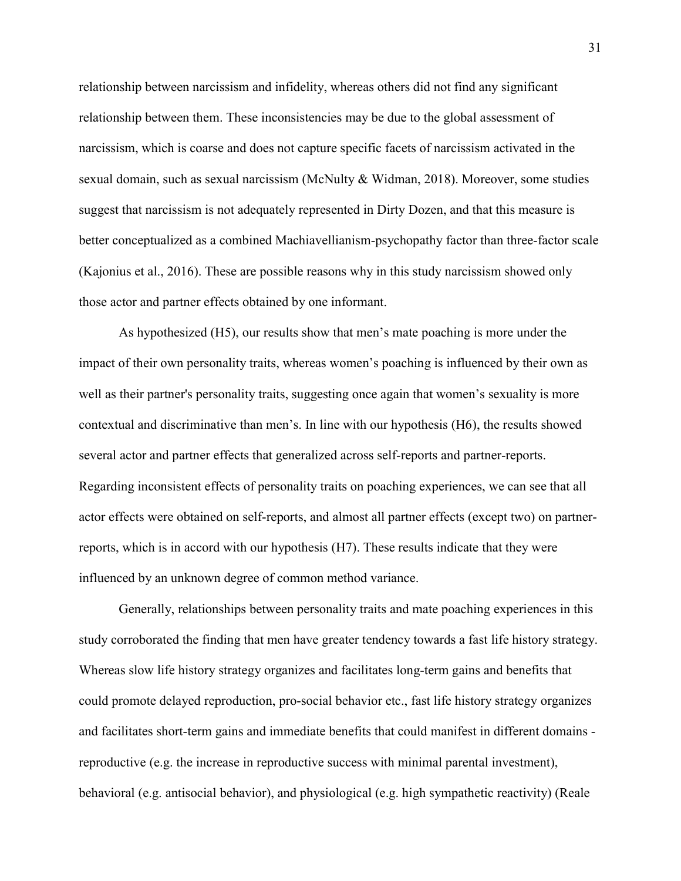relationship between narcissism and infidelity, whereas others did not find any significant relationship between them. These inconsistencies may be due to the global assessment of narcissism, which is coarse and does not capture specific facets of narcissism activated in the sexual domain, such as sexual narcissism (McNulty & Widman, 2018). Moreover, some studies suggest that narcissism is not adequately represented in Dirty Dozen, and that this measure is better conceptualized as a combined Machiavellianism-psychopathy factor than three-factor scale (Kajonius et al., 2016). These are possible reasons why in this study narcissism showed only those actor and partner effects obtained by one informant.

As hypothesized (H5), our results show that men's mate poaching is more under the impact of their own personality traits, whereas women's poaching is influenced by their own as well as their partner's personality traits, suggesting once again that women's sexuality is more contextual and discriminative than men's. In line with our hypothesis (H6), the results showed several actor and partner effects that generalized across self-reports and partner-reports. Regarding inconsistent effects of personality traits on poaching experiences, we can see that all actor effects were obtained on self-reports, and almost all partner effects (except two) on partner-reports, which is in accord with our hypothesis (H7). These results indicate that they were influenced by an unknown degree of common method variance.

Generally, relationships between personality traits and mate poaching experiences in this study corroborated the finding that men have greater tendency towards a fast life history strategy. Whereas slow life history strategy organizes and facilitates long-term gains and benefits that could promote delayed reproduction, pro-social behavior etc., fast life history strategy organizes and facilitates short-term gains and immediate benefits that could manifest in different domains - reproductive (e.g. the increase in reproductive success with minimal parental investment), behavioral (e.g. antisocial behavior), and physiological (e.g. high sympathetic reactivity) (Reale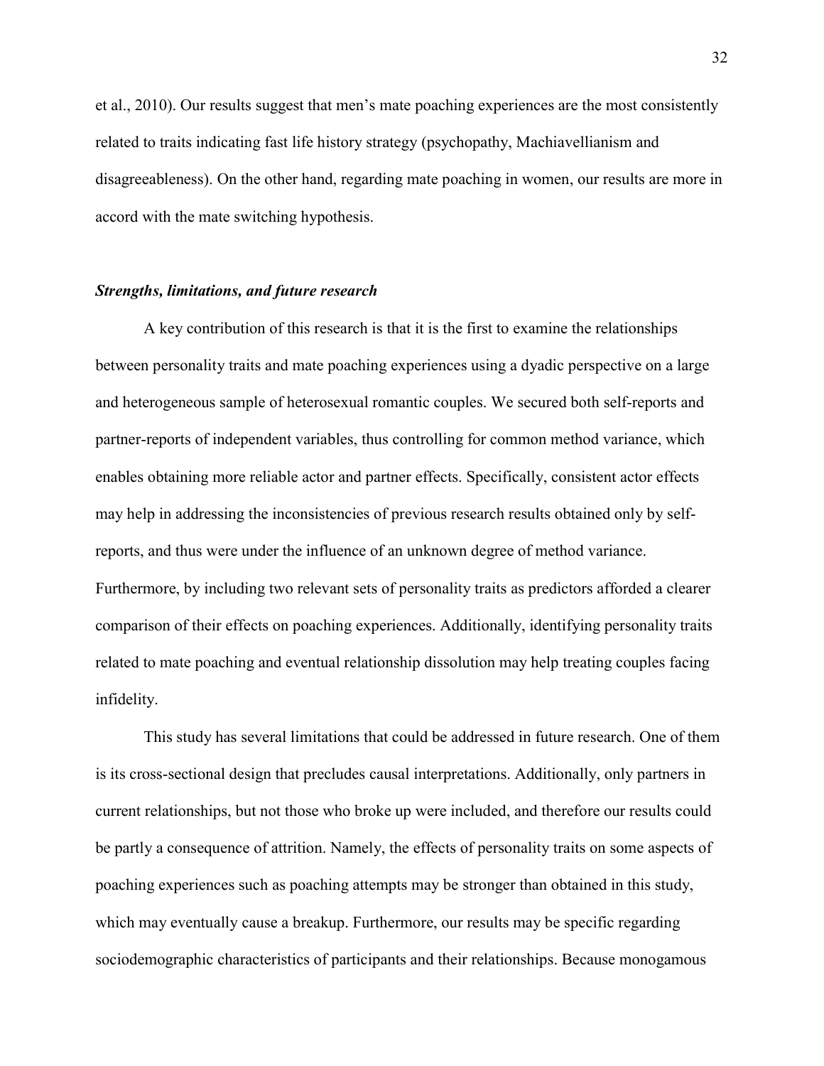et al., 2010). Our results suggest that men's mate poaching experiences are the most consistently related to traits indicating fast life history strategy (psychopathy, Machiavellianism and disagreeableness). On the other hand, regarding mate poaching in women, our results are more in accord with the mate switching hypothesis.

### *Strengths, limitations, and future research*

A key contribution of this research is that it is the first to examine the relationships between personality traits and mate poaching experiences using a dyadic perspective on a large and heterogeneous sample of heterosexual romantic couples. We secured both self-reports and partner-reports of independent variables, thus controlling for common method variance, which enables obtaining more reliable actor and partner effects. Specifically, consistent actor effects may help in addressing the inconsistencies of previous research results obtained only by self-reports, and thus were under the influence of an unknown degree of method variance. Furthermore, by including two relevant sets of personality traits as predictors afforded a clearer comparison of their effects on poaching experiences. Additionally, identifying personality traits related to mate poaching and eventual relationship dissolution may help treating couples facing infidelity.

This study has several limitations that could be addressed in future research. One of them is its cross-sectional design that precludes causal interpretations. Additionally, only partners in current relationships, but not those who broke up were included, and therefore our results could be partly a consequence of attrition. Namely, the effects of personality traits on some aspects of poaching experiences such as poaching attempts may be stronger than obtained in this study, which may eventually cause a breakup. Furthermore, our results may be specific regarding sociodemographic characteristics of participants and their relationships. Because monogamous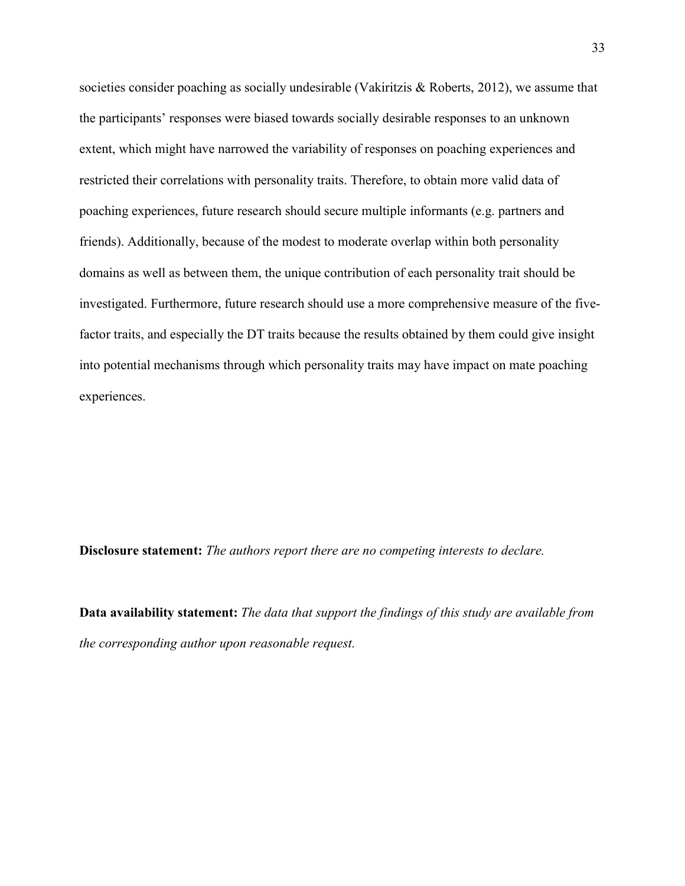societies consider poaching as socially undesirable (Vakiritzis & Roberts, 2012), we assume that the participants' responses were biased towards socially desirable responses to an unknown extent, which might have narrowed the variability of responses on poaching experiences and restricted their correlations with personality traits. Therefore, to obtain more valid data of poaching experiences, future research should secure multiple informants (e.g. partners and friends). Additionally, because of the modest to moderate overlap within both personality domains as well as between them, the unique contribution of each personality trait should be investigated. Furthermore, future research should use a more comprehensive measure of the five-factor traits, and especially the DT traits because the results obtained by them could give insight into potential mechanisms through which personality traits may have impact on mate poaching experiences.

**Disclosure statement:** *The authors report there are no competing interests to declare.*

**Data availability statement:** *The data that support the findings of this study are available from the corresponding author upon reasonable request.*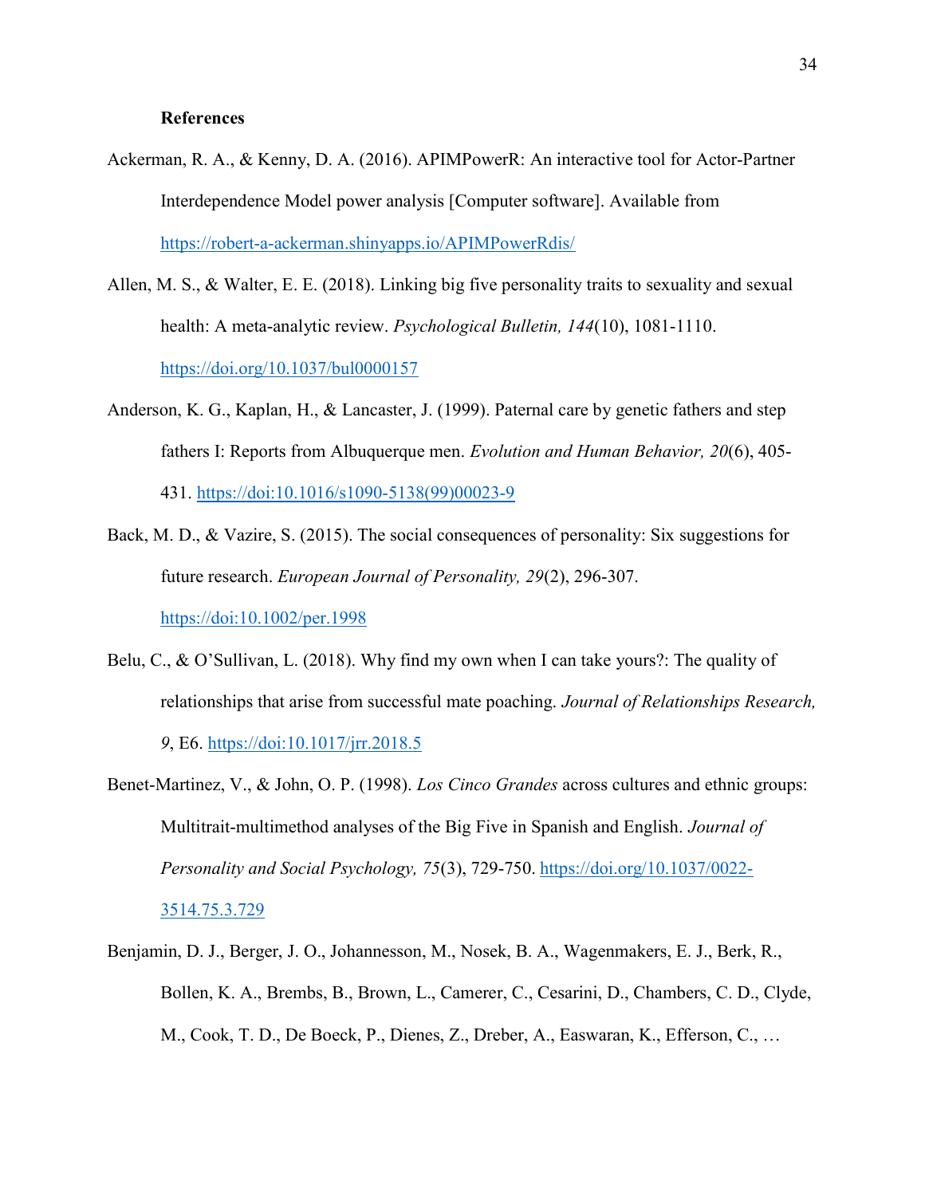## References

Ackerman, R. A., & Kenny, D. A. (2016). APIMPowerR: An interactive tool for Actor-Partner Interdependence Model power analysis [Computer software]. Available from https://robert-a-ackerman.shinyapps.io/APIMPowerRdis/

Allen, M. S., & Walter, E. E. (2018). Linking big five personality traits to sexuality and sexual health: A meta-analytic review. *Psychological Bulletin, 144*(10), 1081-1110. https://doi.org/10.1037/bul0000157

Anderson, K. G., Kaplan, H., & Lancaster, J. (1999). Paternal care by genetic fathers and step fathers I: Reports from Albuquerque men. *Evolution and Human Behavior, 20*(6), 405-431. https://doi:10.1016/s1090-5138(99)00023-9

Back, M. D., & Vazire, S. (2015). The social consequences of personality: Six suggestions for future research. *European Journal of Personality, 29*(2), 296-307. https://doi:10.1002/per.1998

Belu, C., & O'Sullivan, L. (2018). Why find my own when I can take yours?: The quality of relationships that arise from successful mate poaching. *Journal of Relationships Research, 9*, E6. https://doi:10.1017/jrr.2018.5

Benet-Martinez, V., & John, O. P. (1998). *Los Cinco Grandes* across cultures and ethnic groups: Multitrait-multimethod analyses of the Big Five in Spanish and English. *Journal of Personality and Social Psychology, 75*(3), 729-750. https://doi.org/10.1037/0022-3514.75.3.729

Benjamin, D. J., Berger, J. O., Johannesson, M., Nosek, B. A., Wagenmakers, E. J., Berk, R., Bollen, K. A., Brembs, B., Brown, L., Camerer, C., Cesarini, D., Chambers, C. D., Clyde, M., Cook, T. D., De Boeck, P., Dienes, Z., Dreber, A., Easwaran, K., Efferson, C., …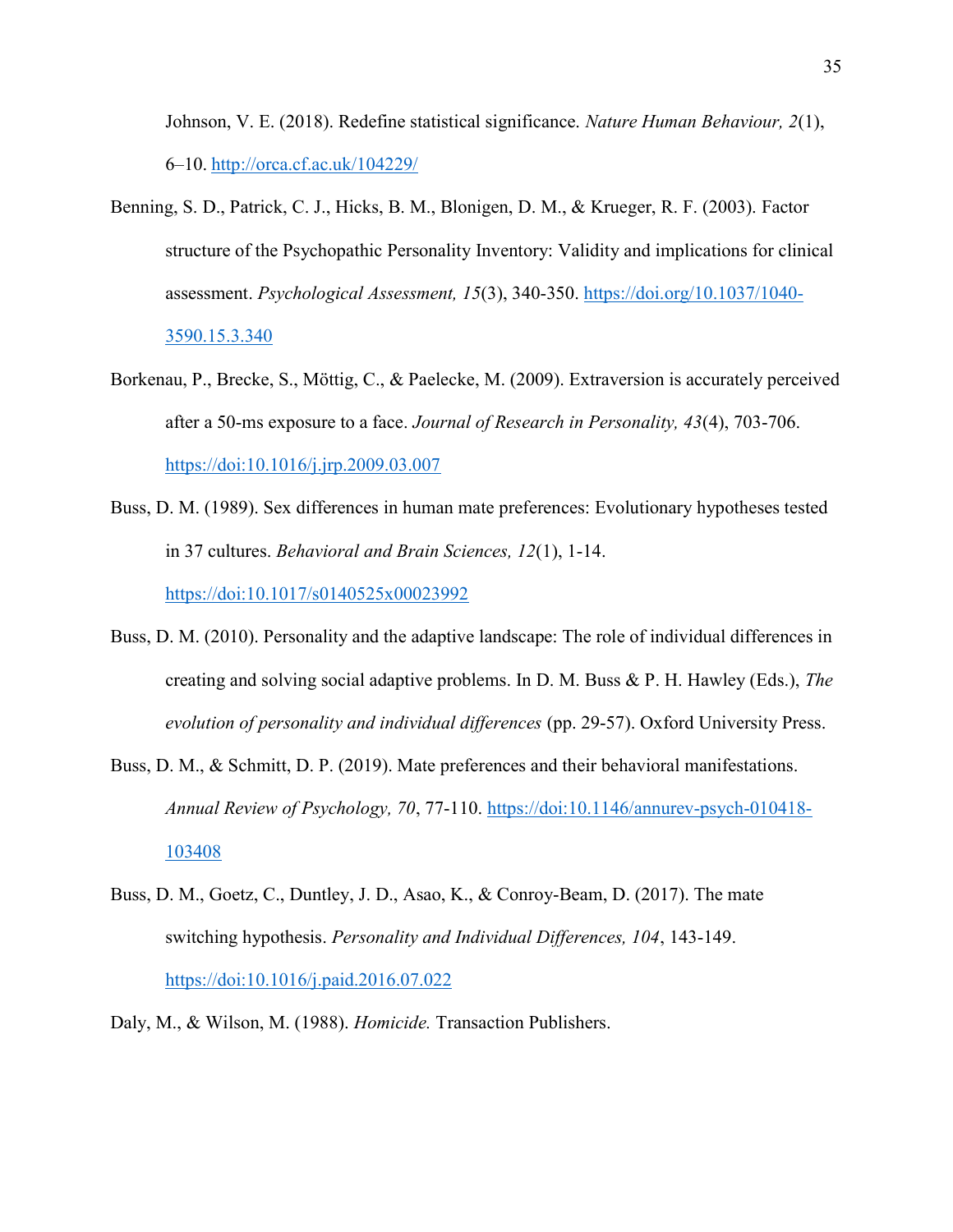Johnson, V. E. (2018). Redefine statistical significance. *Nature Human Behaviour, 2*(1), 6–10. http://orca.cf.ac.uk/104229/

Benning, S. D., Patrick, C. J., Hicks, B. M., Blonigen, D. M., & Krueger, R. F. (2003). Factor structure of the Psychopathic Personality Inventory: Validity and implications for clinical assessment. *Psychological Assessment, 15*(3), 340-350. https://doi.org/10.1037/1040-3590.15.3.340

Borkenau, P., Brecke, S., Möttig, C., & Paelecke, M. (2009). Extraversion is accurately perceived after a 50-ms exposure to a face. *Journal of Research in Personality, 43*(4), 703-706. https://doi:10.1016/j.jrp.2009.03.007

Buss, D. M. (1989). Sex differences in human mate preferences: Evolutionary hypotheses tested in 37 cultures. *Behavioral and Brain Sciences, 12*(1), 1-14. https://doi:10.1017/s0140525x00023992

Buss, D. M. (2010). Personality and the adaptive landscape: The role of individual differences in creating and solving social adaptive problems. In D. M. Buss & P. H. Hawley (Eds.), *The evolution of personality and individual differences* (pp. 29-57). Oxford University Press.

Buss, D. M., & Schmitt, D. P. (2019). Mate preferences and their behavioral manifestations. *Annual Review of Psychology, 70*, 77-110. https://doi:10.1146/annurev-psych-010418-103408

Buss, D. M., Goetz, C., Duntley, J. D., Asao, K., & Conroy-Beam, D. (2017). The mate switching hypothesis. *Personality and Individual Differences, 104*, 143-149. https://doi:10.1016/j.paid.2016.07.022

Daly, M., & Wilson, M. (1988). *Homicide.* Transaction Publishers.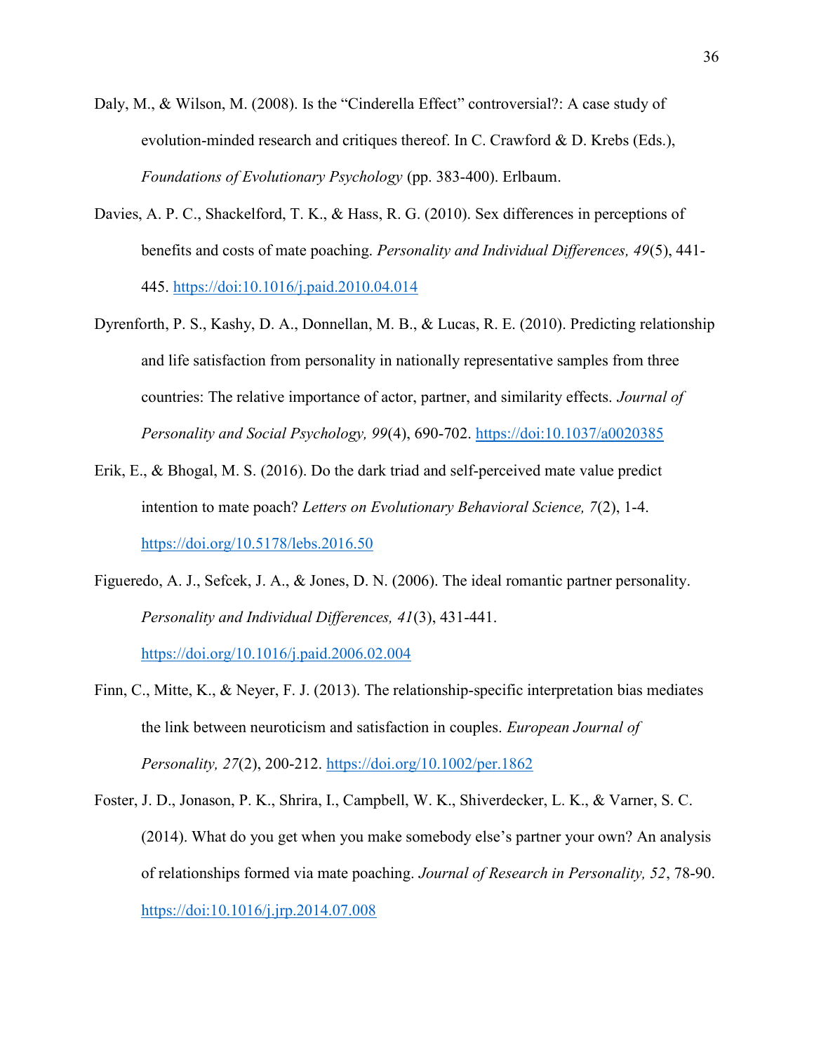Daly, M., & Wilson, M. (2008). Is the "Cinderella Effect" controversial?: A case study of evolution-minded research and critiques thereof. In C. Crawford & D. Krebs (Eds.), *Foundations of Evolutionary Psychology* (pp. 383-400). Erlbaum.

Davies, A. P. C., Shackelford, T. K., & Hass, R. G. (2010). Sex differences in perceptions of benefits and costs of mate poaching. *Personality and Individual Differences, 49*(5), 441-445. https://doi:10.1016/j.paid.2010.04.014

Dyrenforth, P. S., Kashy, D. A., Donnellan, M. B., & Lucas, R. E. (2010). Predicting relationship and life satisfaction from personality in nationally representative samples from three countries: The relative importance of actor, partner, and similarity effects. *Journal of Personality and Social Psychology, 99*(4), 690-702. https://doi:10.1037/a0020385

Erik, E., & Bhogal, M. S. (2016). Do the dark triad and self-perceived mate value predict intention to mate poach? *Letters on Evolutionary Behavioral Science, 7*(2), 1-4. https://doi.org/10.5178/lebs.2016.50

Figueredo, A. J., Sefcek, J. A., & Jones, D. N. (2006). The ideal romantic partner personality. *Personality and Individual Differences, 41*(3), 431-441. https://doi.org/10.1016/j.paid.2006.02.004

Finn, C., Mitte, K., & Neyer, F. J. (2013). The relationship-specific interpretation bias mediates the link between neuroticism and satisfaction in couples. *European Journal of Personality, 27*(2), 200-212. https://doi.org/10.1002/per.1862

Foster, J. D., Jonason, P. K., Shrira, I., Campbell, W. K., Shiverdecker, L. K., & Varner, S. C. (2014). What do you get when you make somebody else's partner your own? An analysis of relationships formed via mate poaching. *Journal of Research in Personality, 52*, 78-90. https://doi:10.1016/j.jrp.2014.07.008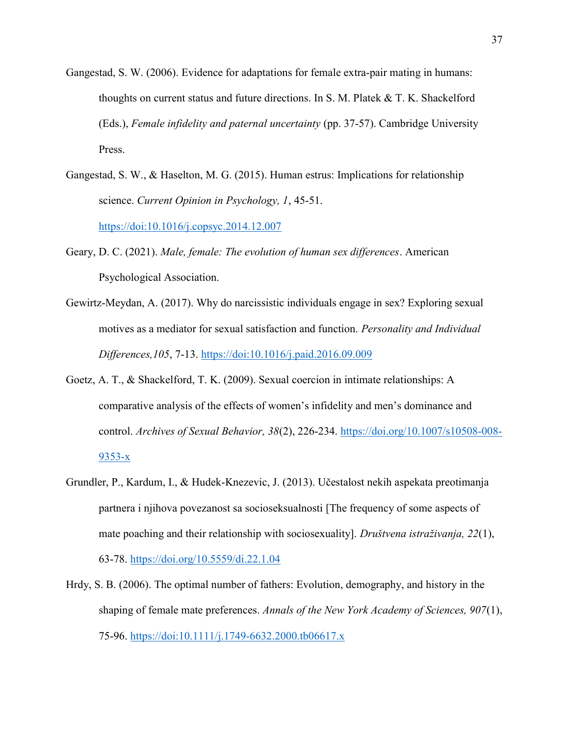Gangestad, S. W. (2006). Evidence for adaptations for female extra-pair mating in humans: thoughts on current status and future directions. In S. M. Platek & T. K. Shackelford (Eds.), *Female infidelity and paternal uncertainty* (pp. 37-57). Cambridge University Press.

Gangestad, S. W., & Haselton, M. G. (2015). Human estrus: Implications for relationship science. *Current Opinion in Psychology, 1*, 45-51. https://doi:10.1016/j.copsyc.2014.12.007

Geary, D. C. (2021). *Male, female: The evolution of human sex differences*. American Psychological Association.

Gewirtz-Meydan, A. (2017). Why do narcissistic individuals engage in sex? Exploring sexual motives as a mediator for sexual satisfaction and function. *Personality and Individual Differences,105*, 7-13. https://doi:10.1016/j.paid.2016.09.009

Goetz, A. T., & Shackelford, T. K. (2009). Sexual coercion in intimate relationships: A comparative analysis of the effects of women's infidelity and men's dominance and control. *Archives of Sexual Behavior, 38*(2), 226-234. https://doi.org/10.1007/s10508-008-9353-x

Grundler, P., Kardum, I., & Hudek-Knezevic, J. (2013). Učestalost nekih aspekata preotimanja partnera i njihova povezanost sa socioseksualnosti [The frequency of some aspects of mate poaching and their relationship with sociosexuality]. *Društvena istraživanja, 22*(1), 63-78. https://doi.org/10.5559/di.22.1.04

Hrdy, S. B. (2006). The optimal number of fathers: Evolution, demography, and history in the shaping of female mate preferences. *Annals of the New York Academy of Sciences, 907*(1), 75-96. https://doi:10.1111/j.1749-6632.2000.tb06617.x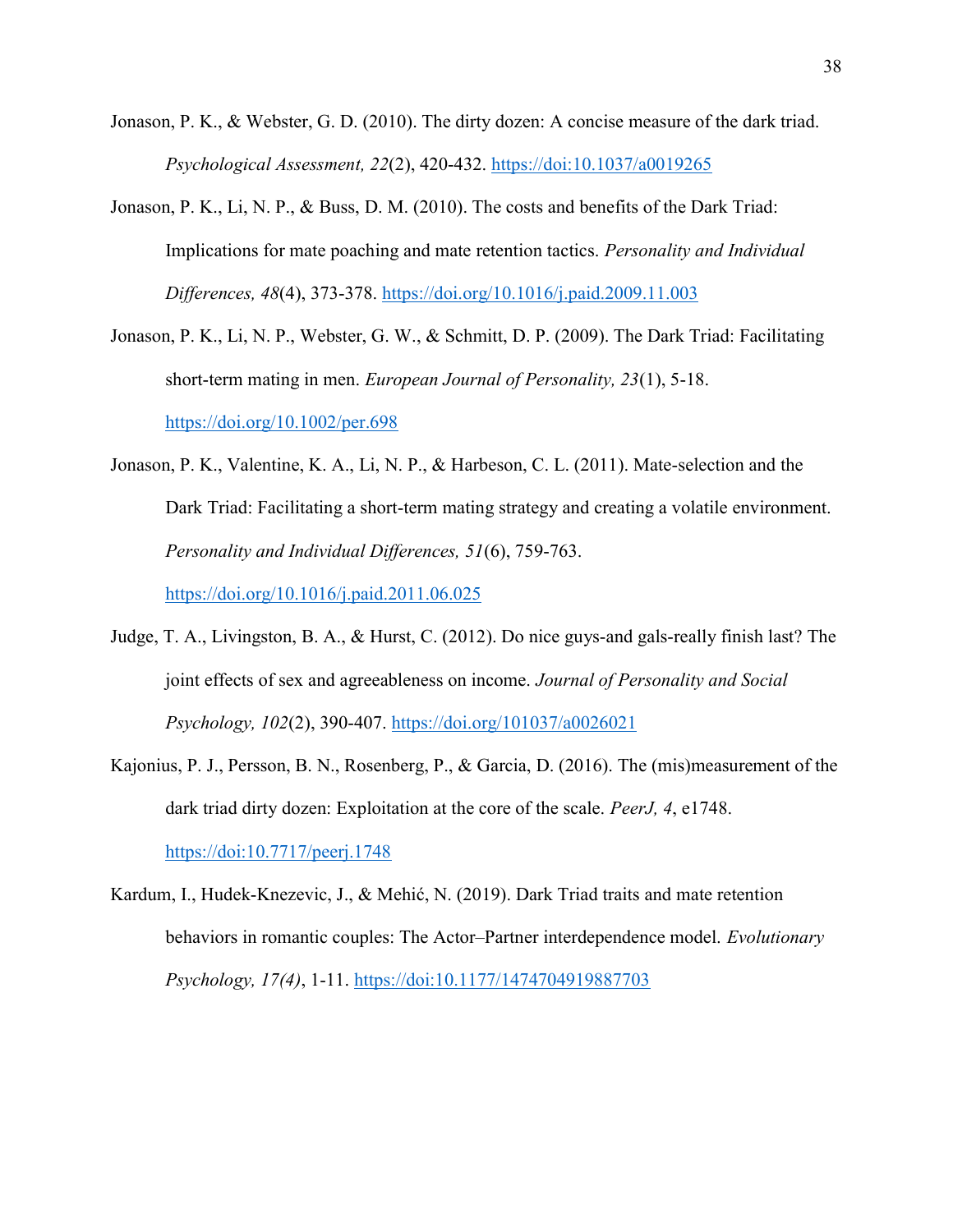Jonason, P. K., & Webster, G. D. (2010). The dirty dozen: A concise measure of the dark triad. *Psychological Assessment, 22*(2), 420-432. https://doi:10.1037/a0019265

Jonason, P. K., Li, N. P., & Buss, D. M. (2010). The costs and benefits of the Dark Triad: Implications for mate poaching and mate retention tactics. *Personality and Individual Differences, 48*(4), 373-378. https://doi.org/10.1016/j.paid.2009.11.003

Jonason, P. K., Li, N. P., Webster, G. W., & Schmitt, D. P. (2009). The Dark Triad: Facilitating short-term mating in men. *European Journal of Personality, 23*(1), 5-18. https://doi.org/10.1002/per.698

Jonason, P. K., Valentine, K. A., Li, N. P., & Harbeson, C. L. (2011). Mate-selection and the Dark Triad: Facilitating a short-term mating strategy and creating a volatile environment. *Personality and Individual Differences, 51*(6), 759-763. https://doi.org/10.1016/j.paid.2011.06.025

Judge, T. A., Livingston, B. A., & Hurst, C. (2012). Do nice guys-and gals-really finish last? The joint effects of sex and agreeableness on income. *Journal of Personality and Social Psychology, 102*(2), 390-407. https://doi.org/101037/a0026021

Kajonius, P. J., Persson, B. N., Rosenberg, P., & Garcia, D. (2016). The (mis)measurement of the dark triad dirty dozen: Exploitation at the core of the scale. *PeerJ, 4*, e1748. https://doi:10.7717/peerj.1748

Kardum, I., Hudek-Knezevic, J., & Mehić, N. (2019). Dark Triad traits and mate retention behaviors in romantic couples: The Actor–Partner interdependence model. *Evolutionary Psychology, 17(4)*, 1-11. https://doi:10.1177/1474704919887703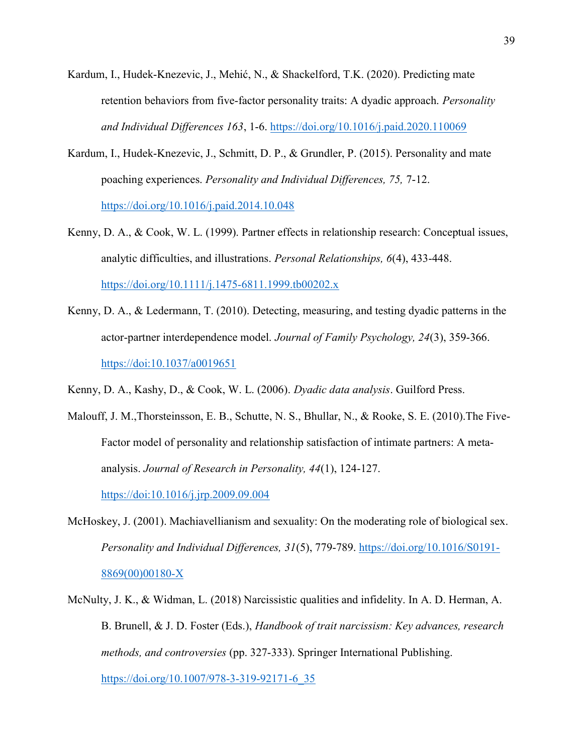Kardum, I., Hudek-Knezevic, J., Mehić, N., & Shackelford, T.K. (2020). Predicting mate retention behaviors from five-factor personality traits: A dyadic approach. *Personality and Individual Differences 163*, 1-6. https://doi.org/10.1016/j.paid.2020.110069

Kardum, I., Hudek-Knezevic, J., Schmitt, D. P., & Grundler, P. (2015). Personality and mate poaching experiences. *Personality and Individual Differences, 75,* 7-12. https://doi.org/10.1016/j.paid.2014.10.048

Kenny, D. A., & Cook, W. L. (1999). Partner effects in relationship research: Conceptual issues, analytic difficulties, and illustrations. *Personal Relationships, 6*(4), 433-448. https://doi.org/10.1111/j.1475-6811.1999.tb00202.x

Kenny, D. A., & Ledermann, T. (2010). Detecting, measuring, and testing dyadic patterns in the actor-partner interdependence model. *Journal of Family Psychology, 24*(3), 359-366. https://doi:10.1037/a0019651

Kenny, D. A., Kashy, D., & Cook, W. L. (2006). *Dyadic data analysis*. Guilford Press.

Malouff, J. M.,Thorsteinsson, E. B., Schutte, N. S., Bhullar, N., & Rooke, S. E. (2010).The Five-Factor model of personality and relationship satisfaction of intimate partners: A meta-analysis. *Journal of Research in Personality, 44*(1), 124-127. https://doi:10.1016/j.jrp.2009.09.004

McHoskey, J. (2001). Machiavellianism and sexuality: On the moderating role of biological sex. *Personality and Individual Differences, 31*(5), 779-789. https://doi.org/10.1016/S0191-8869(00)00180-X

McNulty, J. K., & Widman, L. (2018) Narcissistic qualities and infidelity. In A. D. Herman, A. B. Brunell, & J. D. Foster (Eds.), *Handbook of trait narcissism: Key advances, research methods, and controversies* (pp. 327-333). Springer International Publishing. https://doi.org/10.1007/978-3-319-92171-6_35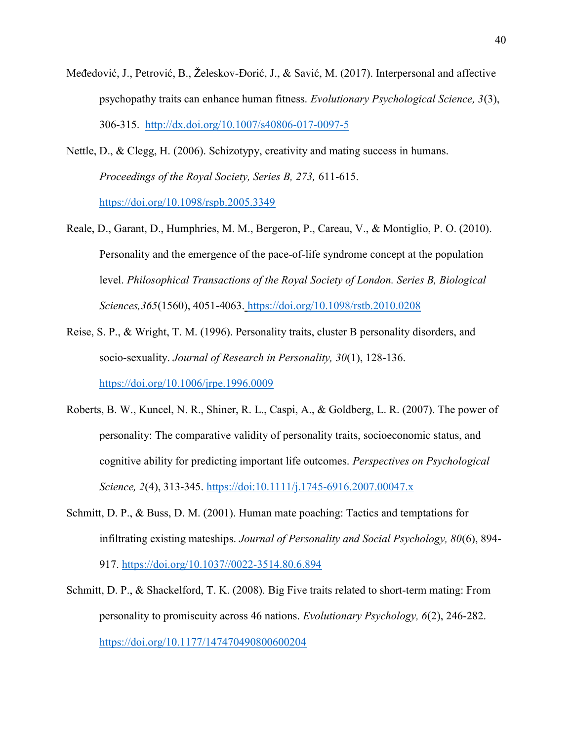Međedović, J., Petrović, B., Želeskov-Đorić, J., & Savić, M. (2017). Interpersonal and affective psychopathy traits can enhance human fitness. *Evolutionary Psychological Science, 3*(3), 306-315. http://dx.doi.org/10.1007/s40806-017-0097-5

Nettle, D., & Clegg, H. (2006). Schizotypy, creativity and mating success in humans. *Proceedings of the Royal Society, Series B, 273,* 611-615. https://doi.org/10.1098/rspb.2005.3349

Reale, D., Garant, D., Humphries, M. M., Bergeron, P., Careau, V., & Montiglio, P. O. (2010). Personality and the emergence of the pace-of-life syndrome concept at the population level. *Philosophical Transactions of the Royal Society of London. Series B, Biological Sciences,365*(1560), 4051-4063. https://doi.org/10.1098/rstb.2010.0208

Reise, S. P., & Wright, T. M. (1996). Personality traits, cluster B personality disorders, and socio-sexuality. *Journal of Research in Personality, 30*(1), 128-136. https://doi.org/10.1006/jrpe.1996.0009

Roberts, B. W., Kuncel, N. R., Shiner, R. L., Caspi, A., & Goldberg, L. R. (2007). The power of personality: The comparative validity of personality traits, socioeconomic status, and cognitive ability for predicting important life outcomes. *Perspectives on Psychological Science, 2*(4), 313-345. https://doi:10.1111/j.1745-6916.2007.00047.x

Schmitt, D. P., & Buss, D. M. (2001). Human mate poaching: Tactics and temptations for infiltrating existing mateships. *Journal of Personality and Social Psychology, 80*(6), 894-917. https://doi.org/10.1037//0022-3514.80.6.894

Schmitt, D. P., & Shackelford, T. K. (2008). Big Five traits related to short-term mating: From personality to promiscuity across 46 nations. *Evolutionary Psychology, 6*(2), 246-282. https://doi.org/10.1177/147470490800600204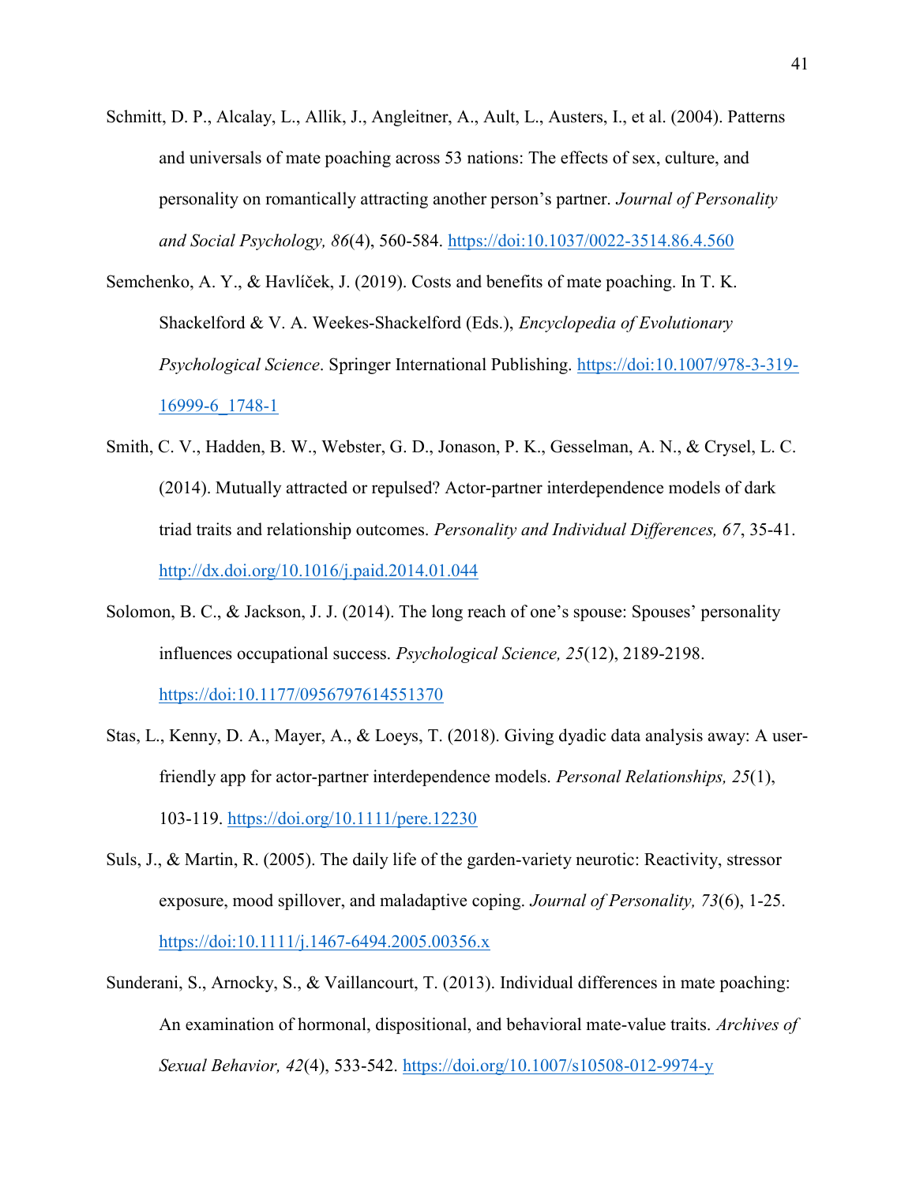Schmitt, D. P., Alcalay, L., Allik, J., Angleitner, A., Ault, L., Austers, I., et al. (2004). Patterns and universals of mate poaching across 53 nations: The effects of sex, culture, and personality on romantically attracting another person's partner. *Journal of Personality and Social Psychology, 86*(4), 560-584. https://doi:10.1037/0022-3514.86.4.560

Semchenko, A. Y., & Havlíček, J. (2019). Costs and benefits of mate poaching. In T. K. Shackelford & V. A. Weekes-Shackelford (Eds.), *Encyclopedia of Evolutionary Psychological Science*. Springer International Publishing. https://doi:10.1007/978-3-319-16999-6_1748-1

Smith, C. V., Hadden, B. W., Webster, G. D., Jonason, P. K., Gesselman, A. N., & Crysel, L. C. (2014). Mutually attracted or repulsed? Actor-partner interdependence models of dark triad traits and relationship outcomes. *Personality and Individual Differences, 67*, 35-41. http://dx.doi.org/10.1016/j.paid.2014.01.044

Solomon, B. C., & Jackson, J. J. (2014). The long reach of one's spouse: Spouses' personality influences occupational success. *Psychological Science, 25*(12), 2189-2198. https://doi:10.1177/0956797614551370

Stas, L., Kenny, D. A., Mayer, A., & Loeys, T. (2018). Giving dyadic data analysis away: A user-friendly app for actor-partner interdependence models. *Personal Relationships, 25*(1), 103-119. https://doi.org/10.1111/pere.12230

Suls, J., & Martin, R. (2005). The daily life of the garden-variety neurotic: Reactivity, stressor exposure, mood spillover, and maladaptive coping. *Journal of Personality, 73*(6), 1-25. https://doi:10.1111/j.1467-6494.2005.00356.x

Sunderani, S., Arnocky, S., & Vaillancourt, T. (2013). Individual differences in mate poaching: An examination of hormonal, dispositional, and behavioral mate-value traits. *Archives of Sexual Behavior, 42*(4), 533-542. https://doi.org/10.1007/s10508-012-9974-y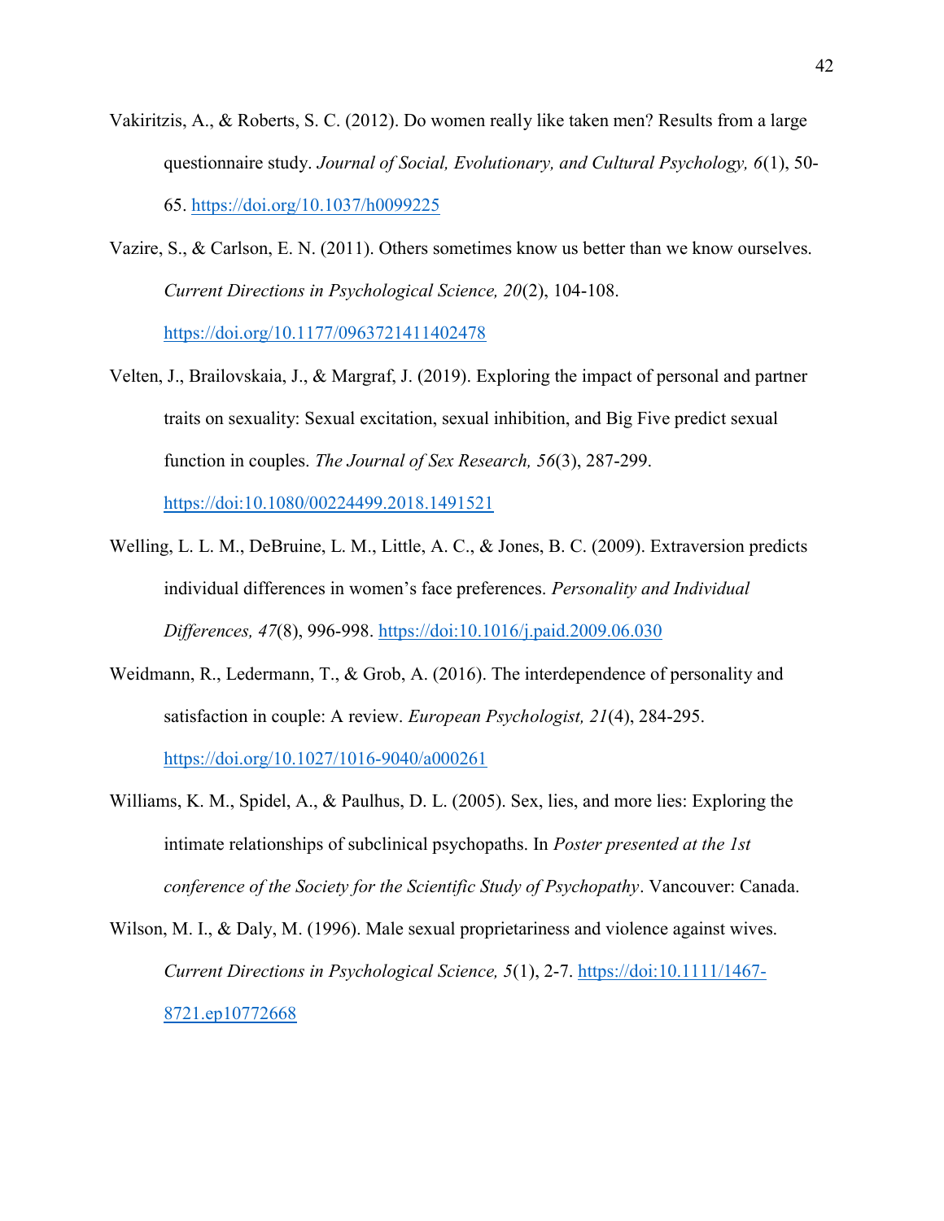Vakiritzis, A., & Roberts, S. C. (2012). Do women really like taken men? Results from a large questionnaire study. *Journal of Social, Evolutionary, and Cultural Psychology, 6*(1), 50-65. https://doi.org/10.1037/h0099225

Vazire, S., & Carlson, E. N. (2011). Others sometimes know us better than we know ourselves. *Current Directions in Psychological Science, 20*(2), 104-108. https://doi.org/10.1177/0963721411402478

Velten, J., Brailovskaia, J., & Margraf, J. (2019). Exploring the impact of personal and partner traits on sexuality: Sexual excitation, sexual inhibition, and Big Five predict sexual function in couples. *The Journal of Sex Research, 56*(3), 287-299. https://doi:10.1080/00224499.2018.1491521

Welling, L. L. M., DeBruine, L. M., Little, A. C., & Jones, B. C. (2009). Extraversion predicts individual differences in women's face preferences. *Personality and Individual Differences, 47*(8), 996-998. https://doi:10.1016/j.paid.2009.06.030

Weidmann, R., Ledermann, T., & Grob, A. (2016). The interdependence of personality and satisfaction in couple: A review. *European Psychologist, 21*(4), 284-295. https://doi.org/10.1027/1016-9040/a000261

Williams, K. M., Spidel, A., & Paulhus, D. L. (2005). Sex, lies, and more lies: Exploring the intimate relationships of subclinical psychopaths. In *Poster presented at the 1st conference of the Society for the Scientific Study of Psychopathy*. Vancouver: Canada.

Wilson, M. I., & Daly, M. (1996). Male sexual proprietariness and violence against wives. *Current Directions in Psychological Science, 5*(1), 2-7. https://doi:10.1111/1467-8721.ep10772668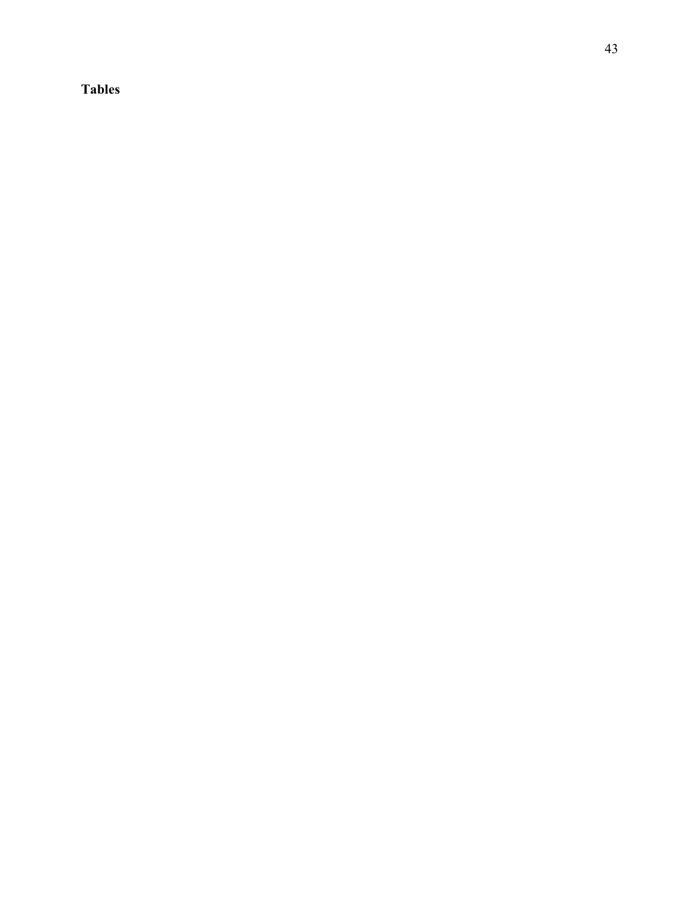**Tables**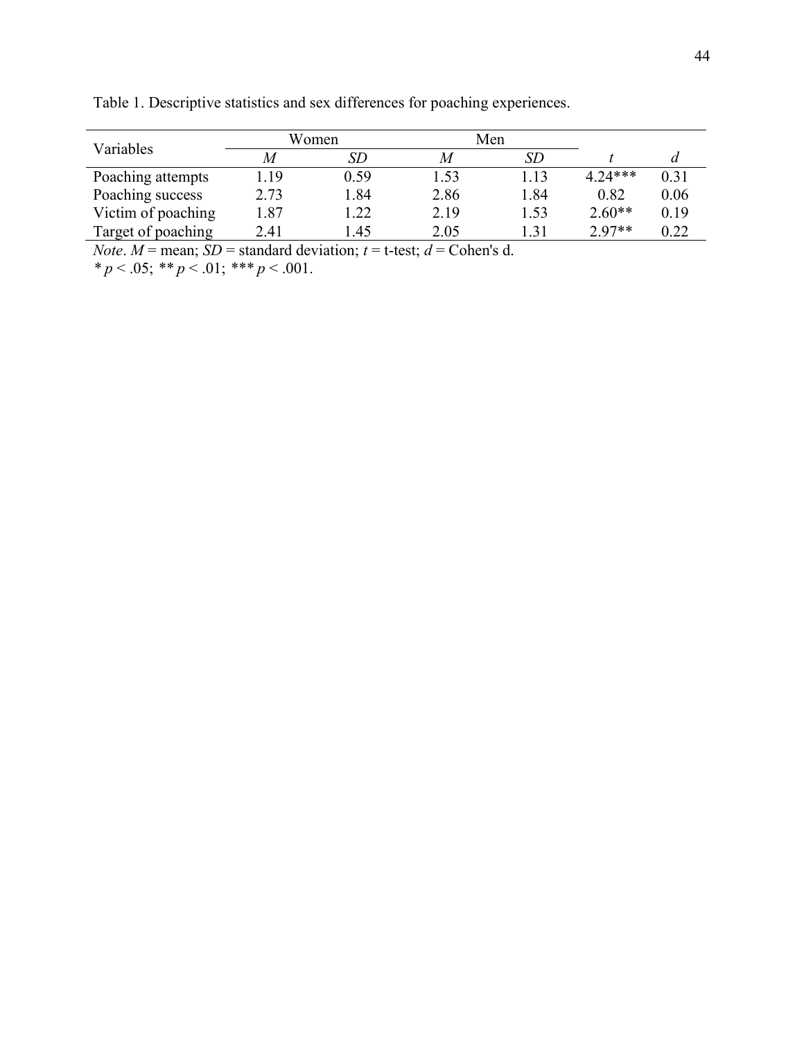Table 1. Descriptive statistics and sex differences for poaching experiences.

| Variables | Women | | Men | | | |
|---|---|---|---|---|---|---|
| | *M* | *SD* | *M* | *SD* | *t* | *d* |
| Poaching attempts | 1.19 | 0.59 | 1.53 | 1.13 | 4.24*** | 0.31 |
| Poaching success | 2.73 | 1.84 | 2.86 | 1.84 | 0.82 | 0.06 |
| Victim of poaching | 1.87 | 1.22 | 2.19 | 1.53 | 2.60** | 0.19 |
| Target of poaching | 2.41 | 1.45 | 2.05 | 1.31 | 2.97** | 0.22 |

*Note*. $M$ = mean; $SD$ = standard deviation; $t$ = t-test; $d$ = Cohen's d.
* $p < .05$; ** $p < .01$; *** $p < .001$.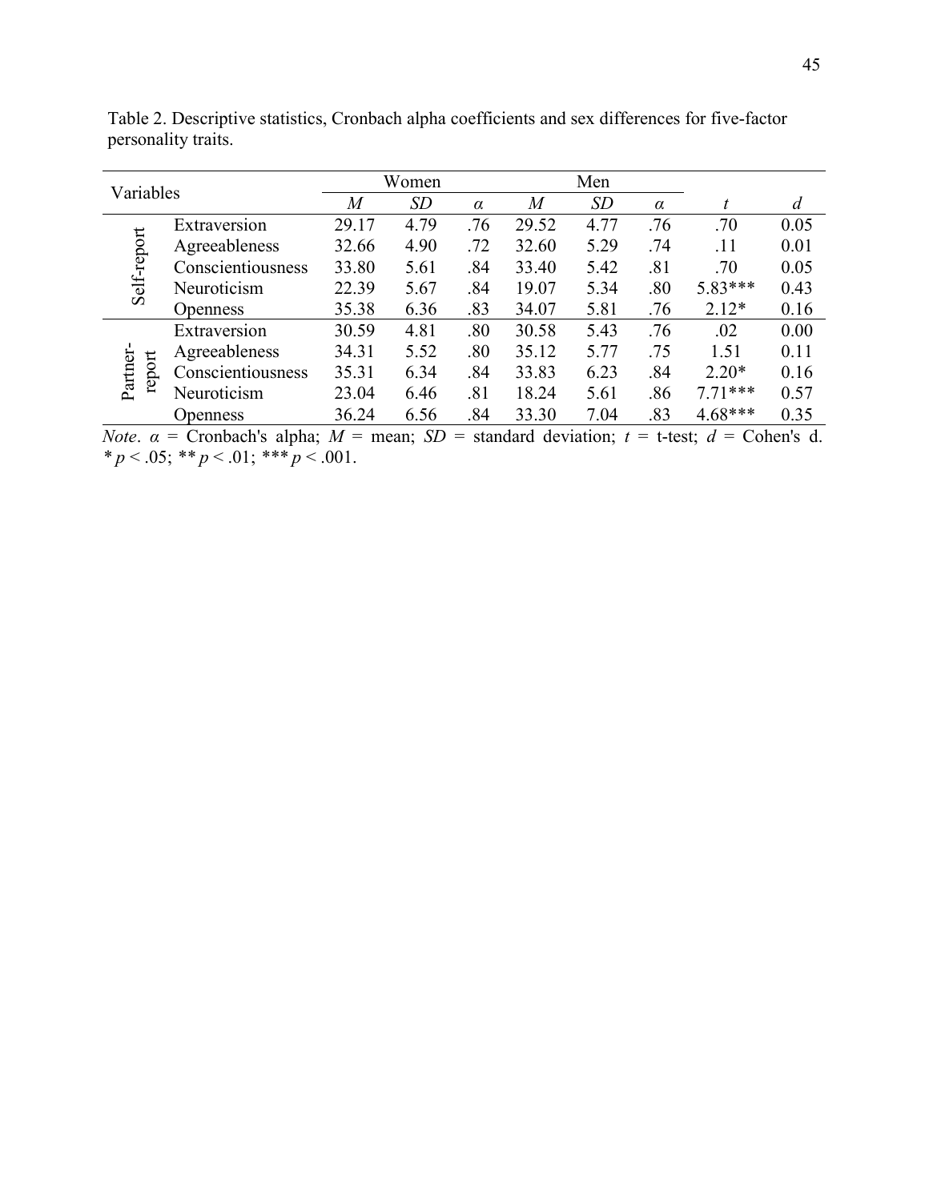Table 2. Descriptive statistics, Cronbach alpha coefficients and sex differences for five-factor personality traits.

| Variables | | Women | | | Men | | | | |
|---|---|---|---|---|---|---|---|---|---|
| | | *M* | *SD* | *α* | *M* | *SD* | *α* | *t* | *d* |
| Self-report | Extraversion | 29.17 | 4.79 | .76 | 29.52 | 4.77 | .76 | .70 | 0.05 |
| | Agreeableness | 32.66 | 4.90 | .72 | 32.60 | 5.29 | .74 | .11 | 0.01 |
| | Conscientiousness | 33.80 | 5.61 | .84 | 33.40 | 5.42 | .81 | .70 | 0.05 |
| | Neuroticism | 22.39 | 5.67 | .84 | 19.07 | 5.34 | .80 | 5.83*** | 0.43 |
| | Openness | 35.38 | 6.36 | .83 | 34.07 | 5.81 | .76 | 2.12* | 0.16 |
| Partner-report | Extraversion | 30.59 | 4.81 | .80 | 30.58 | 5.43 | .76 | .02 | 0.00 |
| | Agreeableness | 34.31 | 5.52 | .80 | 35.12 | 5.77 | .75 | 1.51 | 0.11 |
| | Conscientiousness | 35.31 | 6.34 | .84 | 33.83 | 6.23 | .84 | 2.20* | 0.16 |
| | Neuroticism | 23.04 | 6.46 | .81 | 18.24 | 5.61 | .86 | 7.71*** | 0.57 |
| | Openness | 36.24 | 6.56 | .84 | 33.30 | 7.04 | .83 | 4.68*** | 0.35 |

*Note*. $\alpha$ = Cronbach's alpha; *M* = mean; *SD* = standard deviation; *t* = t-test; *d* = Cohen's d. * $p < .05$; ** $p < .01$; *** $p < .001$.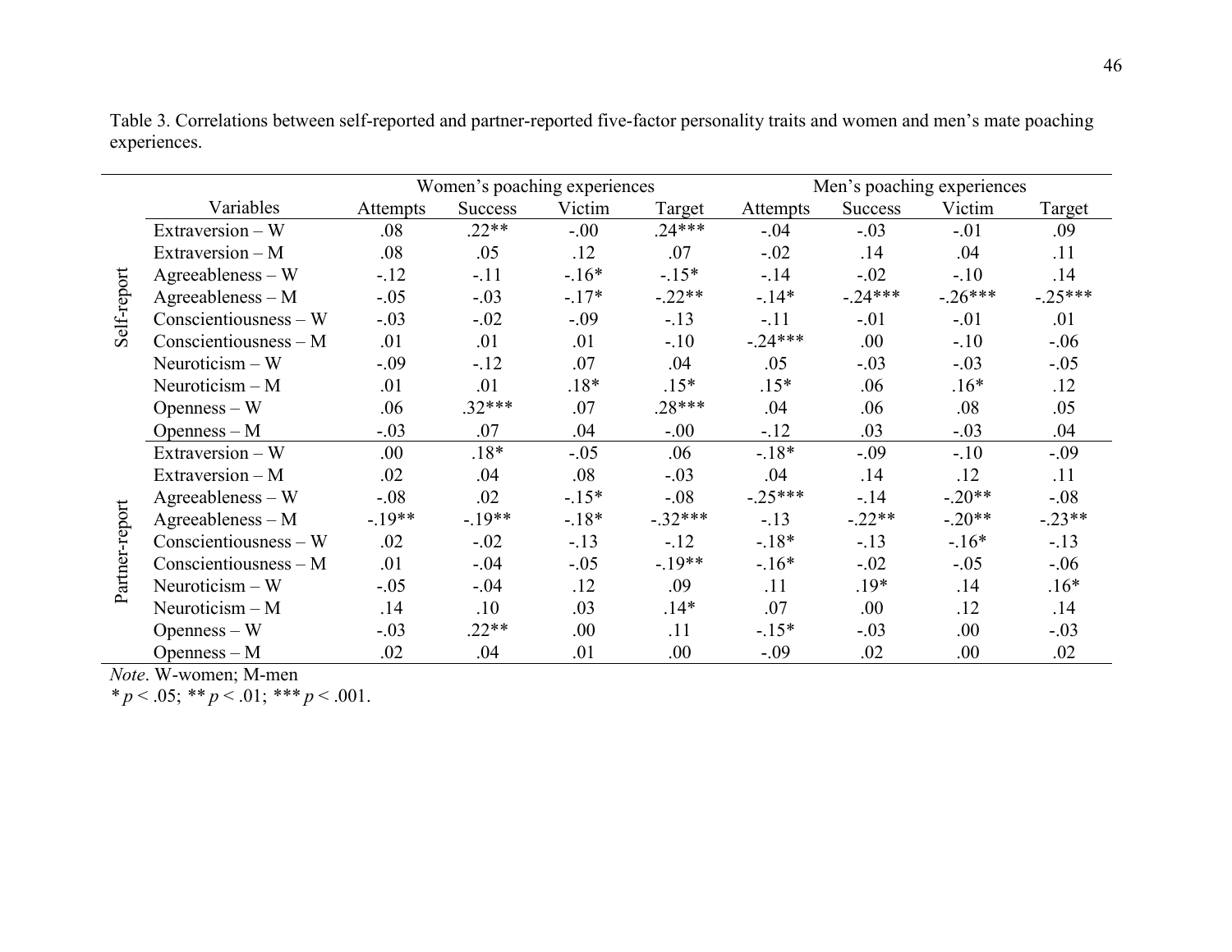Table 3. Correlations between self-reported and partner-reported five-factor personality traits and women and men's mate poaching experiences.

| | Variables | Women's poaching experiences | | | | Men's poaching experiences | | | |
|---|---|---|---|---|---|---|---|---|---|
| | | Attempts | Success | Victim | Target | Attempts | Success | Victim | Target |
| Self-report | Extraversion – W | .08 | .22** | -.00 | .24*** | -.04 | -.03 | -.01 | .09 |
| | Extraversion – M | .08 | .05 | .12 | .07 | -.02 | .14 | .04 | .11 |
| | Agreeableness – W | -.12 | -.11 | -.16* | -.15* | -.14 | -.02 | -.10 | .14 |
| | Agreeableness – M | -.05 | -.03 | -.17* | -.22** | -.14* | -.24*** | -.26*** | -.25*** |
| | Conscientiousness – W | -.03 | -.02 | -.09 | -.13 | -.11 | -.01 | -.01 | .01 |
| | Conscientiousness – M | .01 | .01 | .01 | -.10 | -.24*** | .00 | -.10 | -.06 |
| | Neuroticism – W | -.09 | -.12 | .07 | .04 | .05 | -.03 | -.03 | -.05 |
| | Neuroticism – M | .01 | .01 | .18* | .15* | .15* | .06 | .16* | .12 |
| | Openness – W | .06 | .32*** | .07 | .28*** | .04 | .06 | .08 | .05 |
| | Openness – M | -.03 | .07 | .04 | -.00 | -.12 | .03 | -.03 | .04 |
| Partner-report | Extraversion – W | .00 | .18* | -.05 | .06 | -.18* | -.09 | -.10 | -.09 |
| | Extraversion – M | .02 | .04 | .08 | -.03 | .04 | .14 | .12 | .11 |
| | Agreeableness – W | -.08 | .02 | -.15* | -.08 | -.25*** | -.14 | -.20** | -.08 |
| | Agreeableness – M | -.19** | -.19** | -.18* | -.32*** | -.13 | -.22** | -.20** | -.23** |
| | Conscientiousness – W | .02 | -.02 | -.13 | -.12 | -.18* | -.13 | -.16* | -.13 |
| | Conscientiousness – M | .01 | -.04 | -.05 | -.19** | -.16* | -.02 | -.05 | -.06 |
| | Neuroticism – W | -.05 | -.04 | .12 | .09 | .11 | .19* | .14 | .16* |
| | Neuroticism – M | .14 | .10 | .03 | .14* | .07 | .00 | .12 | .14 |
| | Openness – W | -.03 | .22** | .00 | .11 | -.15* | -.03 | .00 | -.03 |
| | Openness – M | .02 | .04 | .01 | .00 | -.09 | .02 | .00 | .02 |

*Note*. W-women; M-men

* $p < .05$; ** $p < .01$; *** $p < .001$.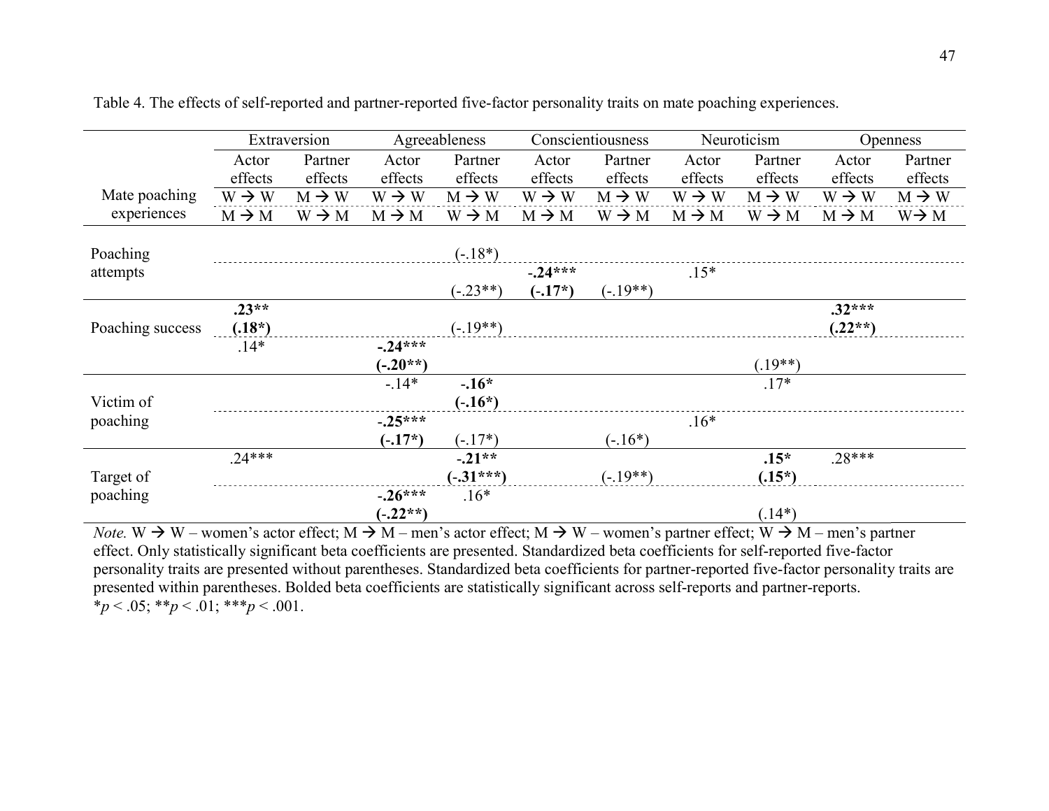Table 4. The effects of self-reported and partner-reported five-factor personality traits on mate poaching experiences.

| Mate poaching experiences | Extraversion | | Agreeableness | | Conscientiousness | | Neuroticism | | Openness | |
|---|---|---|---|---|---|---|---|---|---|---|
| | Actor effects | Partner effects | Actor effects | Partner effects | Actor effects | Partner effects | Actor effects | Partner effects | Actor effects | Partner effects |
| | W → W | M → W | W → W | M → W | W → W | M → W | W → W | M → W | W → W | M → W |
| | M → M | W → M | M → M | W → M | M → M | W → M | M → M | W → M | M → M | W→ M |
| Poaching attempts (W) | | | | (-.18*) | | | | | | |
| Poaching attempts (M) | | | | (-.23**) | **-.24*** (-.17*)** | (-.19**) | .15* | | | |
| Poaching success (W) | **.23** (.18*)** | | | (-.19**) | | | | | **.32*** (.22**)** | |
| Poaching success (M) | .14* | | **-.24*** (-.20**)** | | | | | (.19**) | | |
| Victim of poaching (W) | | | -.14* | **-.16* (-.16*)** | | | | .17* | | |
| Victim of poaching (M) | | | **-.25*** (-.17*)** | (-.17*) | | (-.16*) | .16* | | | |
| Target of poaching (W) | .24*** | | | **-.21** (-.31***)** | | (-.19**) | | **.15* (.15*)** | .28*** | |
| Target of poaching (M) | | | **-.26*** (-.22**)** | .16* | | | | (.14*) | | |

*Note.* W → W – women's actor effect; M → M – men's actor effect; M → W – women's partner effect; W → M – men's partner effect. Only statistically significant beta coefficients are presented. Standardized beta coefficients for self-reported five-factor personality traits are presented without parentheses. Standardized beta coefficients for partner-reported five-factor personality traits are presented within parentheses. Bolded beta coefficients are statistically significant across self-reports and partner-reports.
*$p$ < .05; **$p$ < .01; ***$p$ < .001.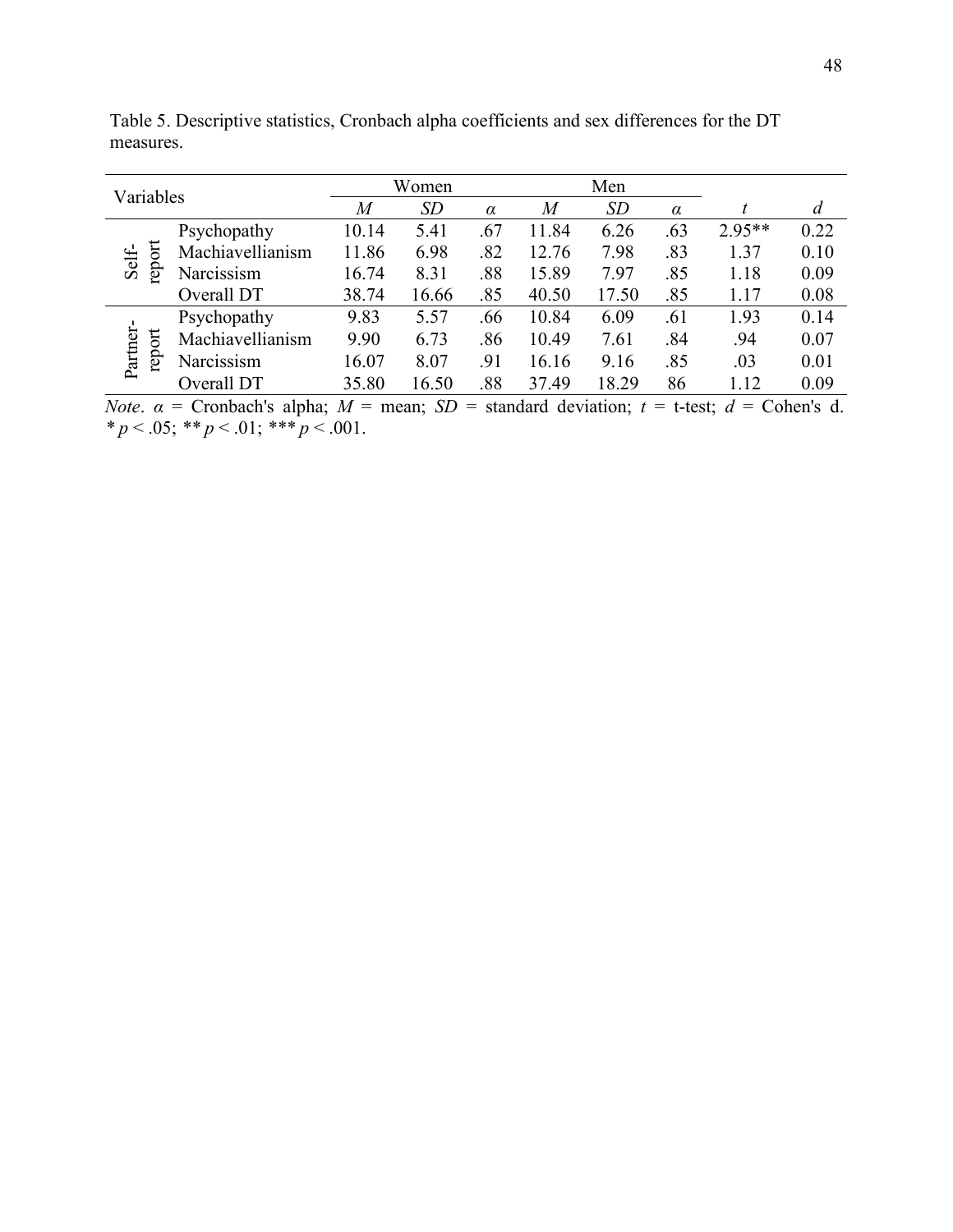Table 5. Descriptive statistics, Cronbach alpha coefficients and sex differences for the DT measures.

| Variables | | Women | | | Men | | | | |
|---|---|---|---|---|---|---|---|---|---|
| | | *M* | *SD* | *α* | *M* | *SD* | *α* | *t* | *d* |
| Self-report | Psychopathy | 10.14 | 5.41 | .67 | 11.84 | 6.26 | .63 | 2.95** | 0.22 |
| | Machiavellianism | 11.86 | 6.98 | .82 | 12.76 | 7.98 | .83 | 1.37 | 0.10 |
| | Narcissism | 16.74 | 8.31 | .88 | 15.89 | 7.97 | .85 | 1.18 | 0.09 |
| | Overall DT | 38.74 | 16.66 | .85 | 40.50 | 17.50 | .85 | 1.17 | 0.08 |
| Partner-report | Psychopathy | 9.83 | 5.57 | .66 | 10.84 | 6.09 | .61 | 1.93 | 0.14 |
| | Machiavellianism | 9.90 | 6.73 | .86 | 10.49 | 7.61 | .84 | .94 | 0.07 |
| | Narcissism | 16.07 | 8.07 | .91 | 16.16 | 9.16 | .85 | .03 | 0.01 |
| | Overall DT | 35.80 | 16.50 | .88 | 37.49 | 18.29 | 86 | 1.12 | 0.09 |

*Note*. $\alpha$ = Cronbach's alpha; $M$ = mean; $SD$ = standard deviation; $t$ = t-test; $d$ = Cohen's d. * $p < .05$; ** $p < .01$; *** $p < .001$.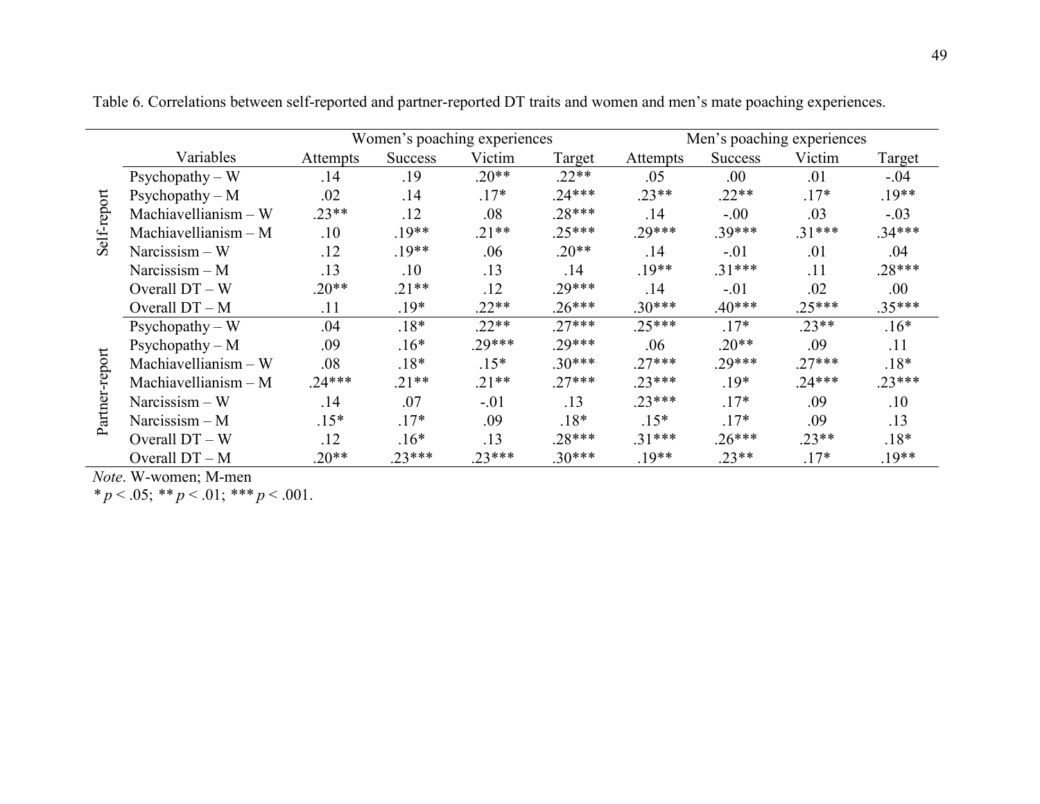Table 6. Correlations between self-reported and partner-reported DT traits and women and men's mate poaching experiences.

| | | Women's poaching experiences | | | | Men's poaching experiences | | | |
|---|---|---|---|---|---|---|---|---|---|
| | Variables | Attempts | Success | Victim | Target | Attempts | Success | Victim | Target |
| Self-report | Psychopathy – W | .14 | .19 | .20** | .22** | .05 | .00 | .01 | -.04 |
| | Psychopathy – M | .02 | .14 | .17* | .24*** | .23** | .22** | .17* | .19** |
| | Machiavellianism – W | .23** | .12 | .08 | .28*** | .14 | -.00 | .03 | -.03 |
| | Machiavellianism – M | .10 | .19** | .21** | .25*** | .29*** | .39*** | .31*** | .34*** |
| | Narcissism – W | .12 | .19** | .06 | .20** | .14 | -.01 | .01 | .04 |
| | Narcissism – M | .13 | .10 | .13 | .14 | .19** | .31*** | .11 | .28*** |
| | Overall DT – W | .20** | .21** | .12 | .29*** | .14 | -.01 | .02 | .00 |
| | Overall DT – M | .11 | .19* | .22** | .26*** | .30*** | .40*** | .25*** | .35*** |
| Partner-report | Psychopathy – W | .04 | .18* | .22** | .27*** | .25*** | .17* | .23** | .16* |
| | Psychopathy – M | .09 | .16* | .29*** | .29*** | .06 | .20** | .09 | .11 |
| | Machiavellianism – W | .08 | .18* | .15* | .30*** | .27*** | .29*** | .27*** | .18* |
| | Machiavellianism – M | .24*** | .21** | .21** | .27*** | .23*** | .19* | .24*** | .23*** |
| | Narcissism – W | .14 | .07 | -.01 | .13 | .23*** | .17* | .09 | .10 |
| | Narcissism – M | .15* | .17* | .09 | .18* | .15* | .17* | .09 | .13 |
| | Overall DT – W | .12 | .16* | .13 | .28*** | .31*** | .26*** | .23** | .18* |
| | Overall DT – M | .20** | .23*** | .23*** | .30*** | .19** | .23** | .17* | .19** |

*Note*. W-women; M-men

* $p < .05$; ** $p < .01$; *** $p < .001$.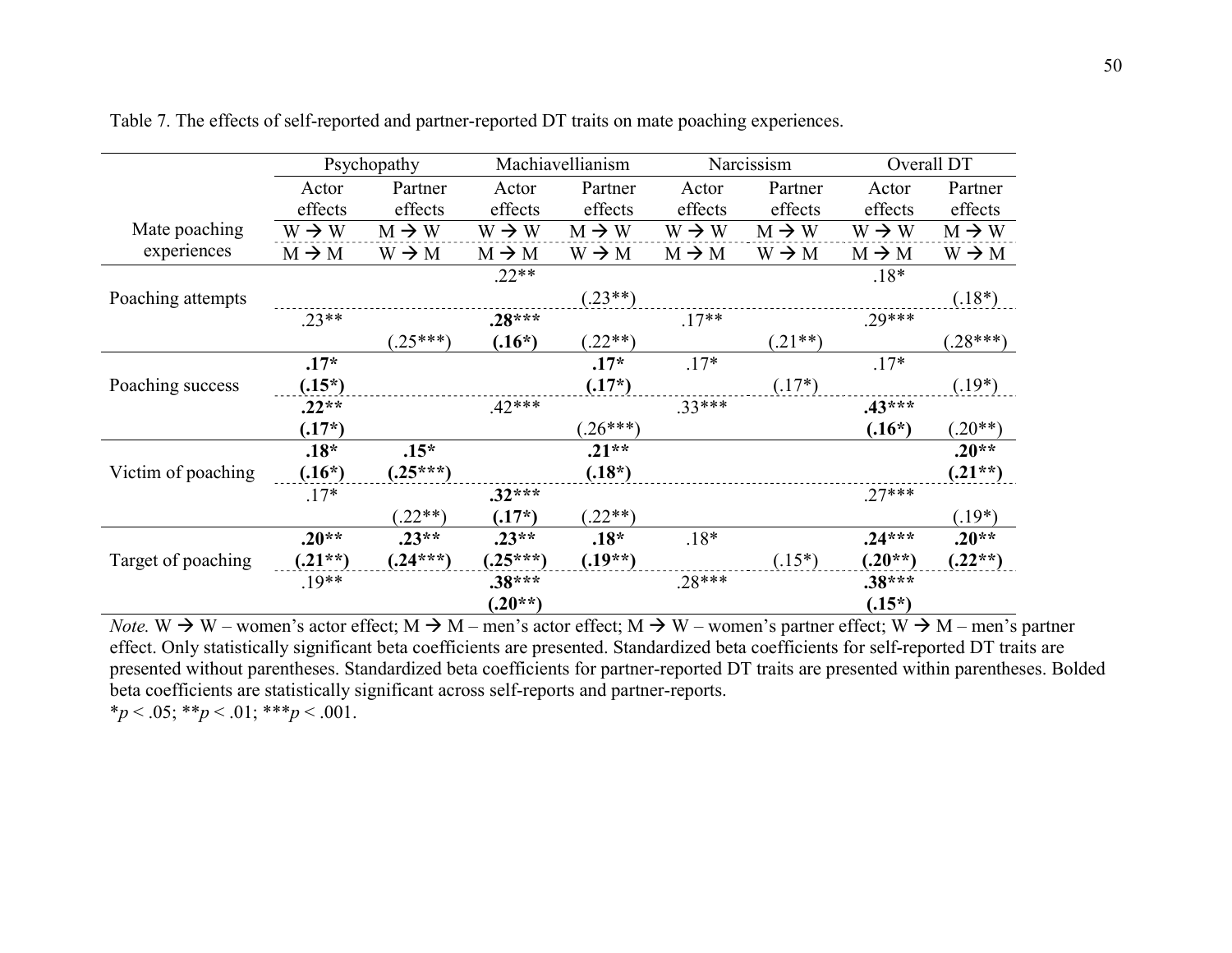Table 7. The effects of self-reported and partner-reported DT traits on mate poaching experiences.

| Mate poaching experiences | | Psychopathy | | Machiavellianism | | Narcissism | | Overall DT | |
|---|---|---|---|---|---|---|---|---|---|
| | | Actor effects | Partner effects | Actor effects | Partner effects | Actor effects | Partner effects | Actor effects | Partner effects |
| | | W → W / M → M | M → W / W → M | W → W / M → M | M → W / W → M | W → W / M → M | M → W / W → M | W → W / M → M | M → W / W → M |
| Poaching attempts | W | | | .22** | (.23**) | | | .18* | (.18*) |
| | M | .23** | (.25***) | **.28*** (.16*)** | (.22**) | .17** | (.21**) | .29*** | (.28***) |
| Poaching success | W | **.17* (.15*)** | | | **.17* (.17*)** | .17* | (.17*) | .17* | (.19*) |
| | M | **.22** (.17*)** | | .42*** | (.26***) | .33*** | | **.43*** (.16*)** | (.20**) |
| Victim of poaching | W | **.18* (.16*)** | **.15* (.25***)** | | **.21** (.18*)** | | | | **.20** (.21**)** |
| | M | .17* | (.22**) | **.32*** (.17*)** | (.22**) | | | .27*** | (.19*) |
| Target of poaching | W | **.20** (.21**)** | **.23** (.24***)** | **.23** (.25***)** | **.18* (.19**)** | .18* | (.15*) | **.24*** (.20**)** | **.20** (.22**)** |
| | M | .19** | | **.38*** (.20**)** | | .28*** | | **.38*** (.15*)** | |

*Note.* W → W – women's actor effect; M → M – men's actor effect; M → W – women's partner effect; W → M – men's partner effect. Only statistically significant beta coefficients are presented. Standardized beta coefficients for self-reported DT traits are presented without parentheses. Standardized beta coefficients for partner-reported DT traits are presented within parentheses. Bolded beta coefficients are statistically significant across self-reports and partner-reports.

\**p* < .05; \*\**p* < .01; \*\*\**p* < .001.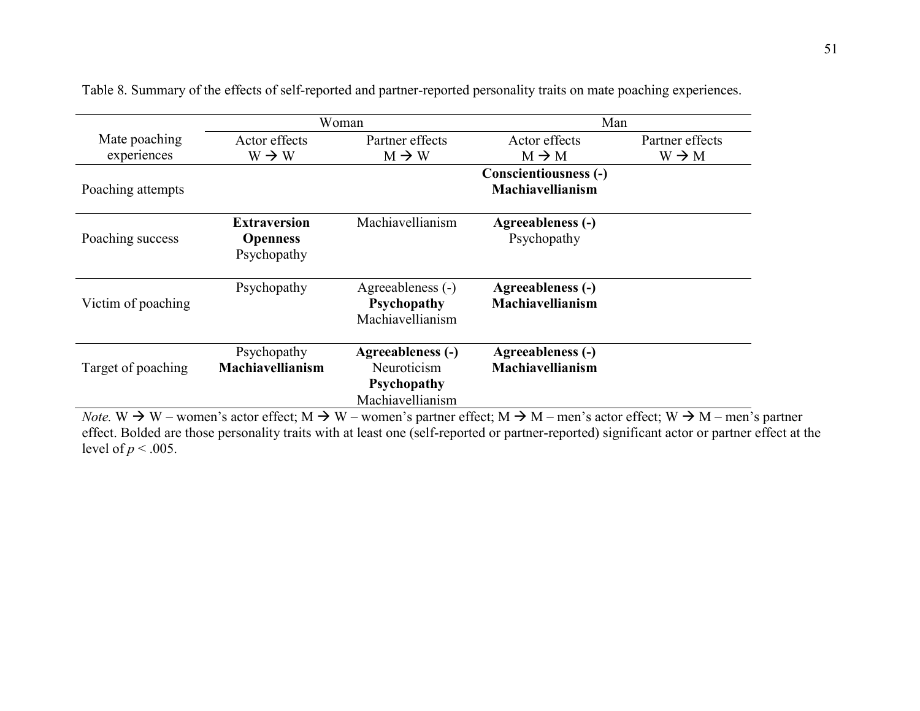Table 8. Summary of the effects of self-reported and partner-reported personality traits on mate poaching experiences.

| Mate poaching experiences | Woman | | Man | |
|---|---|---|---|---|
| | Actor effects W → W | Partner effects M → W | Actor effects M → M | Partner effects W → M |
| Poaching attempts | | | **Conscientiousness (-)**<br>**Machiavellianism** | |
| Poaching success | **Extraversion**<br>**Openness**<br>Psychopathy | Machiavellianism | **Agreeableness (-)**<br>Psychopathy | |
| Victim of poaching | Psychopathy | Agreeableness (-)<br>**Psychopathy**<br>Machiavellianism | **Agreeableness (-)**<br>**Machiavellianism** | |
| Target of poaching | Psychopathy<br>**Machiavellianism** | **Agreeableness (-)**<br>Neuroticism<br>**Psychopathy**<br>Machiavellianism | **Agreeableness (-)**<br>**Machiavellianism** | |

*Note.* W → W – women's actor effect; M → W – women's partner effect; M → M – men's actor effect; W → M – men's partner effect. Bolded are those personality traits with at least one (self-reported or partner-reported) significant actor or partner effect at the level of $p < .005$.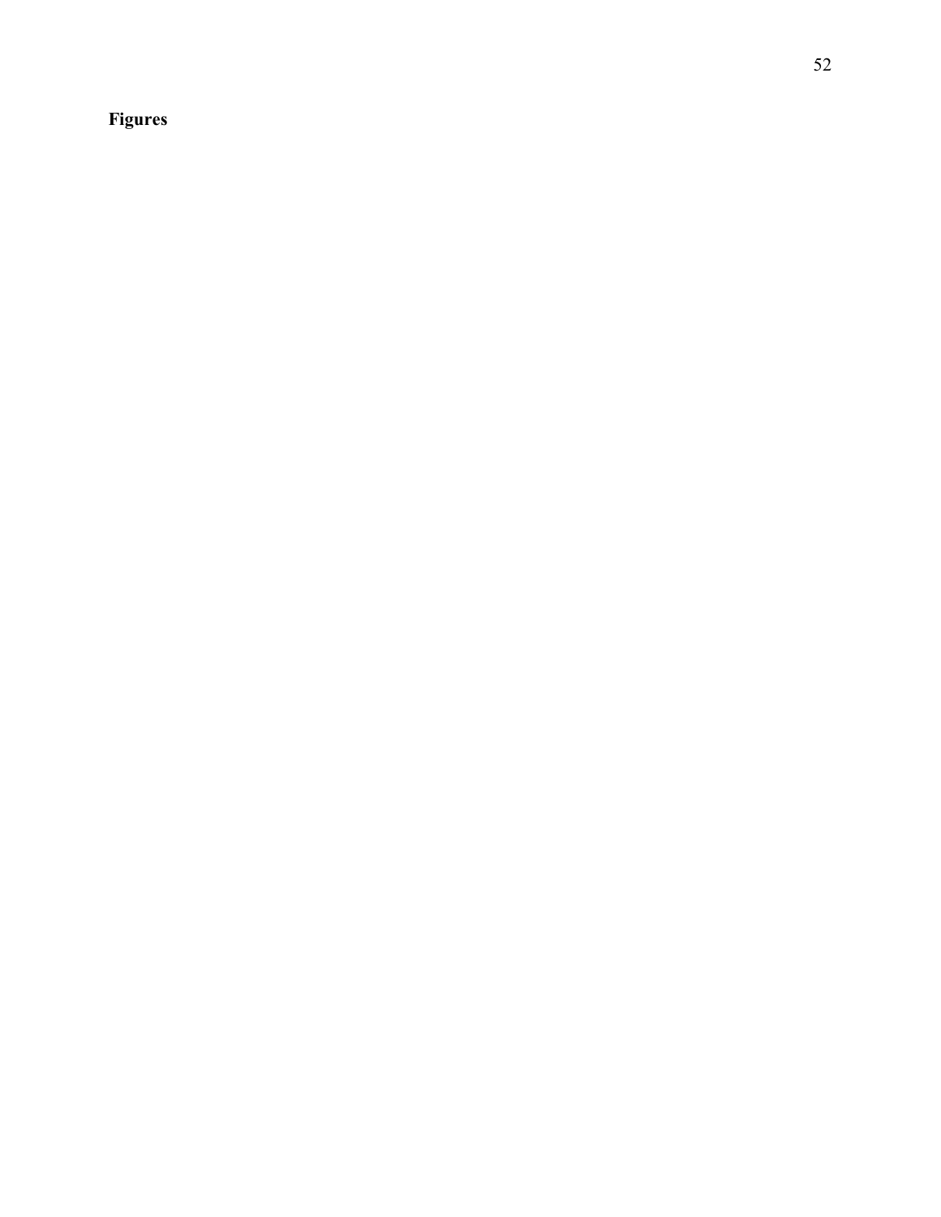**Figures**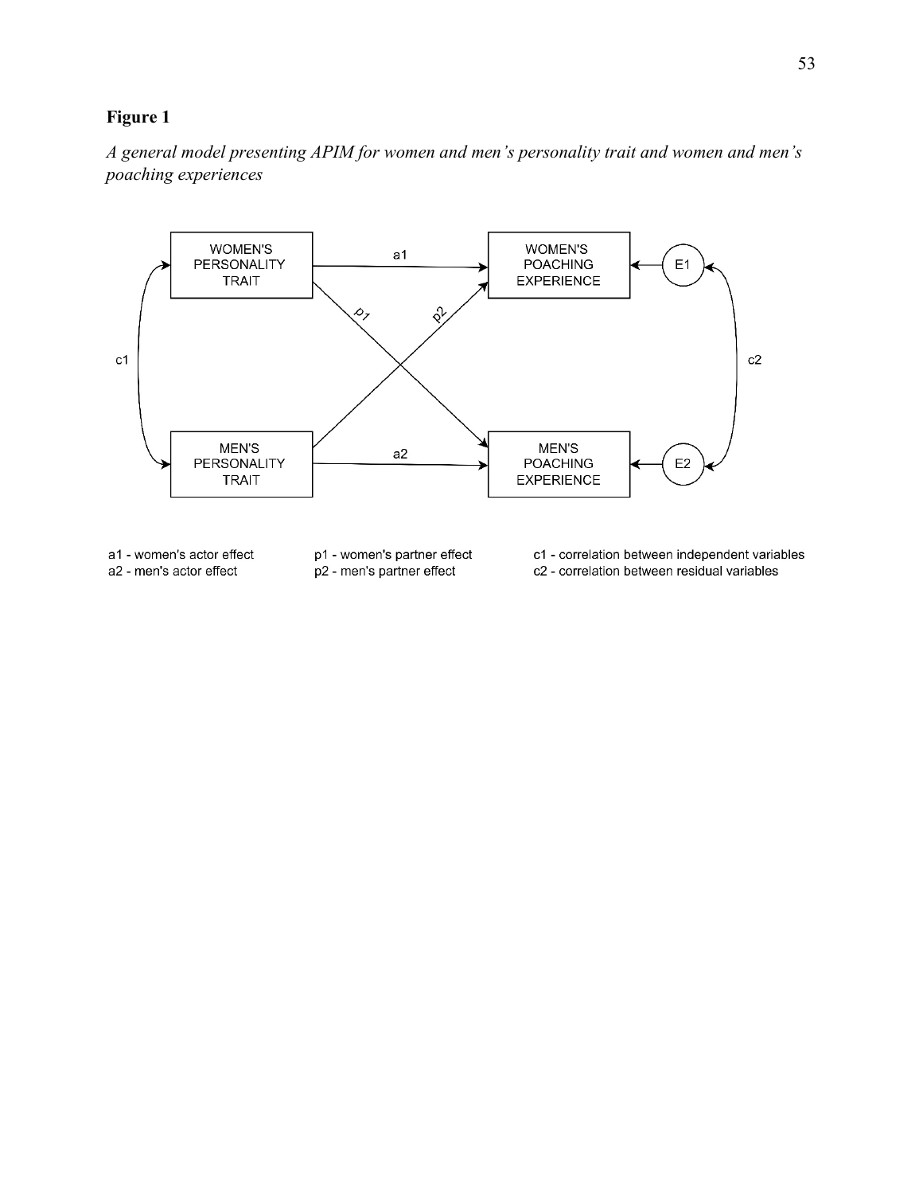**Figure 1**

*A general model presenting APIM for women and men's personality trait and women and men's poaching experiences*

WOMEN'S PERSONALITY TRAIT

WOMEN'S POACHING EXPERIENCE

MEN'S PERSONALITY TRAIT

MEN'S POACHING EXPERIENCE

a1

a2

p1

p2

c1

c2

E1

E2

a1 - women's actor effect
a2 - men's actor effect

p1 - women's partner effect
p2 - men's partner effect

c1 - correlation between independent variables
c2 - correlation between residual variables